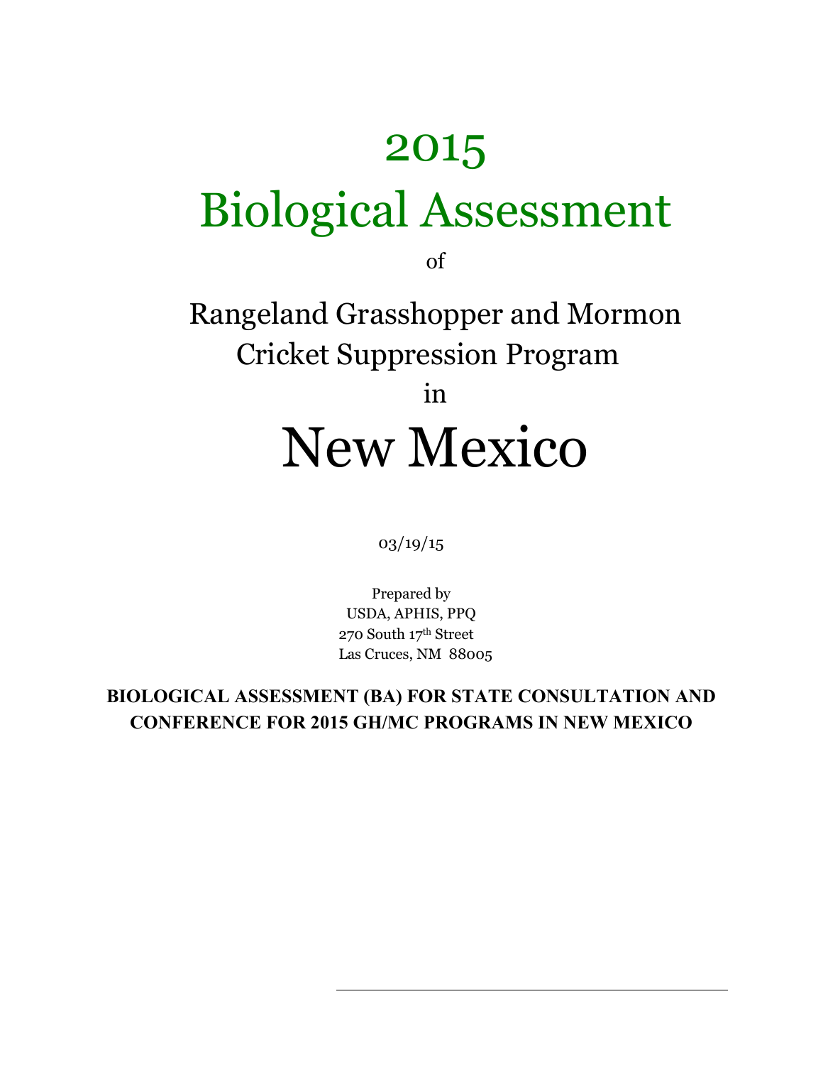# 2015

# Biological Assessment

of

## Rangeland Grasshopper and Mormon Cricket Suppression Program

in

# New Mexico

03/19/15

Prepared by
USDA, APHIS, PPQ
270 South 17th Street
Las Cruces, NM 88005

**BIOLOGICAL ASSESSMENT (BA) FOR STATE CONSULTATION AND CONFERENCE FOR 2015 GH/MC PROGRAMS IN NEW MEXICO**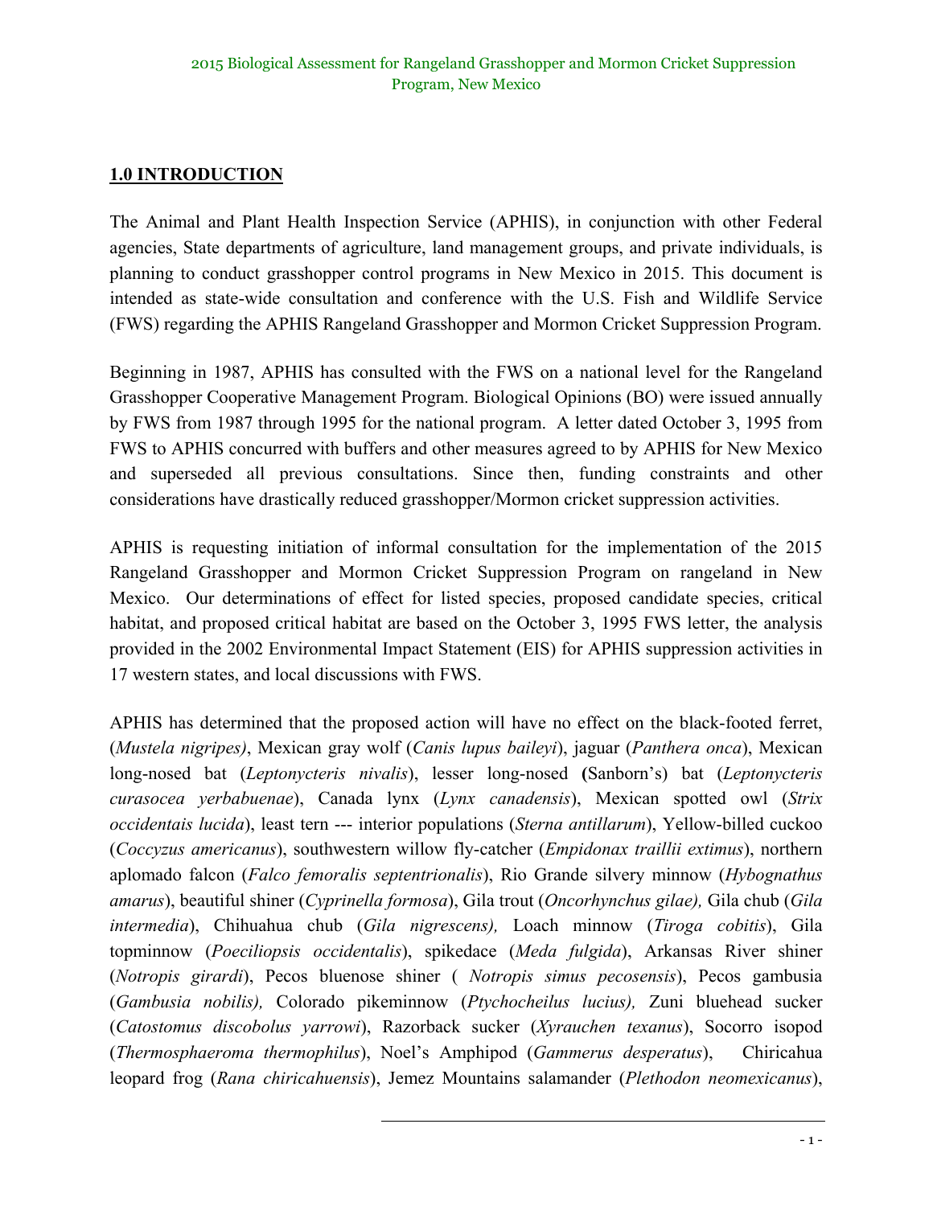## 1.0 INTRODUCTION

The Animal and Plant Health Inspection Service (APHIS), in conjunction with other Federal agencies, State departments of agriculture, land management groups, and private individuals, is planning to conduct grasshopper control programs in New Mexico in 2015. This document is intended as state-wide consultation and conference with the U.S. Fish and Wildlife Service (FWS) regarding the APHIS Rangeland Grasshopper and Mormon Cricket Suppression Program.

Beginning in 1987, APHIS has consulted with the FWS on a national level for the Rangeland Grasshopper Cooperative Management Program. Biological Opinions (BO) were issued annually by FWS from 1987 through 1995 for the national program. A letter dated October 3, 1995 from FWS to APHIS concurred with buffers and other measures agreed to by APHIS for New Mexico and superseded all previous consultations. Since then, funding constraints and other considerations have drastically reduced grasshopper/Mormon cricket suppression activities.

APHIS is requesting initiation of informal consultation for the implementation of the 2015 Rangeland Grasshopper and Mormon Cricket Suppression Program on rangeland in New Mexico. Our determinations of effect for listed species, proposed candidate species, critical habitat, and proposed critical habitat are based on the October 3, 1995 FWS letter, the analysis provided in the 2002 Environmental Impact Statement (EIS) for APHIS suppression activities in 17 western states, and local discussions with FWS.

APHIS has determined that the proposed action will have no effect on the black-footed ferret, (*Mustela nigripes)*, Mexican gray wolf (*Canis lupus baileyi*), jaguar (*Panthera onca*), Mexican long-nosed bat (*Leptonycteris nivalis*), lesser long-nosed **(**Sanborn's) bat (*Leptonycteris curasocea yerbabuenae*), Canada lynx (*Lynx canadensis*), Mexican spotted owl (*Strix occidentais lucida*), least tern --- interior populations (*Sterna antillarum*), Yellow-billed cuckoo (*Coccyzus americanus*), southwestern willow fly-catcher (*Empidonax traillii extimus*), northern aplomado falcon (*Falco femoralis septentrionalis*), Rio Grande silvery minnow (*Hybognathus amarus*), beautiful shiner (*Cyprinella formosa*), Gila trout (*Oncorhynchus gilae),* Gila chub (*Gila intermedia*), Chihuahua chub (*Gila nigrescens),* Loach minnow (*Tiroga cobitis*), Gila topminnow (*Poeciliopsis occidentalis*), spikedace (*Meda fulgida*), Arkansas River shiner (*Notropis girardi*), Pecos bluenose shiner ( *Notropis simus pecosensis*), Pecos gambusia (*Gambusia nobilis),* Colorado pikeminnow (*Ptychocheilus lucius),* Zuni bluehead sucker (*Catostomus discobolus yarrowi*), Razorback sucker (*Xyrauchen texanus*), Socorro isopod (*Thermosphaeroma thermophilus*), Noel's Amphipod (*Gammerus desperatus*), Chiricahua leopard frog (*Rana chiricahuensis*), Jemez Mountains salamander (*Plethodon neomexicanus*),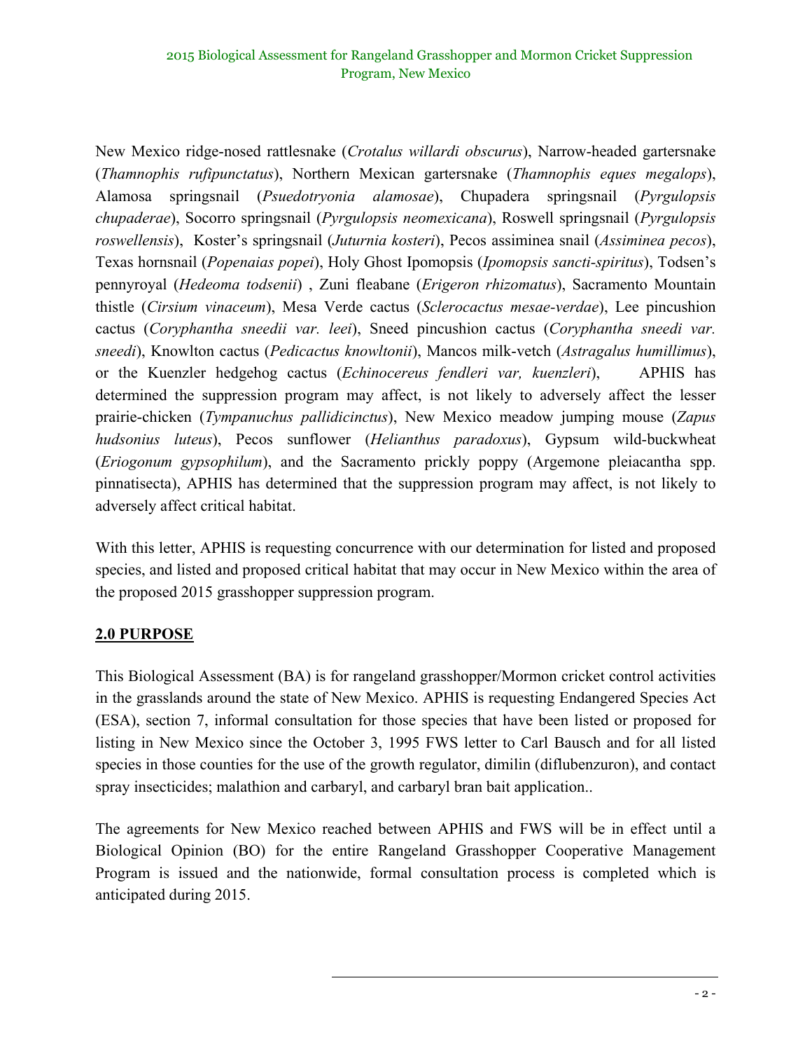New Mexico ridge-nosed rattlesnake (*Crotalus willardi obscurus*), Narrow-headed gartersnake (*Thamnophis rufipunctatus*), Northern Mexican gartersnake (*Thamnophis eques megalops*), Alamosa springsnail (*Psuedotryonia alamosae*), Chupadera springsnail (*Pyrgulopsis chupaderae*), Socorro springsnail (*Pyrgulopsis neomexicana*), Roswell springsnail (*Pyrgulopsis roswellensis*), Koster's springsnail (*Juturnia kosteri*), Pecos assiminea snail (*Assiminea pecos*), Texas hornsnail (*Popenaias popei*), Holy Ghost Ipomopsis (*Ipomopsis sancti-spiritus*), Todsen's pennyroyal (*Hedeoma todsenii*) , Zuni fleabane (*Erigeron rhizomatus*), Sacramento Mountain thistle (*Cirsium vinaceum*), Mesa Verde cactus (*Sclerocactus mesae-verdae*), Lee pincushion cactus (*Coryphantha sneedii var. leei*), Sneed pincushion cactus (*Coryphantha sneedi var. sneedi*), Knowlton cactus (*Pedicactus knowltonii*), Mancos milk-vetch (*Astragalus humillimus*), or the Kuenzler hedgehog cactus (*Echinocereus fendleri var, kuenzleri*), APHIS has determined the suppression program may affect, is not likely to adversely affect the lesser prairie-chicken (*Tympanuchus pallidicinctus*), New Mexico meadow jumping mouse (*Zapus hudsonius luteus*), Pecos sunflower (*Helianthus paradoxus*), Gypsum wild-buckwheat (*Eriogonum gypsophilum*), and the Sacramento prickly poppy (Argemone pleiacantha spp. pinnatisecta), APHIS has determined that the suppression program may affect, is not likely to adversely affect critical habitat.

With this letter, APHIS is requesting concurrence with our determination for listed and proposed species, and listed and proposed critical habitat that may occur in New Mexico within the area of the proposed 2015 grasshopper suppression program.

## 2.0 PURPOSE

This Biological Assessment (BA) is for rangeland grasshopper/Mormon cricket control activities in the grasslands around the state of New Mexico. APHIS is requesting Endangered Species Act (ESA), section 7, informal consultation for those species that have been listed or proposed for listing in New Mexico since the October 3, 1995 FWS letter to Carl Bausch and for all listed species in those counties for the use of the growth regulator, dimilin (diflubenzuron), and contact spray insecticides; malathion and carbaryl, and carbaryl bran bait application..

The agreements for New Mexico reached between APHIS and FWS will be in effect until a Biological Opinion (BO) for the entire Rangeland Grasshopper Cooperative Management Program is issued and the nationwide, formal consultation process is completed which is anticipated during 2015.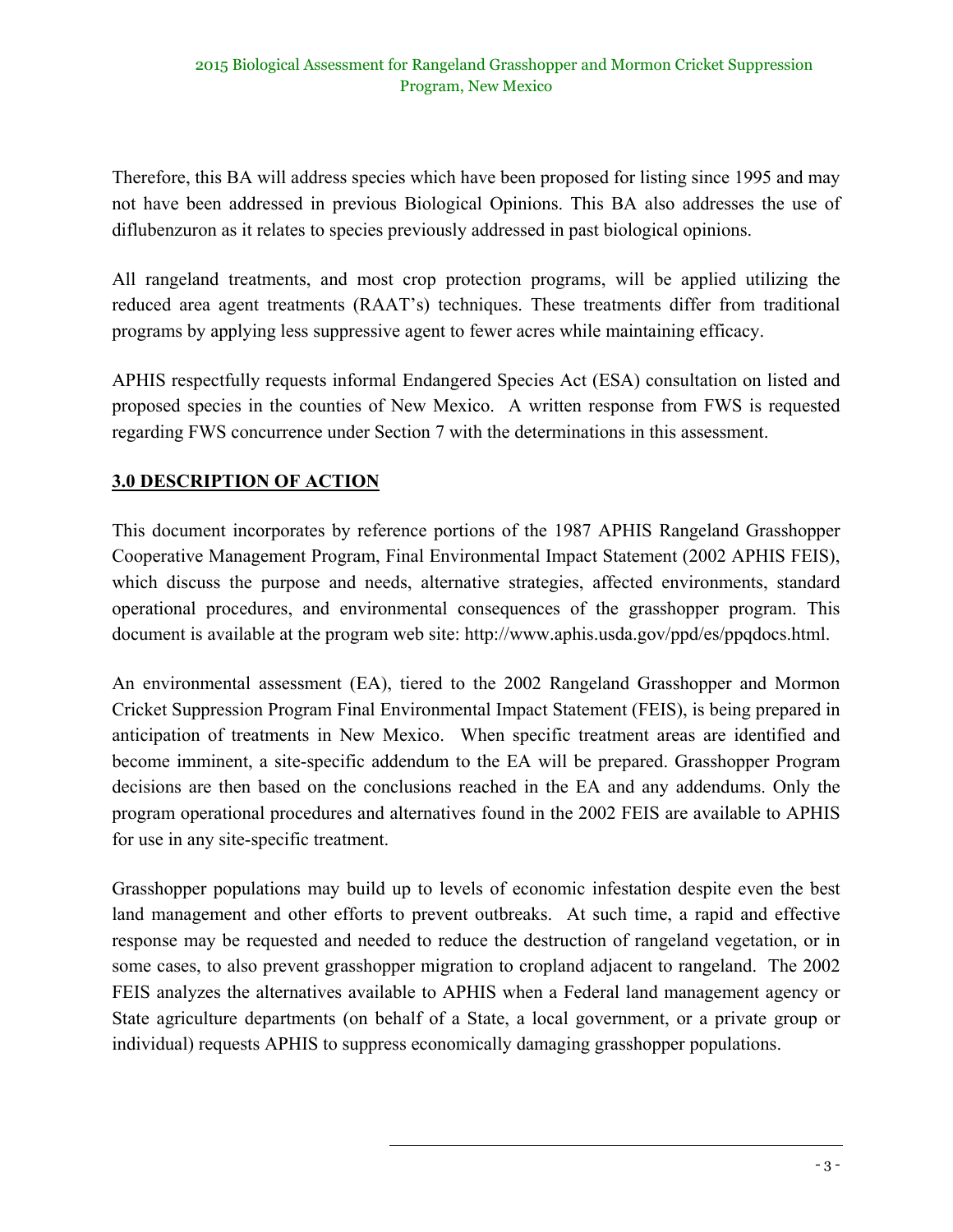Therefore, this BA will address species which have been proposed for listing since 1995 and may not have been addressed in previous Biological Opinions. This BA also addresses the use of diflubenzuron as it relates to species previously addressed in past biological opinions.

All rangeland treatments, and most crop protection programs, will be applied utilizing the reduced area agent treatments (RAAT's) techniques. These treatments differ from traditional programs by applying less suppressive agent to fewer acres while maintaining efficacy.

APHIS respectfully requests informal Endangered Species Act (ESA) consultation on listed and proposed species in the counties of New Mexico. A written response from FWS is requested regarding FWS concurrence under Section 7 with the determinations in this assessment.

## 3.0 DESCRIPTION OF ACTION

This document incorporates by reference portions of the 1987 APHIS Rangeland Grasshopper Cooperative Management Program, Final Environmental Impact Statement (2002 APHIS FEIS), which discuss the purpose and needs, alternative strategies, affected environments, standard operational procedures, and environmental consequences of the grasshopper program. This document is available at the program web site: http://www.aphis.usda.gov/ppd/es/ppqdocs.html.

An environmental assessment (EA), tiered to the 2002 Rangeland Grasshopper and Mormon Cricket Suppression Program Final Environmental Impact Statement (FEIS), is being prepared in anticipation of treatments in New Mexico. When specific treatment areas are identified and become imminent, a site-specific addendum to the EA will be prepared. Grasshopper Program decisions are then based on the conclusions reached in the EA and any addendums. Only the program operational procedures and alternatives found in the 2002 FEIS are available to APHIS for use in any site-specific treatment.

Grasshopper populations may build up to levels of economic infestation despite even the best land management and other efforts to prevent outbreaks. At such time, a rapid and effective response may be requested and needed to reduce the destruction of rangeland vegetation, or in some cases, to also prevent grasshopper migration to cropland adjacent to rangeland. The 2002 FEIS analyzes the alternatives available to APHIS when a Federal land management agency or State agriculture departments (on behalf of a State, a local government, or a private group or individual) requests APHIS to suppress economically damaging grasshopper populations.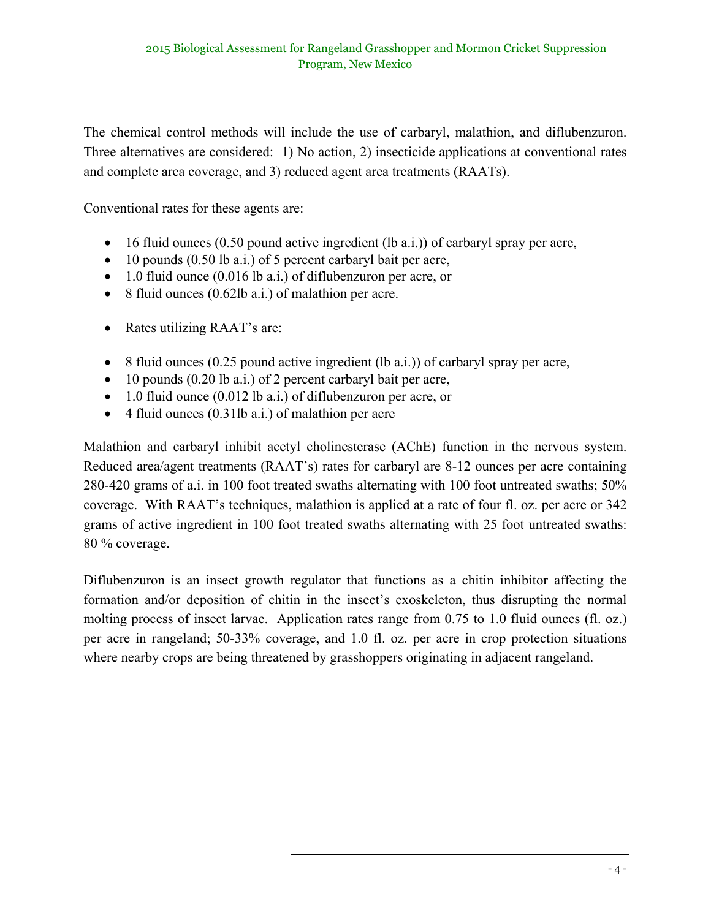The chemical control methods will include the use of carbaryl, malathion, and diflubenzuron. Three alternatives are considered: 1) No action, 2) insecticide applications at conventional rates and complete area coverage, and 3) reduced agent area treatments (RAATs).

Conventional rates for these agents are:

- 16 fluid ounces (0.50 pound active ingredient (lb a.i.)) of carbaryl spray per acre,
- 10 pounds (0.50 lb a.i.) of 5 percent carbaryl bait per acre,
- 1.0 fluid ounce (0.016 lb a.i.) of diflubenzuron per acre, or
- 8 fluid ounces (0.62lb a.i.) of malathion per acre.

- Rates utilizing RAAT's are:

- 8 fluid ounces (0.25 pound active ingredient (lb a.i.)) of carbaryl spray per acre,
- 10 pounds (0.20 lb a.i.) of 2 percent carbaryl bait per acre,
- 1.0 fluid ounce (0.012 lb a.i.) of diflubenzuron per acre, or
- 4 fluid ounces (0.31lb a.i.) of malathion per acre

Malathion and carbaryl inhibit acetyl cholinesterase (AChE) function in the nervous system. Reduced area/agent treatments (RAAT's) rates for carbaryl are 8-12 ounces per acre containing 280-420 grams of a.i. in 100 foot treated swaths alternating with 100 foot untreated swaths; 50% coverage. With RAAT's techniques, malathion is applied at a rate of four fl. oz. per acre or 342 grams of active ingredient in 100 foot treated swaths alternating with 25 foot untreated swaths: 80 % coverage.

Diflubenzuron is an insect growth regulator that functions as a chitin inhibitor affecting the formation and/or deposition of chitin in the insect's exoskeleton, thus disrupting the normal molting process of insect larvae. Application rates range from 0.75 to 1.0 fluid ounces (fl. oz.) per acre in rangeland; 50-33% coverage, and 1.0 fl. oz. per acre in crop protection situations where nearby crops are being threatened by grasshoppers originating in adjacent rangeland.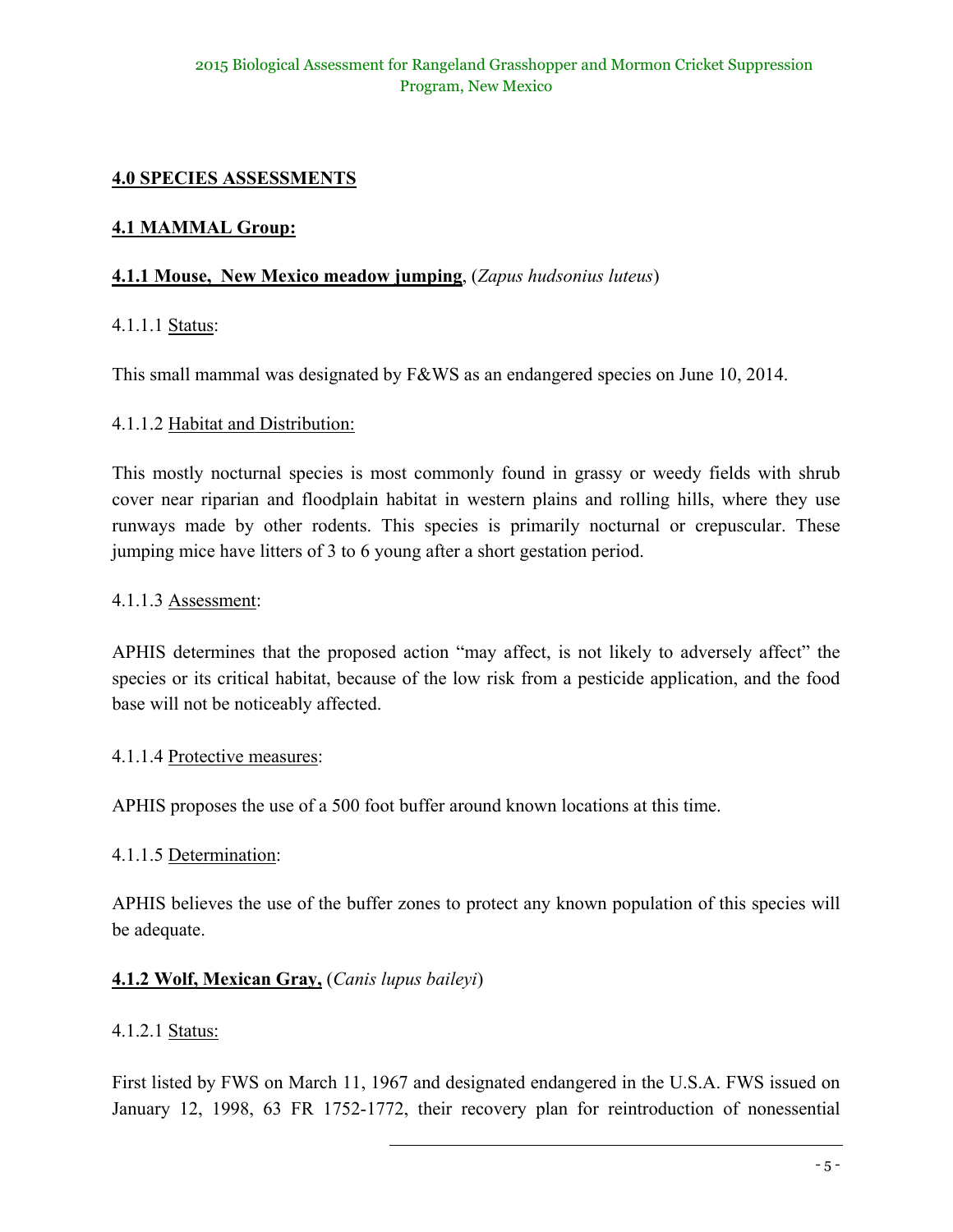## **4.0 SPECIES ASSESSMENTS**

### **4.1 MAMMAL Group:**

#### **4.1.1 Mouse, New Mexico meadow jumping**, (*Zapus hudsonius luteus*)

4.1.1.1 Status:

This small mammal was designated by F&WS as an endangered species on June 10, 2014.

4.1.1.2 Habitat and Distribution:

This mostly nocturnal species is most commonly found in grassy or weedy fields with shrub cover near riparian and floodplain habitat in western plains and rolling hills, where they use runways made by other rodents. This species is primarily nocturnal or crepuscular. These jumping mice have litters of 3 to 6 young after a short gestation period.

4.1.1.3 Assessment:

APHIS determines that the proposed action "may affect, is not likely to adversely affect" the species or its critical habitat, because of the low risk from a pesticide application, and the food base will not be noticeably affected.

4.1.1.4 Protective measures:

APHIS proposes the use of a 500 foot buffer around known locations at this time.

4.1.1.5 Determination:

APHIS believes the use of the buffer zones to protect any known population of this species will be adequate.

#### **4.1.2 Wolf, Mexican Gray,** (*Canis lupus baileyi*)

4.1.2.1 Status:

First listed by FWS on March 11, 1967 and designated endangered in the U.S.A. FWS issued on January 12, 1998, 63 FR 1752-1772, their recovery plan for reintroduction of nonessential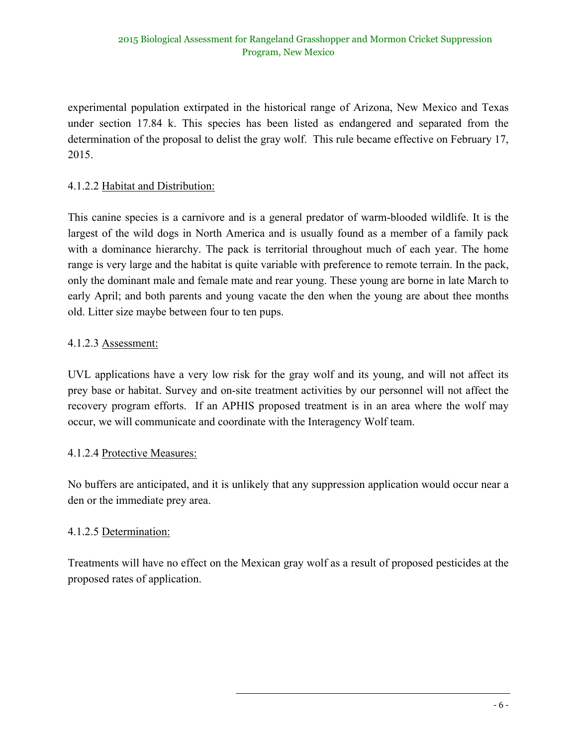experimental population extirpated in the historical range of Arizona, New Mexico and Texas under section 17.84 k. This species has been listed as endangered and separated from the determination of the proposal to delist the gray wolf. This rule became effective on February 17, 2015.

4.1.2.2 Habitat and Distribution:

This canine species is a carnivore and is a general predator of warm-blooded wildlife. It is the largest of the wild dogs in North America and is usually found as a member of a family pack with a dominance hierarchy. The pack is territorial throughout much of each year. The home range is very large and the habitat is quite variable with preference to remote terrain. In the pack, only the dominant male and female mate and rear young. These young are borne in late March to early April; and both parents and young vacate the den when the young are about thee months old. Litter size maybe between four to ten pups.

4.1.2.3 Assessment:

UVL applications have a very low risk for the gray wolf and its young, and will not affect its prey base or habitat. Survey and on-site treatment activities by our personnel will not affect the recovery program efforts. If an APHIS proposed treatment is in an area where the wolf may occur, we will communicate and coordinate with the Interagency Wolf team.

4.1.2.4 Protective Measures:

No buffers are anticipated, and it is unlikely that any suppression application would occur near a den or the immediate prey area.

4.1.2.5 Determination:

Treatments will have no effect on the Mexican gray wolf as a result of proposed pesticides at the proposed rates of application.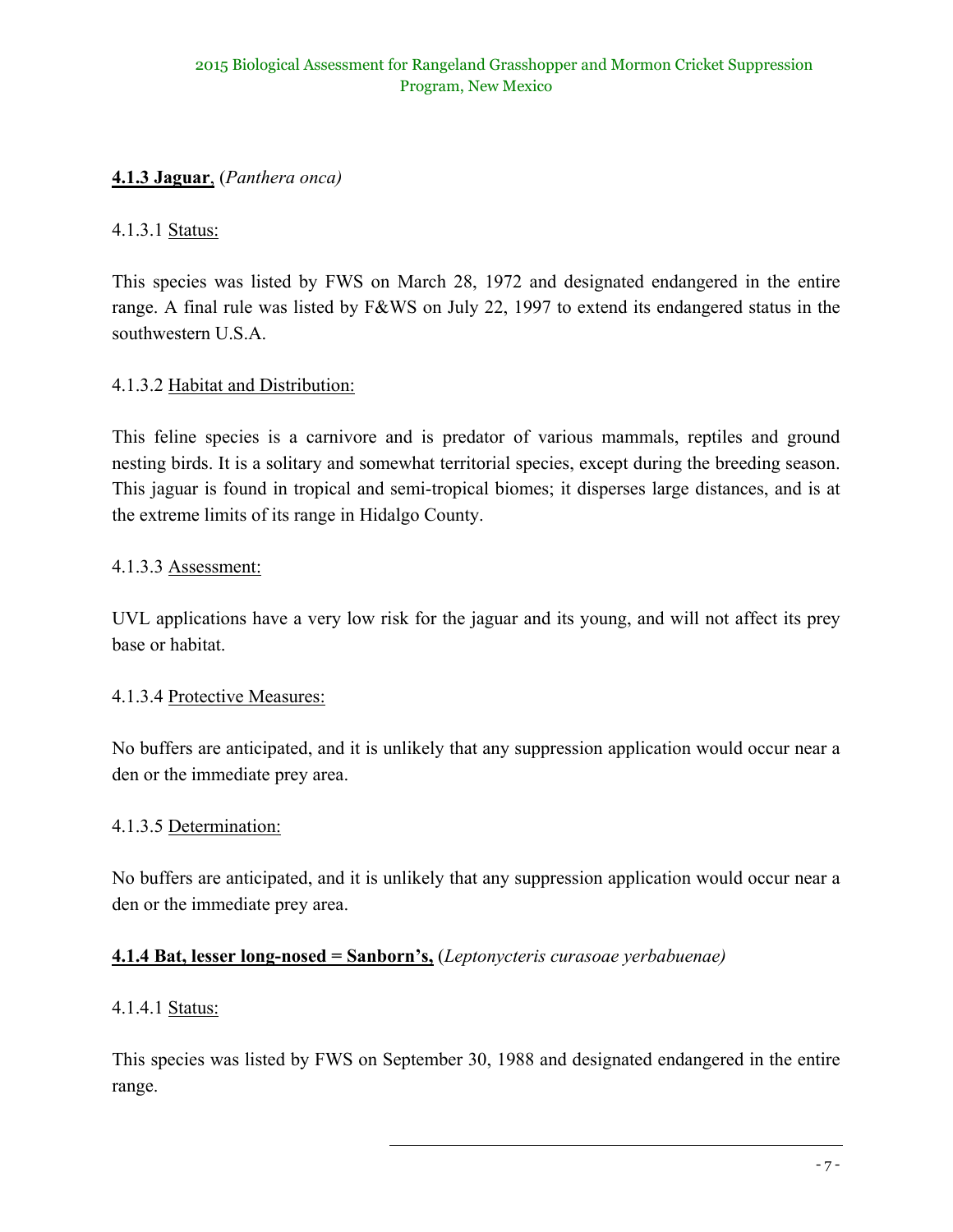### **4.1.3 Jaguar**, (*Panthera onca)*

4.1.3.1 Status:

This species was listed by FWS on March 28, 1972 and designated endangered in the entire range. A final rule was listed by F&WS on July 22, 1997 to extend its endangered status in the southwestern U.S.A.

4.1.3.2 Habitat and Distribution:

This feline species is a carnivore and is predator of various mammals, reptiles and ground nesting birds. It is a solitary and somewhat territorial species, except during the breeding season. This jaguar is found in tropical and semi-tropical biomes; it disperses large distances, and is at the extreme limits of its range in Hidalgo County.

4.1.3.3 Assessment:

UVL applications have a very low risk for the jaguar and its young, and will not affect its prey base or habitat.

4.1.3.4 Protective Measures:

No buffers are anticipated, and it is unlikely that any suppression application would occur near a den or the immediate prey area.

4.1.3.5 Determination:

No buffers are anticipated, and it is unlikely that any suppression application would occur near a den or the immediate prey area.

### **4.1.4 Bat, lesser long-nosed = Sanborn's,** (*Leptonycteris curasoae yerbabuenae)*

4.1.4.1 Status:

This species was listed by FWS on September 30, 1988 and designated endangered in the entire range.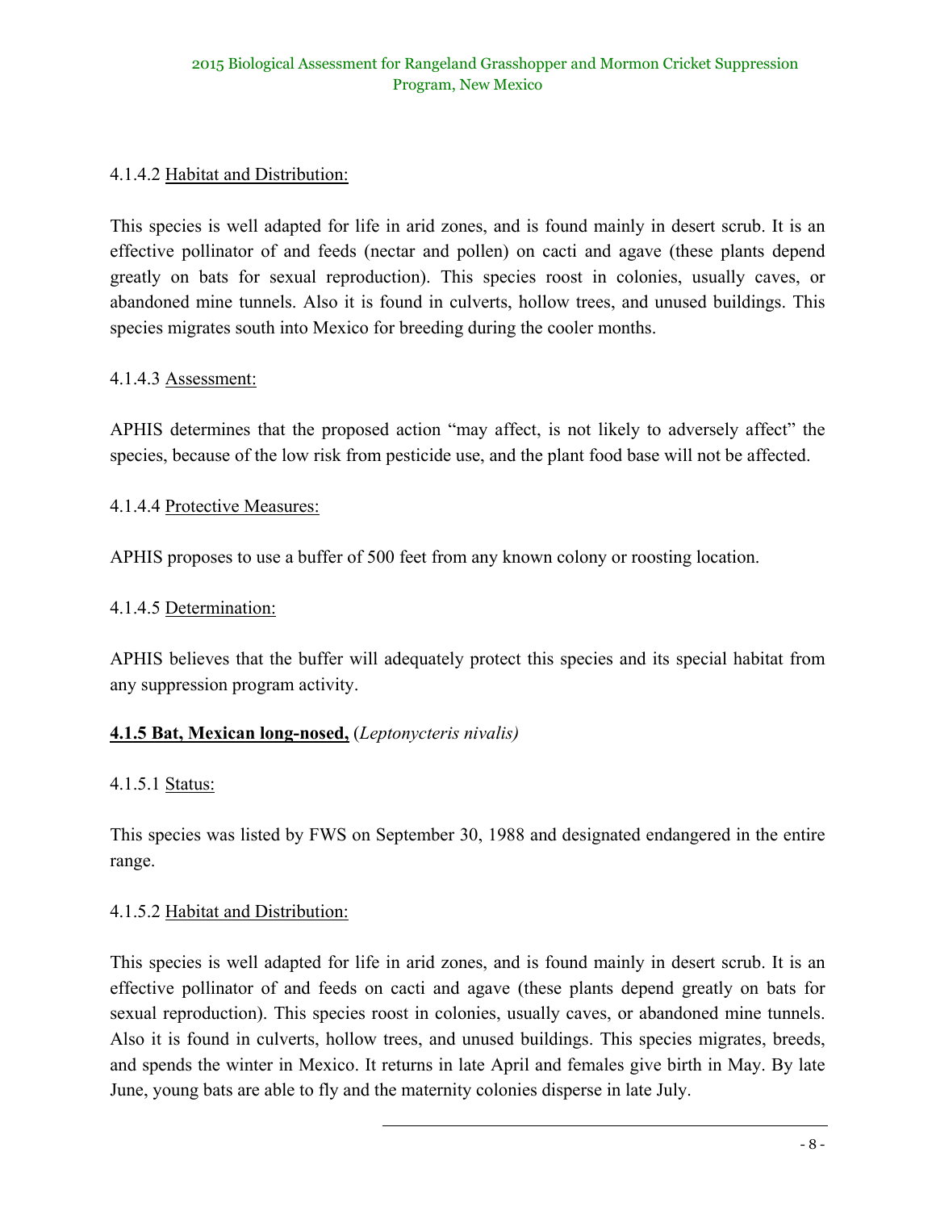4.1.4.2 Habitat and Distribution:

This species is well adapted for life in arid zones, and is found mainly in desert scrub. It is an effective pollinator of and feeds (nectar and pollen) on cacti and agave (these plants depend greatly on bats for sexual reproduction). This species roost in colonies, usually caves, or abandoned mine tunnels. Also it is found in culverts, hollow trees, and unused buildings. This species migrates south into Mexico for breeding during the cooler months.

4.1.4.3 Assessment:

APHIS determines that the proposed action "may affect, is not likely to adversely affect" the species, because of the low risk from pesticide use, and the plant food base will not be affected.

4.1.4.4 Protective Measures:

APHIS proposes to use a buffer of 500 feet from any known colony or roosting location.

4.1.4.5 Determination:

APHIS believes that the buffer will adequately protect this species and its special habitat from any suppression program activity.

### 4.1.5 Bat, Mexican long-nosed, (*Leptonycteris nivalis*)

4.1.5.1 Status:

This species was listed by FWS on September 30, 1988 and designated endangered in the entire range.

4.1.5.2 Habitat and Distribution:

This species is well adapted for life in arid zones, and is found mainly in desert scrub. It is an effective pollinator of and feeds on cacti and agave (these plants depend greatly on bats for sexual reproduction). This species roost in colonies, usually caves, or abandoned mine tunnels. Also it is found in culverts, hollow trees, and unused buildings. This species migrates, breeds, and spends the winter in Mexico. It returns in late April and females give birth in May. By late June, young bats are able to fly and the maternity colonies disperse in late July.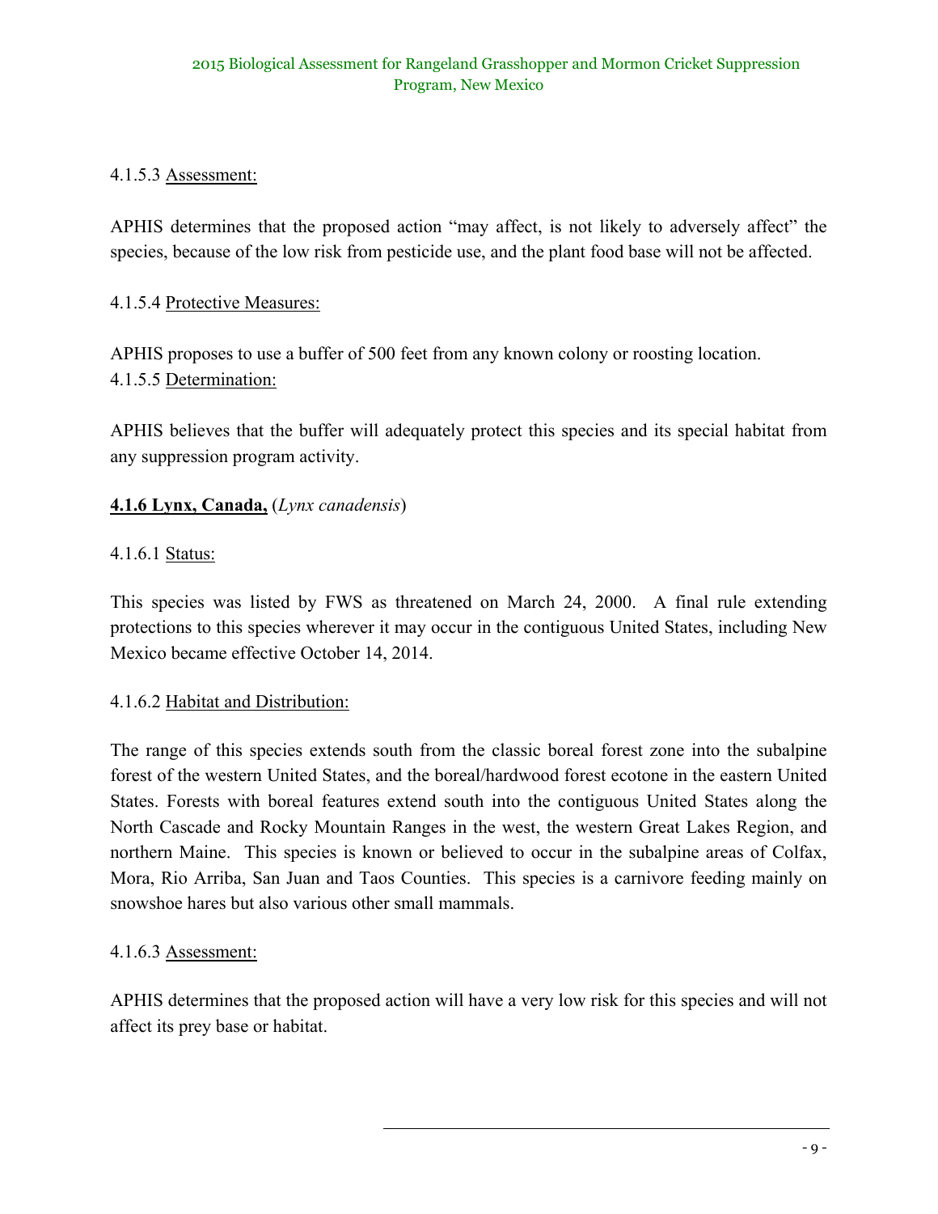4.1.5.3 Assessment:

APHIS determines that the proposed action "may affect, is not likely to adversely affect" the species, because of the low risk from pesticide use, and the plant food base will not be affected.

4.1.5.4 Protective Measures:

APHIS proposes to use a buffer of 500 feet from any known colony or roosting location.

4.1.5.5 Determination:

APHIS believes that the buffer will adequately protect this species and its special habitat from any suppression program activity.

**4.1.6 Lynx, Canada,** (*Lynx canadensis*)

4.1.6.1 Status:

This species was listed by FWS as threatened on March 24, 2000. A final rule extending protections to this species wherever it may occur in the contiguous United States, including New Mexico became effective October 14, 2014.

4.1.6.2 Habitat and Distribution:

The range of this species extends south from the classic boreal forest zone into the subalpine forest of the western United States, and the boreal/hardwood forest ecotone in the eastern United States. Forests with boreal features extend south into the contiguous United States along the North Cascade and Rocky Mountain Ranges in the west, the western Great Lakes Region, and northern Maine. This species is known or believed to occur in the subalpine areas of Colfax, Mora, Rio Arriba, San Juan and Taos Counties. This species is a carnivore feeding mainly on snowshoe hares but also various other small mammals.

4.1.6.3 Assessment:

APHIS determines that the proposed action will have a very low risk for this species and will not affect its prey base or habitat.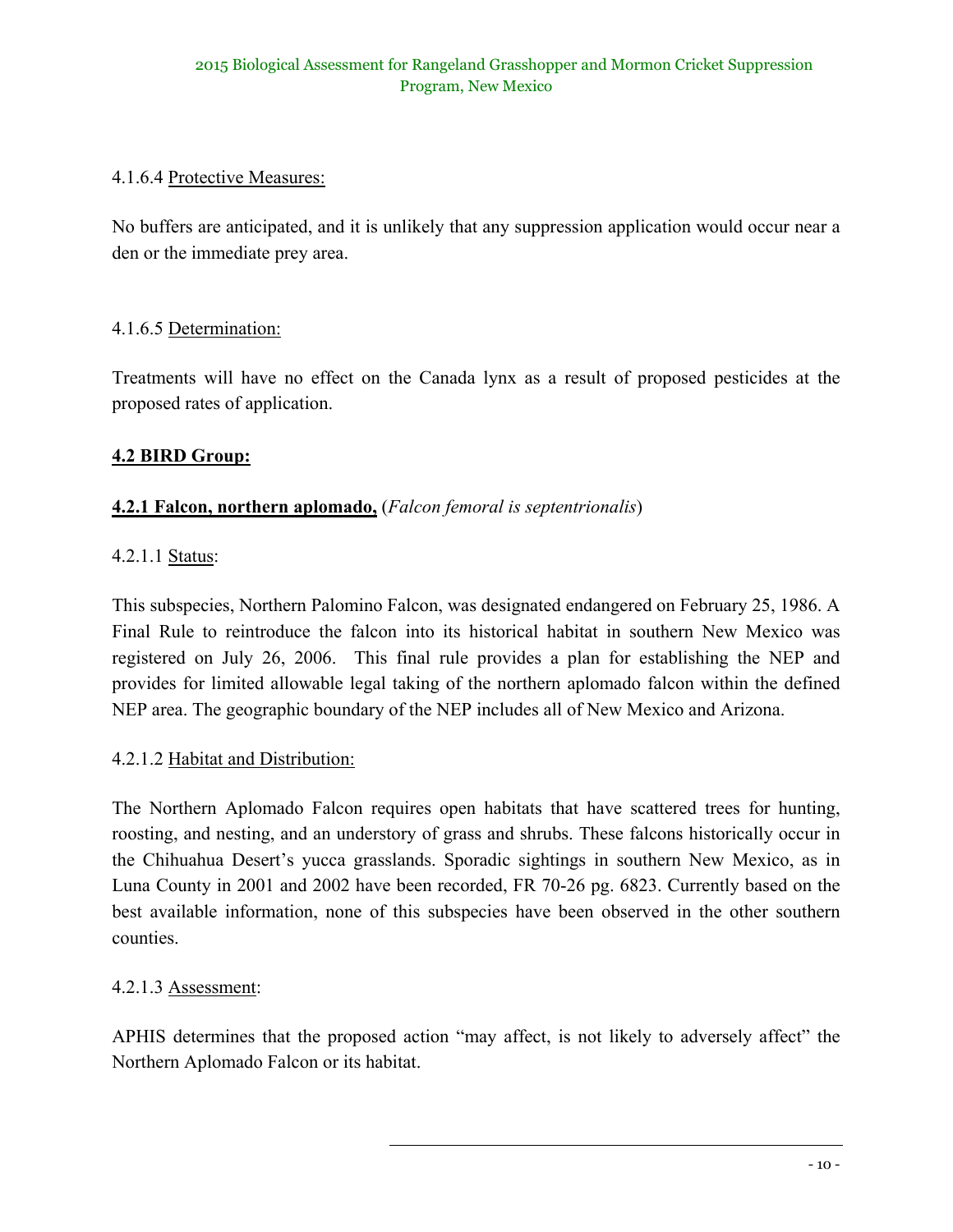4.1.6.4 Protective Measures:

No buffers are anticipated, and it is unlikely that any suppression application would occur near a den or the immediate prey area.

4.1.6.5 Determination:

Treatments will have no effect on the Canada lynx as a result of proposed pesticides at the proposed rates of application.

## 4.2 BIRD Group:

### 4.2.1 Falcon, northern aplomado, (*Falcon femoral is septentrionalis*)

4.2.1.1 Status:

This subspecies, Northern Palomino Falcon, was designated endangered on February 25, 1986. A Final Rule to reintroduce the falcon into its historical habitat in southern New Mexico was registered on July 26, 2006. This final rule provides a plan for establishing the NEP and provides for limited allowable legal taking of the northern aplomado falcon within the defined NEP area. The geographic boundary of the NEP includes all of New Mexico and Arizona.

4.2.1.2 Habitat and Distribution:

The Northern Aplomado Falcon requires open habitats that have scattered trees for hunting, roosting, and nesting, and an understory of grass and shrubs. These falcons historically occur in the Chihuahua Desert's yucca grasslands. Sporadic sightings in southern New Mexico, as in Luna County in 2001 and 2002 have been recorded, FR 70-26 pg. 6823. Currently based on the best available information, none of this subspecies have been observed in the other southern counties.

4.2.1.3 Assessment:

APHIS determines that the proposed action "may affect, is not likely to adversely affect" the Northern Aplomado Falcon or its habitat.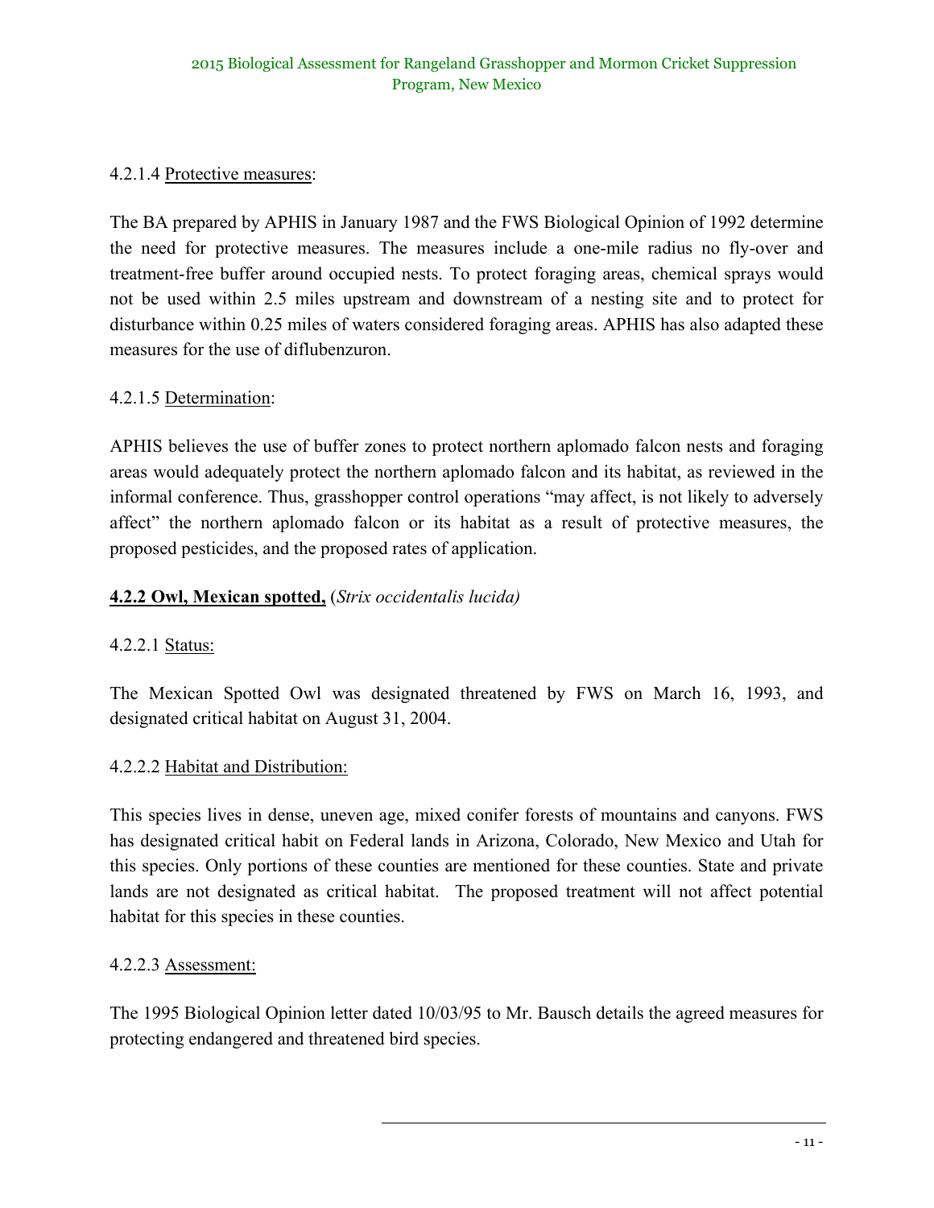4.2.1.4 Protective measures:

The BA prepared by APHIS in January 1987 and the FWS Biological Opinion of 1992 determine the need for protective measures. The measures include a one-mile radius no fly-over and treatment-free buffer around occupied nests. To protect foraging areas, chemical sprays would not be used within 2.5 miles upstream and downstream of a nesting site and to protect for disturbance within 0.25 miles of waters considered foraging areas. APHIS has also adapted these measures for the use of diflubenzuron.

4.2.1.5 Determination:

APHIS believes the use of buffer zones to protect northern aplomado falcon nests and foraging areas would adequately protect the northern aplomado falcon and its habitat, as reviewed in the informal conference. Thus, grasshopper control operations "may affect, is not likely to adversely affect" the northern aplomado falcon or its habitat as a result of protective measures, the proposed pesticides, and the proposed rates of application.

### 4.2.2 Owl, Mexican spotted, (*Strix occidentalis lucida)*

4.2.2.1 Status:

The Mexican Spotted Owl was designated threatened by FWS on March 16, 1993, and designated critical habitat on August 31, 2004.

4.2.2.2 Habitat and Distribution:

This species lives in dense, uneven age, mixed conifer forests of mountains and canyons. FWS has designated critical habit on Federal lands in Arizona, Colorado, New Mexico and Utah for this species. Only portions of these counties are mentioned for these counties. State and private lands are not designated as critical habitat. The proposed treatment will not affect potential habitat for this species in these counties.

4.2.2.3 Assessment:

The 1995 Biological Opinion letter dated 10/03/95 to Mr. Bausch details the agreed measures for protecting endangered and threatened bird species.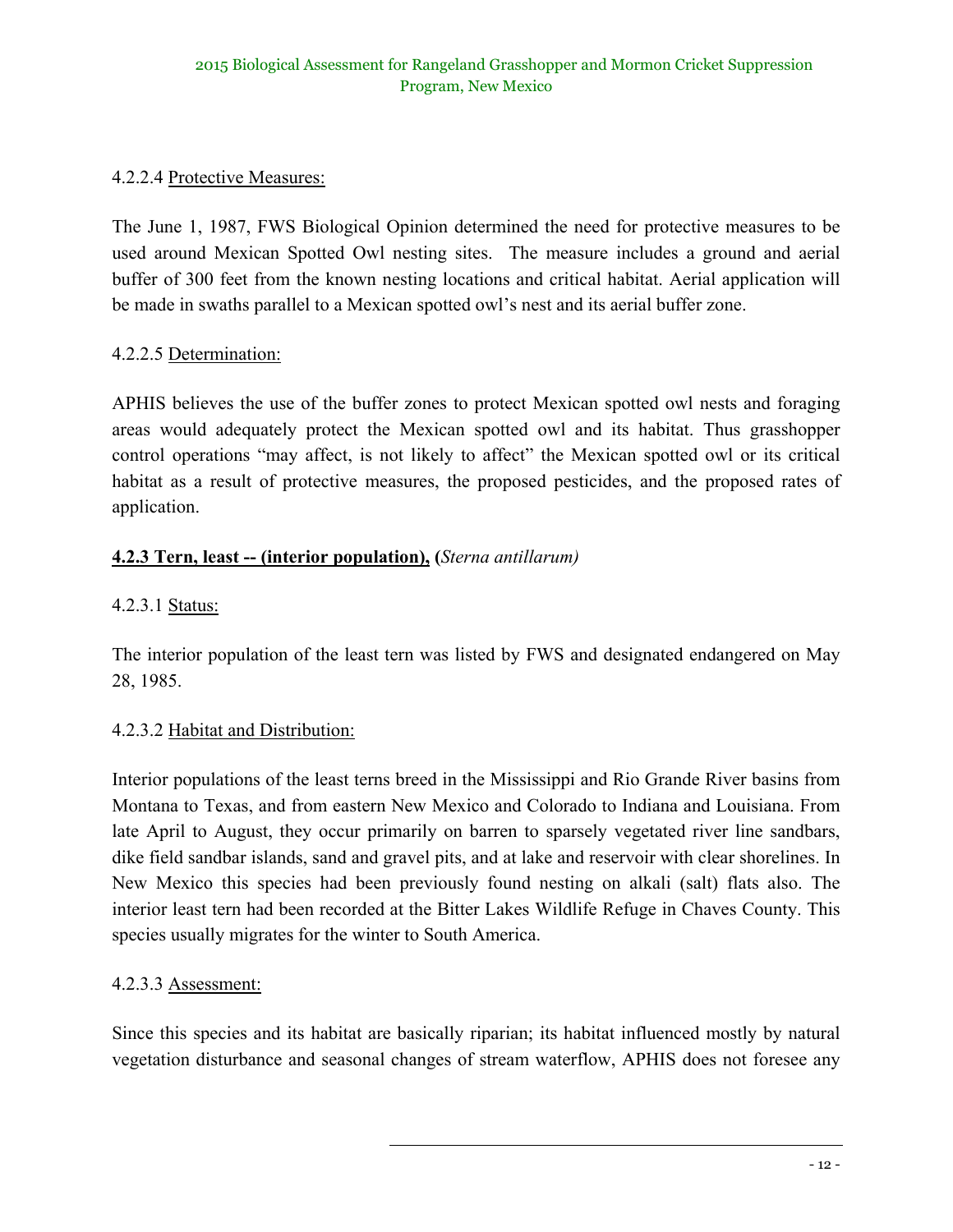4.2.2.4 Protective Measures:

The June 1, 1987, FWS Biological Opinion determined the need for protective measures to be used around Mexican Spotted Owl nesting sites. The measure includes a ground and aerial buffer of 300 feet from the known nesting locations and critical habitat. Aerial application will be made in swaths parallel to a Mexican spotted owl's nest and its aerial buffer zone.

4.2.2.5 Determination:

APHIS believes the use of the buffer zones to protect Mexican spotted owl nests and foraging areas would adequately protect the Mexican spotted owl and its habitat. Thus grasshopper control operations "may affect, is not likely to affect" the Mexican spotted owl or its critical habitat as a result of protective measures, the proposed pesticides, and the proposed rates of application.

### 4.2.3 Tern, least -- (interior population), (*Sterna antillarum)*

4.2.3.1 Status:

The interior population of the least tern was listed by FWS and designated endangered on May 28, 1985.

4.2.3.2 Habitat and Distribution:

Interior populations of the least terns breed in the Mississippi and Rio Grande River basins from Montana to Texas, and from eastern New Mexico and Colorado to Indiana and Louisiana. From late April to August, they occur primarily on barren to sparsely vegetated river line sandbars, dike field sandbar islands, sand and gravel pits, and at lake and reservoir with clear shorelines. In New Mexico this species had been previously found nesting on alkali (salt) flats also. The interior least tern had been recorded at the Bitter Lakes Wildlife Refuge in Chaves County. This species usually migrates for the winter to South America.

4.2.3.3 Assessment:

Since this species and its habitat are basically riparian; its habitat influenced mostly by natural vegetation disturbance and seasonal changes of stream waterflow, APHIS does not foresee any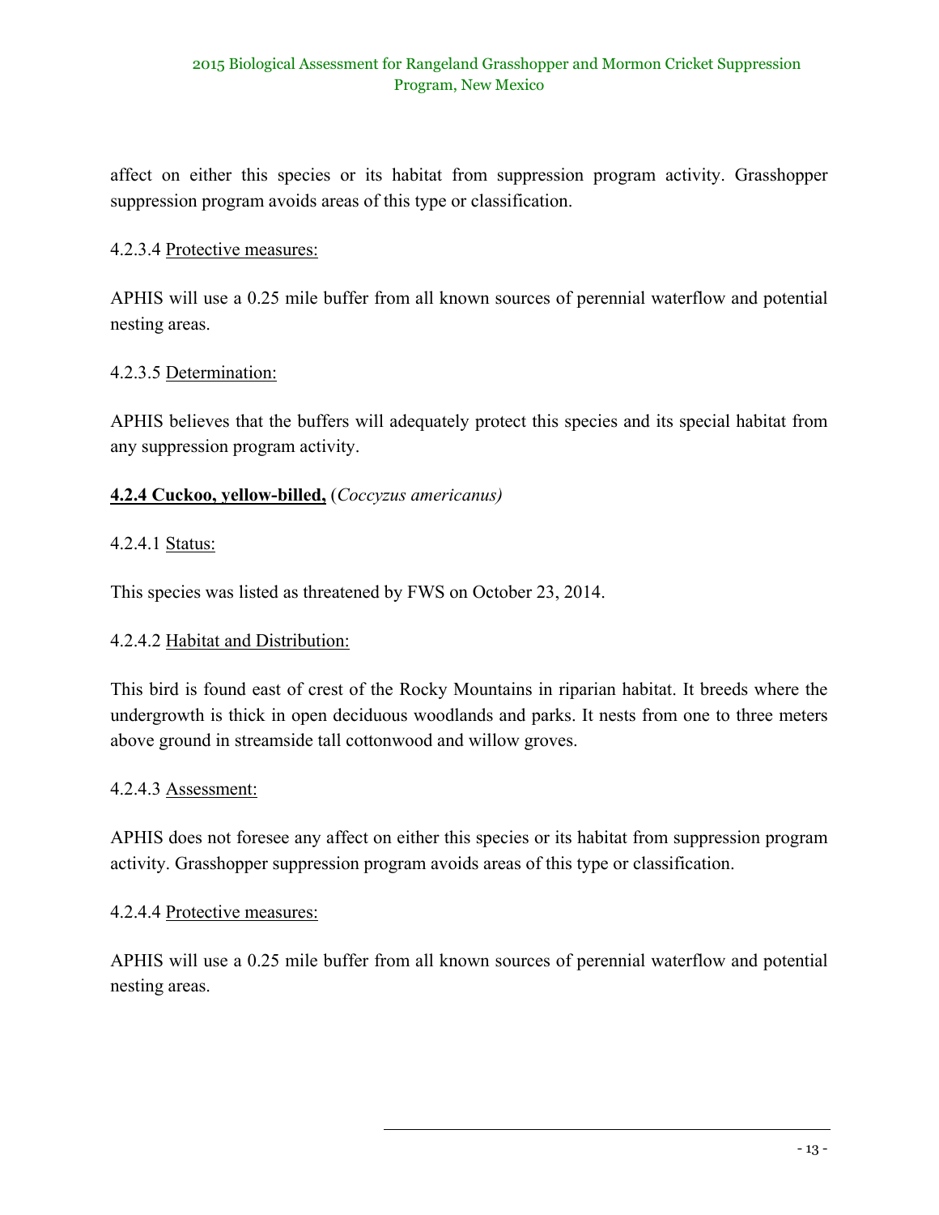affect on either this species or its habitat from suppression program activity. Grasshopper suppression program avoids areas of this type or classification.

4.2.3.4 Protective measures:

APHIS will use a 0.25 mile buffer from all known sources of perennial waterflow and potential nesting areas.

4.2.3.5 Determination:

APHIS believes that the buffers will adequately protect this species and its special habitat from any suppression program activity.

**4.2.4 Cuckoo, yellow-billed,** (*Coccyzus americanus)*

4.2.4.1 Status:

This species was listed as threatened by FWS on October 23, 2014.

4.2.4.2 Habitat and Distribution:

This bird is found east of crest of the Rocky Mountains in riparian habitat. It breeds where the undergrowth is thick in open deciduous woodlands and parks. It nests from one to three meters above ground in streamside tall cottonwood and willow groves.

4.2.4.3 Assessment:

APHIS does not foresee any affect on either this species or its habitat from suppression program activity. Grasshopper suppression program avoids areas of this type or classification.

4.2.4.4 Protective measures:

APHIS will use a 0.25 mile buffer from all known sources of perennial waterflow and potential nesting areas.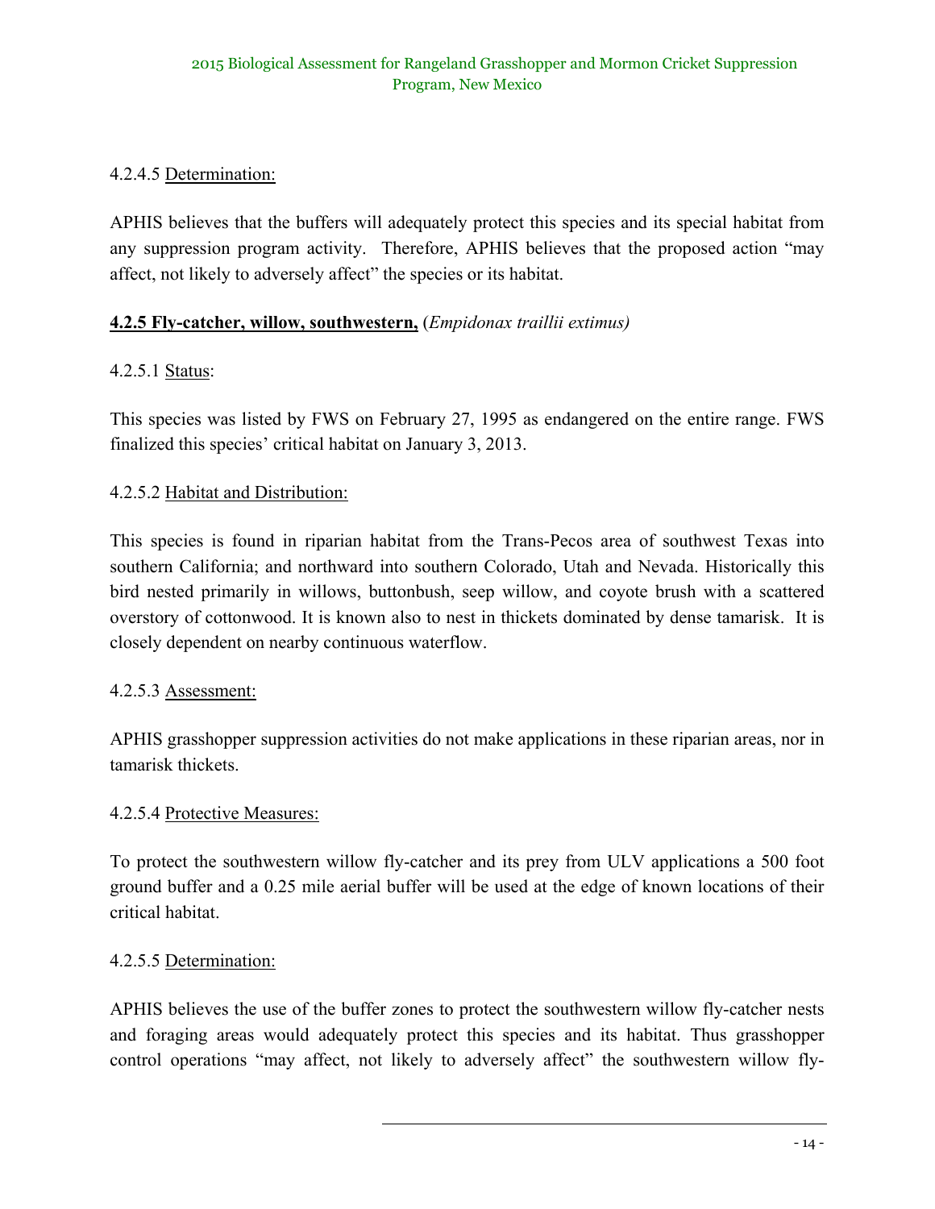4.2.4.5 Determination:

APHIS believes that the buffers will adequately protect this species and its special habitat from any suppression program activity. Therefore, APHIS believes that the proposed action "may affect, not likely to adversely affect" the species or its habitat.

### **4.2.5 Fly-catcher, willow, southwestern,** (*Empidonax traillii extimus)*

4.2.5.1 Status:

This species was listed by FWS on February 27, 1995 as endangered on the entire range. FWS finalized this species' critical habitat on January 3, 2013.

4.2.5.2 Habitat and Distribution:

This species is found in riparian habitat from the Trans-Pecos area of southwest Texas into southern California; and northward into southern Colorado, Utah and Nevada. Historically this bird nested primarily in willows, buttonbush, seep willow, and coyote brush with a scattered overstory of cottonwood. It is known also to nest in thickets dominated by dense tamarisk. It is closely dependent on nearby continuous waterflow.

4.2.5.3 Assessment:

APHIS grasshopper suppression activities do not make applications in these riparian areas, nor in tamarisk thickets.

4.2.5.4 Protective Measures:

To protect the southwestern willow fly-catcher and its prey from ULV applications a 500 foot ground buffer and a 0.25 mile aerial buffer will be used at the edge of known locations of their critical habitat.

4.2.5.5 Determination:

APHIS believes the use of the buffer zones to protect the southwestern willow fly-catcher nests and foraging areas would adequately protect this species and its habitat. Thus grasshopper control operations "may affect, not likely to adversely affect" the southwestern willow fly-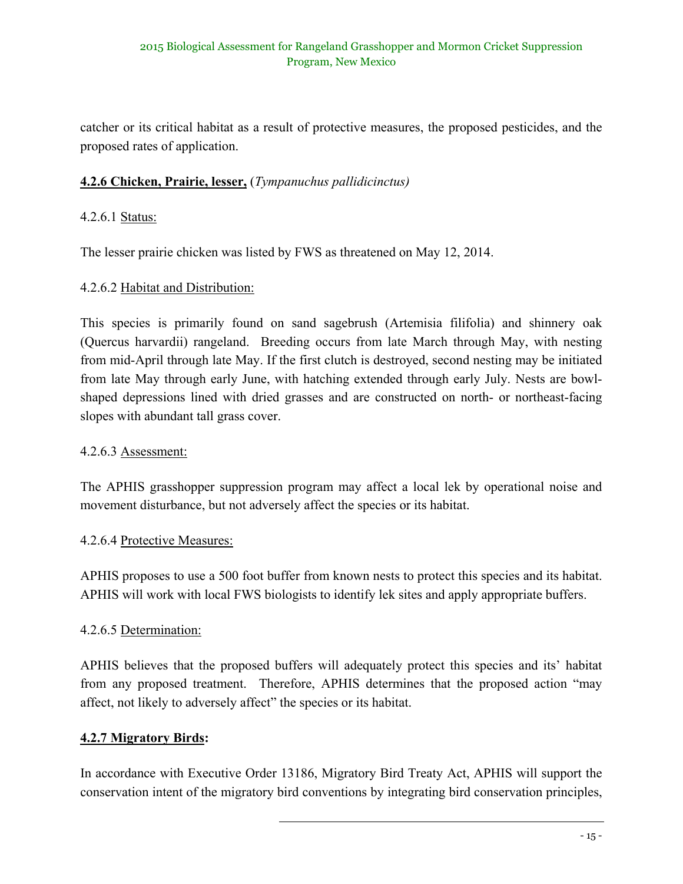catcher or its critical habitat as a result of protective measures, the proposed pesticides, and the proposed rates of application.

**4.2.6 Chicken, Prairie, lesser,** (*Tympanuchus pallidicinctus)*

4.2.6.1 Status:

The lesser prairie chicken was listed by FWS as threatened on May 12, 2014.

4.2.6.2 Habitat and Distribution:

This species is primarily found on sand sagebrush (Artemisia filifolia) and shinnery oak (Quercus harvardii) rangeland. Breeding occurs from late March through May, with nesting from mid-April through late May. If the first clutch is destroyed, second nesting may be initiated from late May through early June, with hatching extended through early July. Nests are bowl-shaped depressions lined with dried grasses and are constructed on north- or northeast-facing slopes with abundant tall grass cover.

4.2.6.3 Assessment:

The APHIS grasshopper suppression program may affect a local lek by operational noise and movement disturbance, but not adversely affect the species or its habitat.

4.2.6.4 Protective Measures:

APHIS proposes to use a 500 foot buffer from known nests to protect this species and its habitat. APHIS will work with local FWS biologists to identify lek sites and apply appropriate buffers.

4.2.6.5 Determination:

APHIS believes that the proposed buffers will adequately protect this species and its' habitat from any proposed treatment. Therefore, APHIS determines that the proposed action "may affect, not likely to adversely affect" the species or its habitat.

**4.2.7 Migratory Birds:**

In accordance with Executive Order 13186, Migratory Bird Treaty Act, APHIS will support the conservation intent of the migratory bird conventions by integrating bird conservation principles,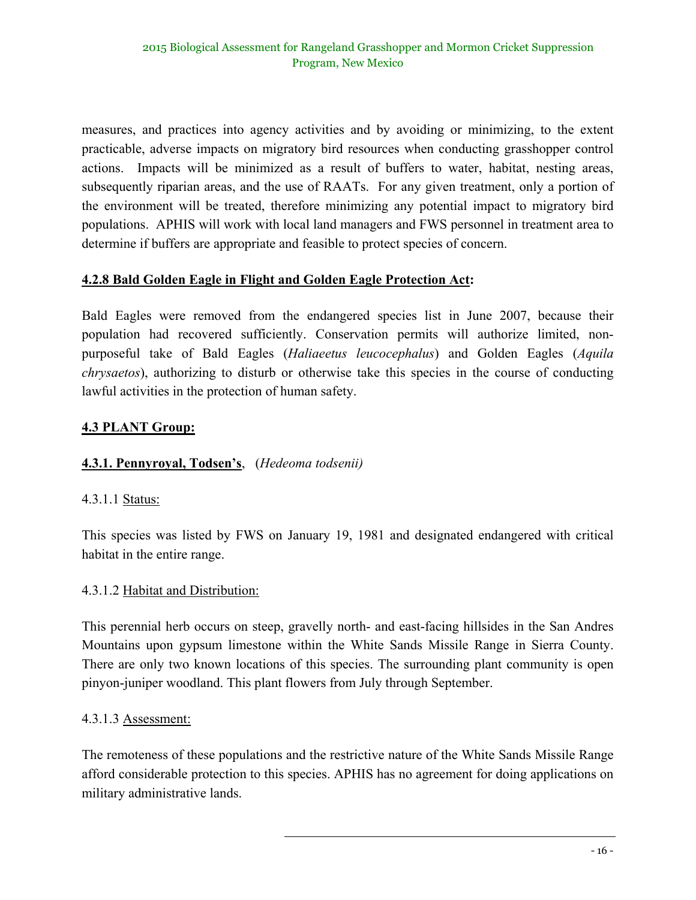measures, and practices into agency activities and by avoiding or minimizing, to the extent practicable, adverse impacts on migratory bird resources when conducting grasshopper control actions. Impacts will be minimized as a result of buffers to water, habitat, nesting areas, subsequently riparian areas, and the use of RAATs. For any given treatment, only a portion of the environment will be treated, therefore minimizing any potential impact to migratory bird populations. APHIS will work with local land managers and FWS personnel in treatment area to determine if buffers are appropriate and feasible to protect species of concern.

**4.2.8 Bald Golden Eagle in Flight and Golden Eagle Protection Act:**

Bald Eagles were removed from the endangered species list in June 2007, because their population had recovered sufficiently. Conservation permits will authorize limited, non-purposeful take of Bald Eagles (*Haliaeetus leucocephalus*) and Golden Eagles (*Aquila chrysaetos*), authorizing to disturb or otherwise take this species in the course of conducting lawful activities in the protection of human safety.

**4.3 PLANT Group:**

**4.3.1. Pennyroyal, Todsen's**, (*Hedeoma todsenii)*

4.3.1.1 Status:

This species was listed by FWS on January 19, 1981 and designated endangered with critical habitat in the entire range.

4.3.1.2 Habitat and Distribution:

This perennial herb occurs on steep, gravelly north- and east-facing hillsides in the San Andres Mountains upon gypsum limestone within the White Sands Missile Range in Sierra County. There are only two known locations of this species. The surrounding plant community is open pinyon-juniper woodland. This plant flowers from July through September.

4.3.1.3 Assessment:

The remoteness of these populations and the restrictive nature of the White Sands Missile Range afford considerable protection to this species. APHIS has no agreement for doing applications on military administrative lands.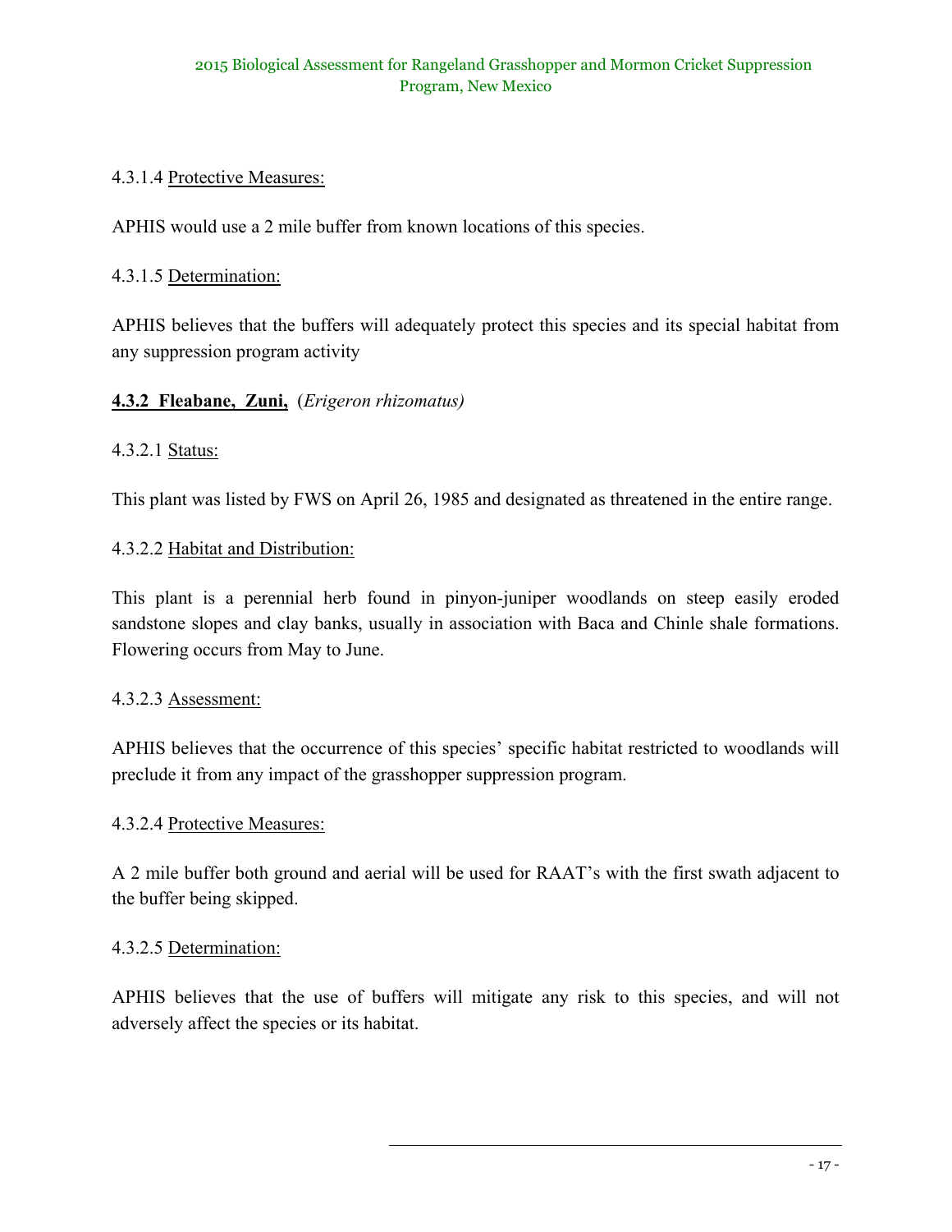4.3.1.4 Protective Measures:

APHIS would use a 2 mile buffer from known locations of this species.

4.3.1.5 Determination:

APHIS believes that the buffers will adequately protect this species and its special habitat from any suppression program activity

### 4.3.2 Fleabane, Zuni, (*Erigeron rhizomatus)*

4.3.2.1 Status:

This plant was listed by FWS on April 26, 1985 and designated as threatened in the entire range.

4.3.2.2 Habitat and Distribution:

This plant is a perennial herb found in pinyon-juniper woodlands on steep easily eroded sandstone slopes and clay banks, usually in association with Baca and Chinle shale formations. Flowering occurs from May to June.

4.3.2.3 Assessment:

APHIS believes that the occurrence of this species' specific habitat restricted to woodlands will preclude it from any impact of the grasshopper suppression program.

4.3.2.4 Protective Measures:

A 2 mile buffer both ground and aerial will be used for RAAT's with the first swath adjacent to the buffer being skipped.

4.3.2.5 Determination:

APHIS believes that the use of buffers will mitigate any risk to this species, and will not adversely affect the species or its habitat.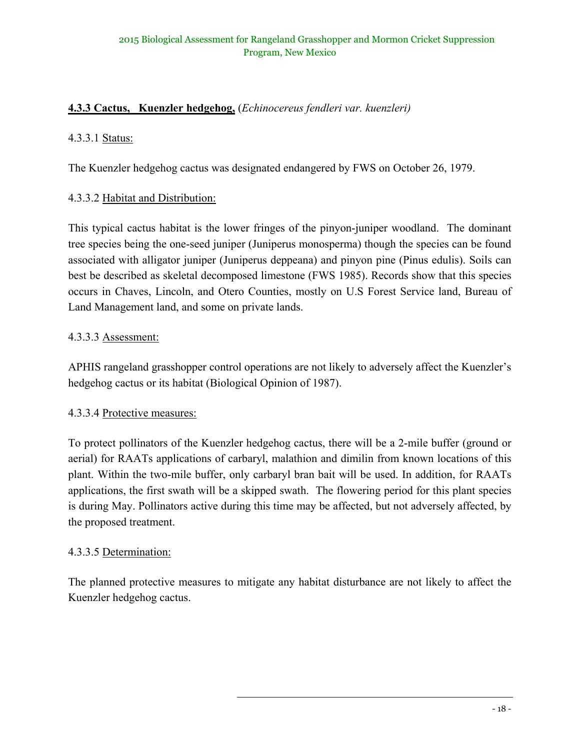### **4.3.3 Cactus, Kuenzler hedgehog,** (*Echinocereus fendleri var. kuenzleri)*

4.3.3.1 Status:

The Kuenzler hedgehog cactus was designated endangered by FWS on October 26, 1979.

4.3.3.2 Habitat and Distribution:

This typical cactus habitat is the lower fringes of the pinyon-juniper woodland. The dominant tree species being the one-seed juniper (Juniperus monosperma) though the species can be found associated with alligator juniper (Juniperus deppeana) and pinyon pine (Pinus edulis). Soils can best be described as skeletal decomposed limestone (FWS 1985). Records show that this species occurs in Chaves, Lincoln, and Otero Counties, mostly on U.S Forest Service land, Bureau of Land Management land, and some on private lands.

4.3.3.3 Assessment:

APHIS rangeland grasshopper control operations are not likely to adversely affect the Kuenzler's hedgehog cactus or its habitat (Biological Opinion of 1987).

4.3.3.4 Protective measures:

To protect pollinators of the Kuenzler hedgehog cactus, there will be a 2-mile buffer (ground or aerial) for RAATs applications of carbaryl, malathion and dimilin from known locations of this plant. Within the two-mile buffer, only carbaryl bran bait will be used. In addition, for RAATs applications, the first swath will be a skipped swath. The flowering period for this plant species is during May. Pollinators active during this time may be affected, but not adversely affected, by the proposed treatment.

4.3.3.5 Determination:

The planned protective measures to mitigate any habitat disturbance are not likely to affect the Kuenzler hedgehog cactus.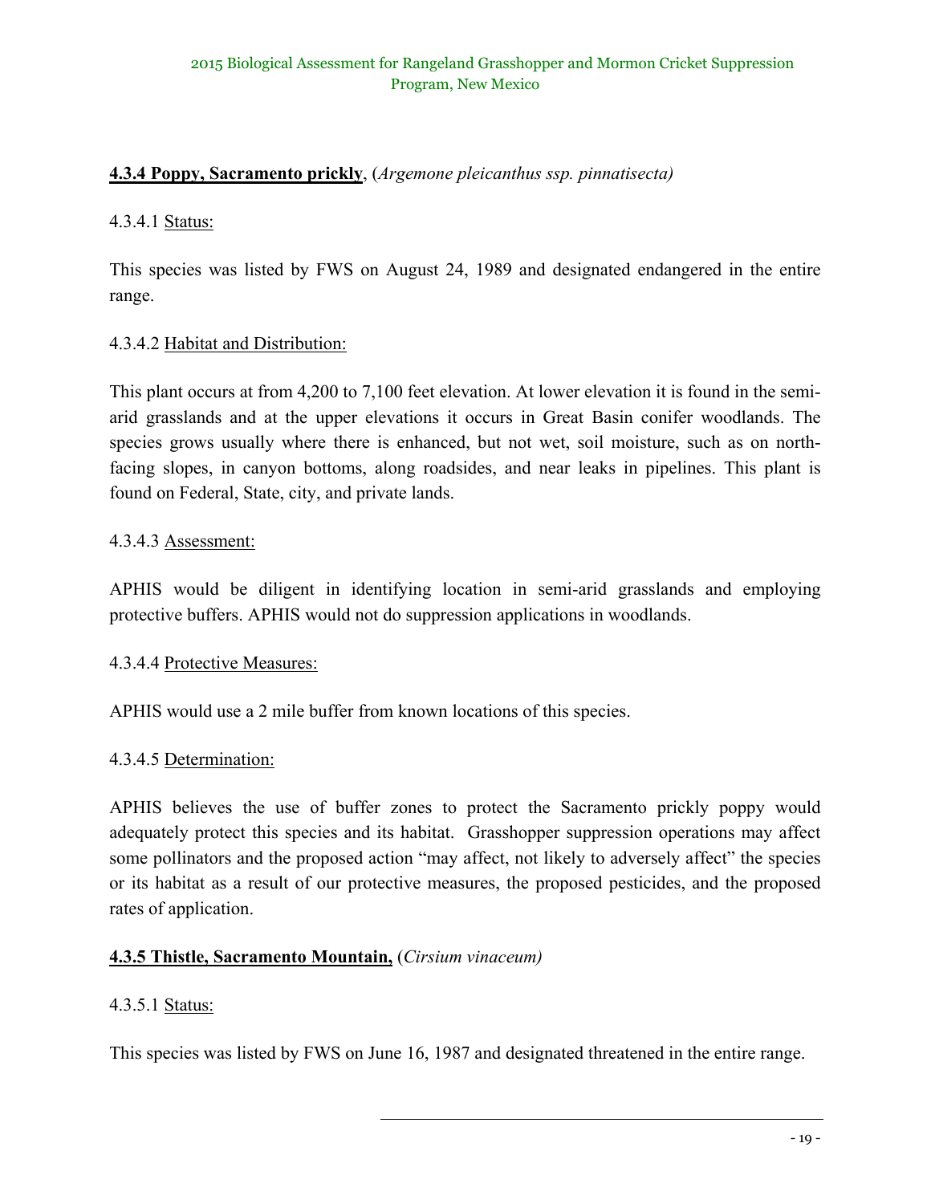### **4.3.4 Poppy, Sacramento prickly**, (*Argemone pleicanthus ssp. pinnatisecta)*

4.3.4.1 Status:

This species was listed by FWS on August 24, 1989 and designated endangered in the entire range.

4.3.4.2 Habitat and Distribution:

This plant occurs at from 4,200 to 7,100 feet elevation. At lower elevation it is found in the semi-arid grasslands and at the upper elevations it occurs in Great Basin conifer woodlands. The species grows usually where there is enhanced, but not wet, soil moisture, such as on north-facing slopes, in canyon bottoms, along roadsides, and near leaks in pipelines. This plant is found on Federal, State, city, and private lands.

4.3.4.3 Assessment:

APHIS would be diligent in identifying location in semi-arid grasslands and employing protective buffers. APHIS would not do suppression applications in woodlands.

4.3.4.4 Protective Measures:

APHIS would use a 2 mile buffer from known locations of this species.

4.3.4.5 Determination:

APHIS believes the use of buffer zones to protect the Sacramento prickly poppy would adequately protect this species and its habitat. Grasshopper suppression operations may affect some pollinators and the proposed action "may affect, not likely to adversely affect" the species or its habitat as a result of our protective measures, the proposed pesticides, and the proposed rates of application.

### **4.3.5 Thistle, Sacramento Mountain,** (*Cirsium vinaceum)*

4.3.5.1 Status:

This species was listed by FWS on June 16, 1987 and designated threatened in the entire range.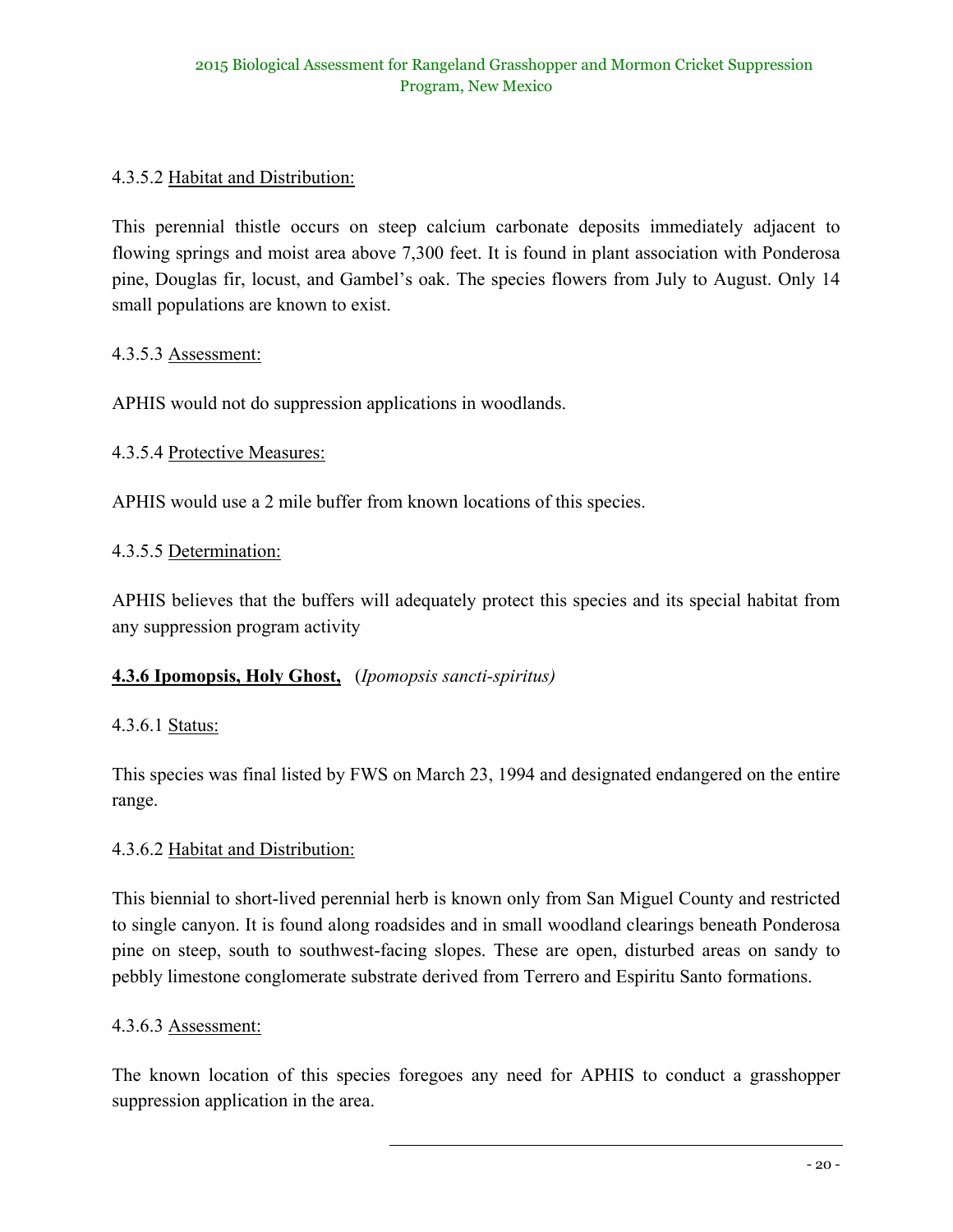4.3.5.2 Habitat and Distribution:

This perennial thistle occurs on steep calcium carbonate deposits immediately adjacent to flowing springs and moist area above 7,300 feet. It is found in plant association with Ponderosa pine, Douglas fir, locust, and Gambel's oak. The species flowers from July to August. Only 14 small populations are known to exist.

4.3.5.3 Assessment:

APHIS would not do suppression applications in woodlands.

4.3.5.4 Protective Measures:

APHIS would use a 2 mile buffer from known locations of this species.

4.3.5.5 Determination:

APHIS believes that the buffers will adequately protect this species and its special habitat from any suppression program activity

### **4.3.6 Ipomopsis, Holy Ghost,** (*Ipomopsis sancti-spiritus)*

4.3.6.1 Status:

This species was final listed by FWS on March 23, 1994 and designated endangered on the entire range.

4.3.6.2 Habitat and Distribution:

This biennial to short-lived perennial herb is known only from San Miguel County and restricted to single canyon. It is found along roadsides and in small woodland clearings beneath Ponderosa pine on steep, south to southwest-facing slopes. These are open, disturbed areas on sandy to pebbly limestone conglomerate substrate derived from Terrero and Espiritu Santo formations.

4.3.6.3 Assessment:

The known location of this species foregoes any need for APHIS to conduct a grasshopper suppression application in the area.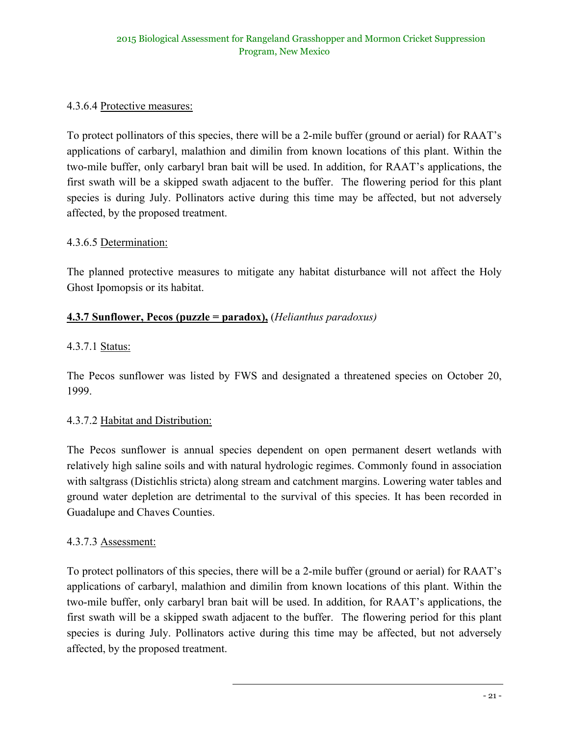4.3.6.4 Protective measures:

To protect pollinators of this species, there will be a 2-mile buffer (ground or aerial) for RAAT's applications of carbaryl, malathion and dimilin from known locations of this plant. Within the two-mile buffer, only carbaryl bran bait will be used. In addition, for RAAT's applications, the first swath will be a skipped swath adjacent to the buffer. The flowering period for this plant species is during July. Pollinators active during this time may be affected, but not adversely affected, by the proposed treatment.

4.3.6.5 Determination:

The planned protective measures to mitigate any habitat disturbance will not affect the Holy Ghost Ipomopsis or its habitat.

### **4.3.7 Sunflower, Pecos (puzzle = paradox),** (*Helianthus paradoxus)*

4.3.7.1 Status:

The Pecos sunflower was listed by FWS and designated a threatened species on October 20, 1999.

4.3.7.2 Habitat and Distribution:

The Pecos sunflower is annual species dependent on open permanent desert wetlands with relatively high saline soils and with natural hydrologic regimes. Commonly found in association with saltgrass (Distichlis stricta) along stream and catchment margins. Lowering water tables and ground water depletion are detrimental to the survival of this species. It has been recorded in Guadalupe and Chaves Counties.

4.3.7.3 Assessment:

To protect pollinators of this species, there will be a 2-mile buffer (ground or aerial) for RAAT's applications of carbaryl, malathion and dimilin from known locations of this plant. Within the two-mile buffer, only carbaryl bran bait will be used. In addition, for RAAT's applications, the first swath will be a skipped swath adjacent to the buffer. The flowering period for this plant species is during July. Pollinators active during this time may be affected, but not adversely affected, by the proposed treatment.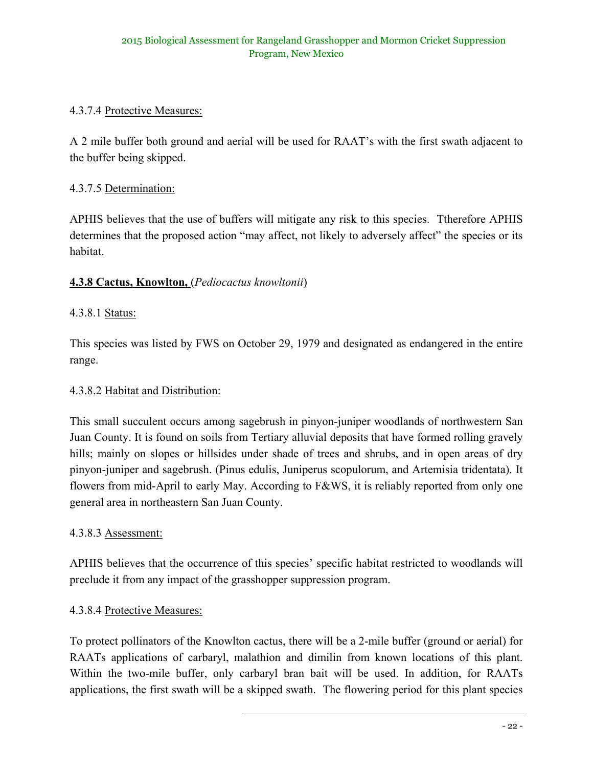4.3.7.4 Protective Measures:

A 2 mile buffer both ground and aerial will be used for RAAT's with the first swath adjacent to the buffer being skipped.

4.3.7.5 Determination:

APHIS believes that the use of buffers will mitigate any risk to this species. Ttherefore APHIS determines that the proposed action "may affect, not likely to adversely affect" the species or its habitat.

### 4.3.8 Cactus, Knowlton, (*Pediocactus knowltonii*)

4.3.8.1 Status:

This species was listed by FWS on October 29, 1979 and designated as endangered in the entire range.

4.3.8.2 Habitat and Distribution:

This small succulent occurs among sagebrush in pinyon-juniper woodlands of northwestern San Juan County. It is found on soils from Tertiary alluvial deposits that have formed rolling gravely hills; mainly on slopes or hillsides under shade of trees and shrubs, and in open areas of dry pinyon-juniper and sagebrush. (Pinus edulis, Juniperus scopulorum, and Artemisia tridentata). It flowers from mid-April to early May. According to F&WS, it is reliably reported from only one general area in northeastern San Juan County.

4.3.8.3 Assessment:

APHIS believes that the occurrence of this species' specific habitat restricted to woodlands will preclude it from any impact of the grasshopper suppression program.

4.3.8.4 Protective Measures:

To protect pollinators of the Knowlton cactus, there will be a 2-mile buffer (ground or aerial) for RAATs applications of carbaryl, malathion and dimilin from known locations of this plant. Within the two-mile buffer, only carbaryl bran bait will be used. In addition, for RAATs applications, the first swath will be a skipped swath. The flowering period for this plant species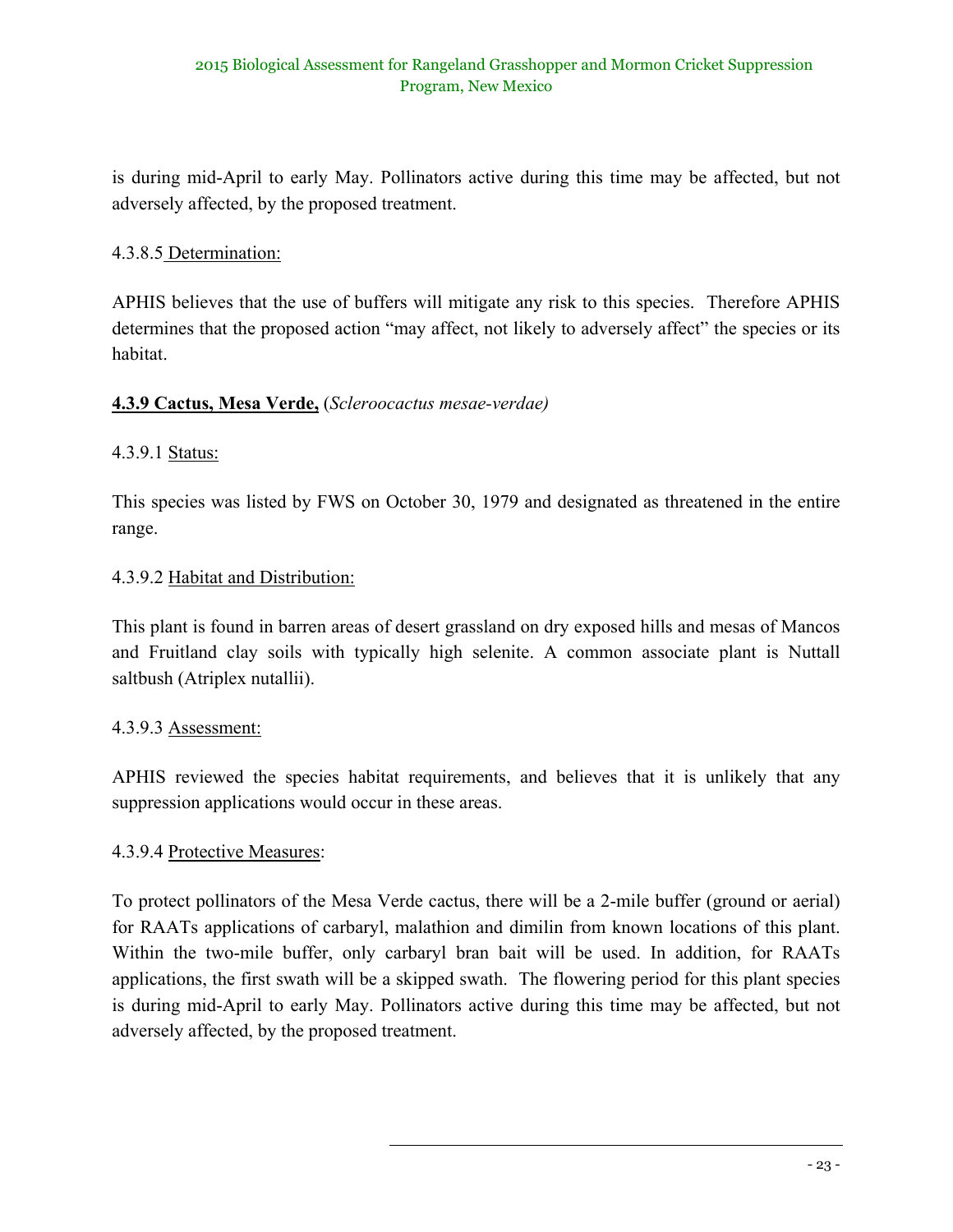is during mid-April to early May. Pollinators active during this time may be affected, but not adversely affected, by the proposed treatment.

4.3.8.5 Determination:

APHIS believes that the use of buffers will mitigate any risk to this species. Therefore APHIS determines that the proposed action "may affect, not likely to adversely affect" the species or its habitat.

### **4.3.9 Cactus, Mesa Verde,** (*Scleroocactus mesae-verdae)*

4.3.9.1 Status:

This species was listed by FWS on October 30, 1979 and designated as threatened in the entire range.

4.3.9.2 Habitat and Distribution:

This plant is found in barren areas of desert grassland on dry exposed hills and mesas of Mancos and Fruitland clay soils with typically high selenite. A common associate plant is Nuttall saltbush (Atriplex nutallii).

4.3.9.3 Assessment:

APHIS reviewed the species habitat requirements, and believes that it is unlikely that any suppression applications would occur in these areas.

4.3.9.4 Protective Measures:

To protect pollinators of the Mesa Verde cactus, there will be a 2-mile buffer (ground or aerial) for RAATs applications of carbaryl, malathion and dimilin from known locations of this plant. Within the two-mile buffer, only carbaryl bran bait will be used. In addition, for RAATs applications, the first swath will be a skipped swath. The flowering period for this plant species is during mid-April to early May. Pollinators active during this time may be affected, but not adversely affected, by the proposed treatment.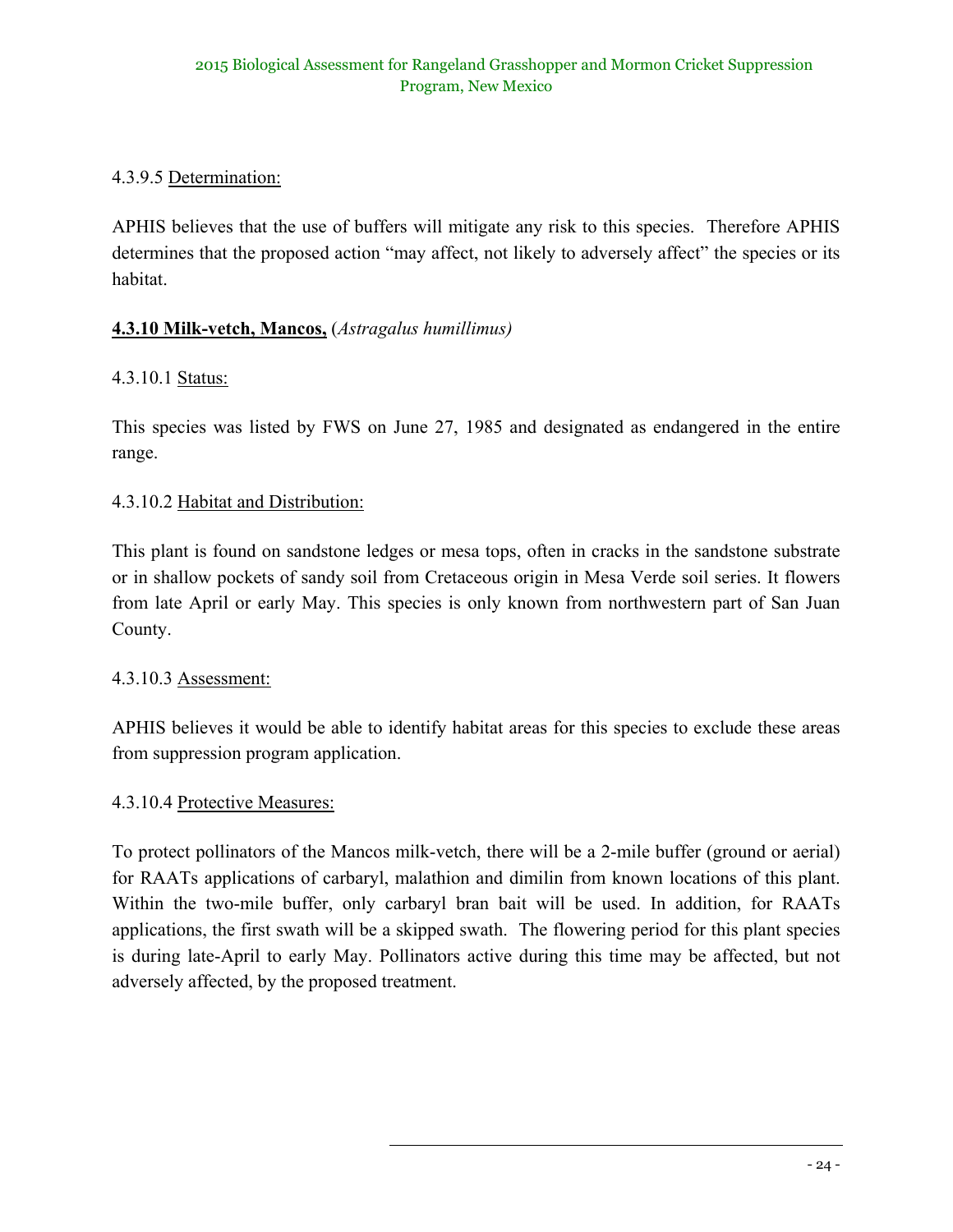4.3.9.5 Determination:

APHIS believes that the use of buffers will mitigate any risk to this species. Therefore APHIS determines that the proposed action "may affect, not likely to adversely affect" the species or its habitat.

### **4.3.10 Milk-vetch, Mancos,** (*Astragalus humillimus)*

4.3.10.1 Status:

This species was listed by FWS on June 27, 1985 and designated as endangered in the entire range.

4.3.10.2 Habitat and Distribution:

This plant is found on sandstone ledges or mesa tops, often in cracks in the sandstone substrate or in shallow pockets of sandy soil from Cretaceous origin in Mesa Verde soil series. It flowers from late April or early May. This species is only known from northwestern part of San Juan County.

4.3.10.3 Assessment:

APHIS believes it would be able to identify habitat areas for this species to exclude these areas from suppression program application.

4.3.10.4 Protective Measures:

To protect pollinators of the Mancos milk-vetch, there will be a 2-mile buffer (ground or aerial) for RAATs applications of carbaryl, malathion and dimilin from known locations of this plant. Within the two-mile buffer, only carbaryl bran bait will be used. In addition, for RAATs applications, the first swath will be a skipped swath. The flowering period for this plant species is during late-April to early May. Pollinators active during this time may be affected, but not adversely affected, by the proposed treatment.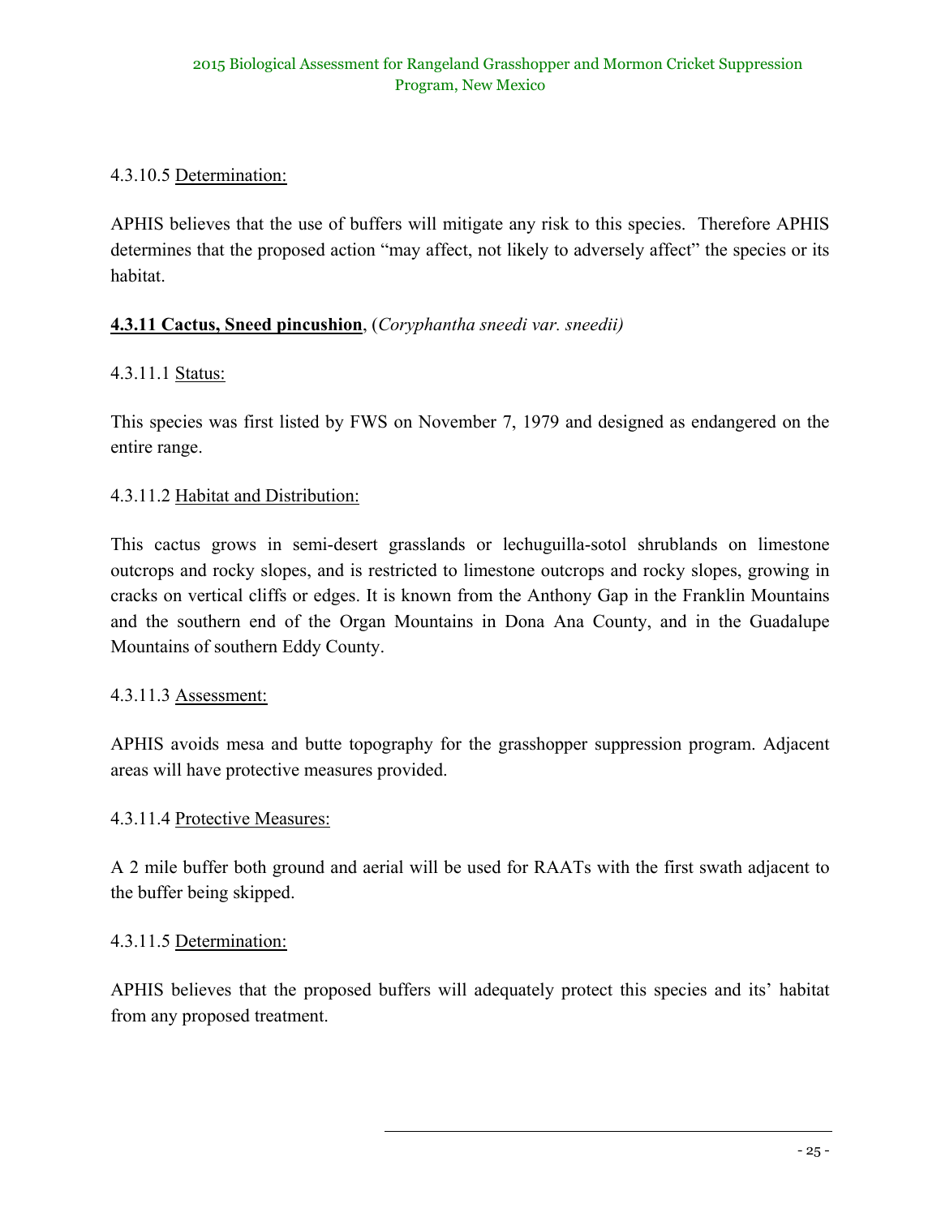4.3.10.5 Determination:

APHIS believes that the use of buffers will mitigate any risk to this species. Therefore APHIS determines that the proposed action "may affect, not likely to adversely affect" the species or its habitat.

**4.3.11 Cactus, Sneed pincushion**, (*Coryphantha sneedi var. sneedii)*

4.3.11.1 Status:

This species was first listed by FWS on November 7, 1979 and designed as endangered on the entire range.

4.3.11.2 Habitat and Distribution:

This cactus grows in semi-desert grasslands or lechuguilla-sotol shrublands on limestone outcrops and rocky slopes, and is restricted to limestone outcrops and rocky slopes, growing in cracks on vertical cliffs or edges. It is known from the Anthony Gap in the Franklin Mountains and the southern end of the Organ Mountains in Dona Ana County, and in the Guadalupe Mountains of southern Eddy County.

4.3.11.3 Assessment:

APHIS avoids mesa and butte topography for the grasshopper suppression program. Adjacent areas will have protective measures provided.

4.3.11.4 Protective Measures:

A 2 mile buffer both ground and aerial will be used for RAATs with the first swath adjacent to the buffer being skipped.

4.3.11.5 Determination:

APHIS believes that the proposed buffers will adequately protect this species and its' habitat from any proposed treatment.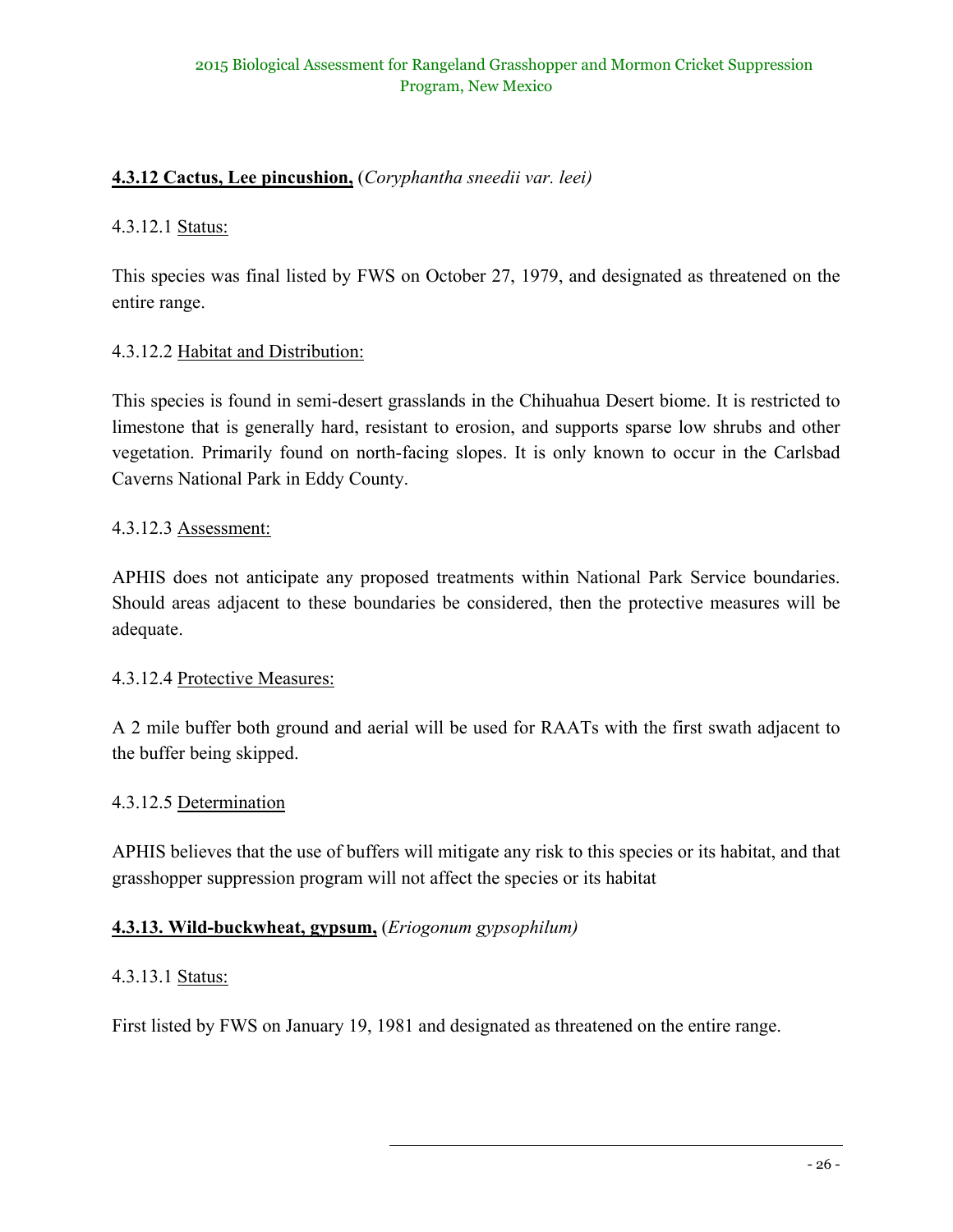### **4.3.12 Cactus, Lee pincushion,** (*Coryphantha sneedii var. leei)*

4.3.12.1 Status:

This species was final listed by FWS on October 27, 1979, and designated as threatened on the entire range.

4.3.12.2 Habitat and Distribution:

This species is found in semi-desert grasslands in the Chihuahua Desert biome. It is restricted to limestone that is generally hard, resistant to erosion, and supports sparse low shrubs and other vegetation. Primarily found on north-facing slopes. It is only known to occur in the Carlsbad Caverns National Park in Eddy County.

4.3.12.3 Assessment:

APHIS does not anticipate any proposed treatments within National Park Service boundaries. Should areas adjacent to these boundaries be considered, then the protective measures will be adequate.

4.3.12.4 Protective Measures:

A 2 mile buffer both ground and aerial will be used for RAATs with the first swath adjacent to the buffer being skipped.

4.3.12.5 Determination

APHIS believes that the use of buffers will mitigate any risk to this species or its habitat, and that grasshopper suppression program will not affect the species or its habitat

### **4.3.13. Wild-buckwheat, gypsum,** (*Eriogonum gypsophilum)*

4.3.13.1 Status:

First listed by FWS on January 19, 1981 and designated as threatened on the entire range.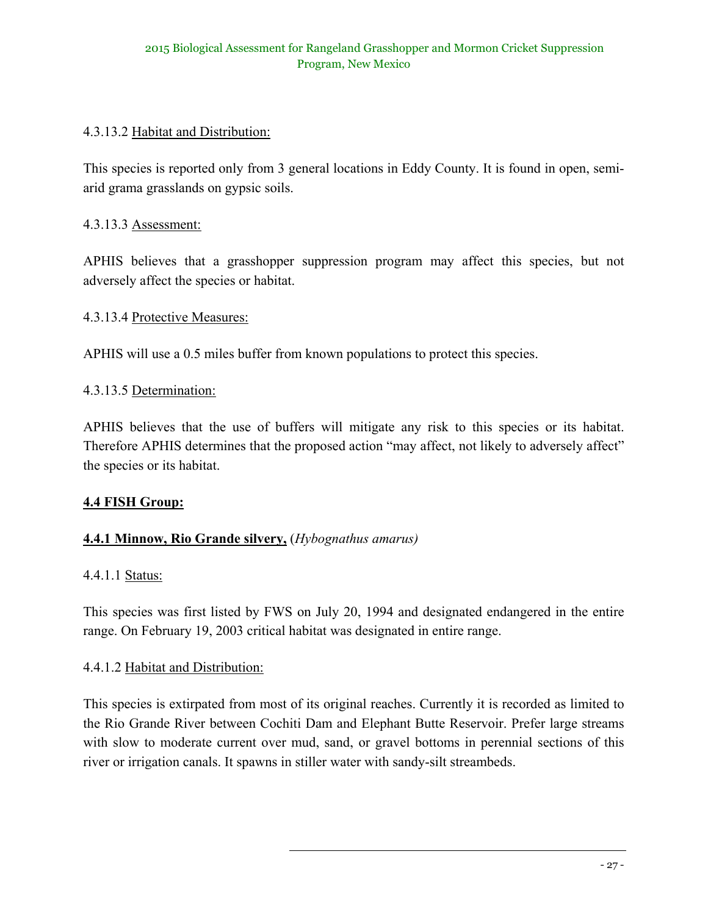4.3.13.2 Habitat and Distribution:

This species is reported only from 3 general locations in Eddy County. It is found in open, semi-arid grama grasslands on gypsic soils.

4.3.13.3 Assessment:

APHIS believes that a grasshopper suppression program may affect this species, but not adversely affect the species or habitat.

4.3.13.4 Protective Measures:

APHIS will use a 0.5 miles buffer from known populations to protect this species.

4.3.13.5 Determination:

APHIS believes that the use of buffers will mitigate any risk to this species or its habitat. Therefore APHIS determines that the proposed action "may affect, not likely to adversely affect" the species or its habitat.

## 4.4 FISH Group:

### 4.4.1 Minnow, Rio Grande silvery, (*Hybognathus amarus)*

4.4.1.1 Status:

This species was first listed by FWS on July 20, 1994 and designated endangered in the entire range. On February 19, 2003 critical habitat was designated in entire range.

4.4.1.2 Habitat and Distribution:

This species is extirpated from most of its original reaches. Currently it is recorded as limited to the Rio Grande River between Cochiti Dam and Elephant Butte Reservoir. Prefer large streams with slow to moderate current over mud, sand, or gravel bottoms in perennial sections of this river or irrigation canals. It spawns in stiller water with sandy-silt streambeds.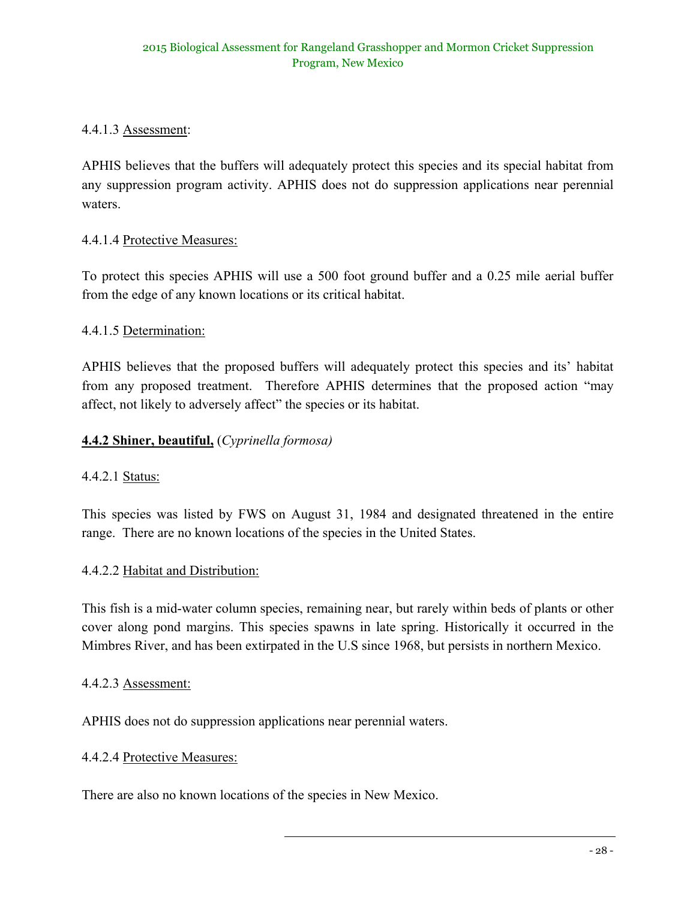4.4.1.3 Assessment:

APHIS believes that the buffers will adequately protect this species and its special habitat from any suppression program activity. APHIS does not do suppression applications near perennial waters.

4.4.1.4 Protective Measures:

To protect this species APHIS will use a 500 foot ground buffer and a 0.25 mile aerial buffer from the edge of any known locations or its critical habitat.

4.4.1.5 Determination:

APHIS believes that the proposed buffers will adequately protect this species and its' habitat from any proposed treatment. Therefore APHIS determines that the proposed action "may affect, not likely to adversely affect" the species or its habitat.

### 4.4.2 Shiner, beautiful, (*Cyprinella formosa)*

4.4.2.1 Status:

This species was listed by FWS on August 31, 1984 and designated threatened in the entire range. There are no known locations of the species in the United States.

4.4.2.2 Habitat and Distribution:

This fish is a mid-water column species, remaining near, but rarely within beds of plants or other cover along pond margins. This species spawns in late spring. Historically it occurred in the Mimbres River, and has been extirpated in the U.S since 1968, but persists in northern Mexico.

4.4.2.3 Assessment:

APHIS does not do suppression applications near perennial waters.

4.4.2.4 Protective Measures:

There are also no known locations of the species in New Mexico.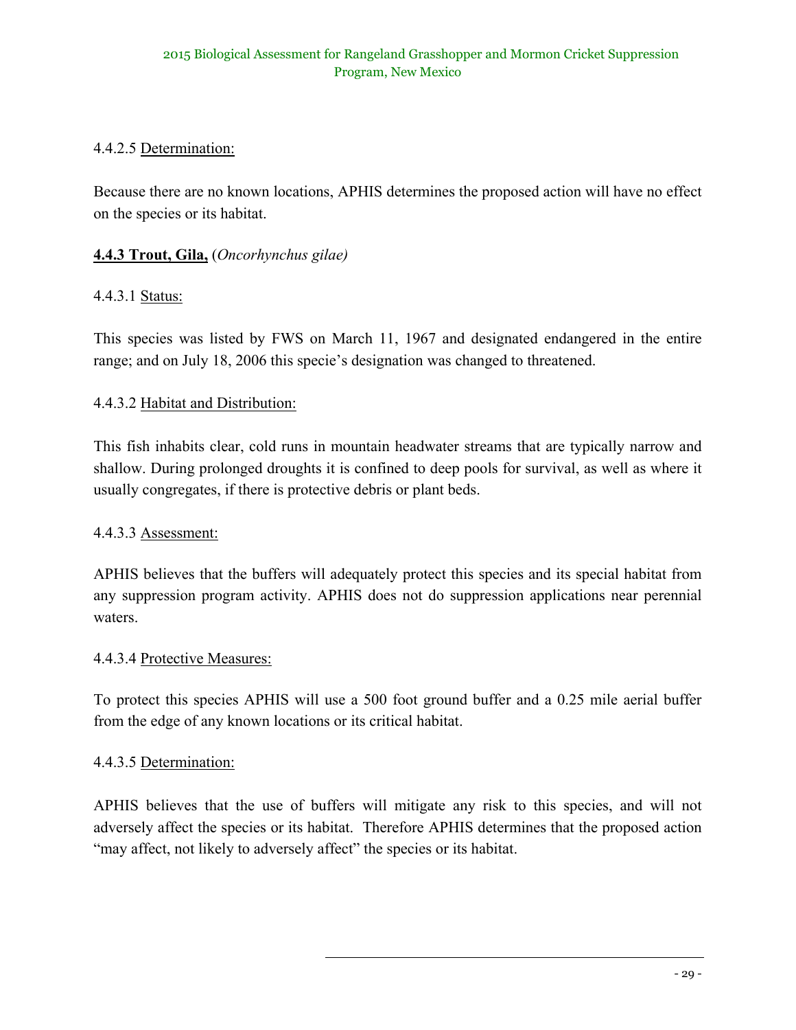4.4.2.5 Determination:

Because there are no known locations, APHIS determines the proposed action will have no effect on the species or its habitat.

### **4.4.3 Trout, Gila,** (*Oncorhynchus gilae)*

4.4.3.1 Status:

This species was listed by FWS on March 11, 1967 and designated endangered in the entire range; and on July 18, 2006 this specie's designation was changed to threatened.

4.4.3.2 Habitat and Distribution:

This fish inhabits clear, cold runs in mountain headwater streams that are typically narrow and shallow. During prolonged droughts it is confined to deep pools for survival, as well as where it usually congregates, if there is protective debris or plant beds.

4.4.3.3 Assessment:

APHIS believes that the buffers will adequately protect this species and its special habitat from any suppression program activity. APHIS does not do suppression applications near perennial waters.

4.4.3.4 Protective Measures:

To protect this species APHIS will use a 500 foot ground buffer and a 0.25 mile aerial buffer from the edge of any known locations or its critical habitat.

4.4.3.5 Determination:

APHIS believes that the use of buffers will mitigate any risk to this species, and will not adversely affect the species or its habitat. Therefore APHIS determines that the proposed action "may affect, not likely to adversely affect" the species or its habitat.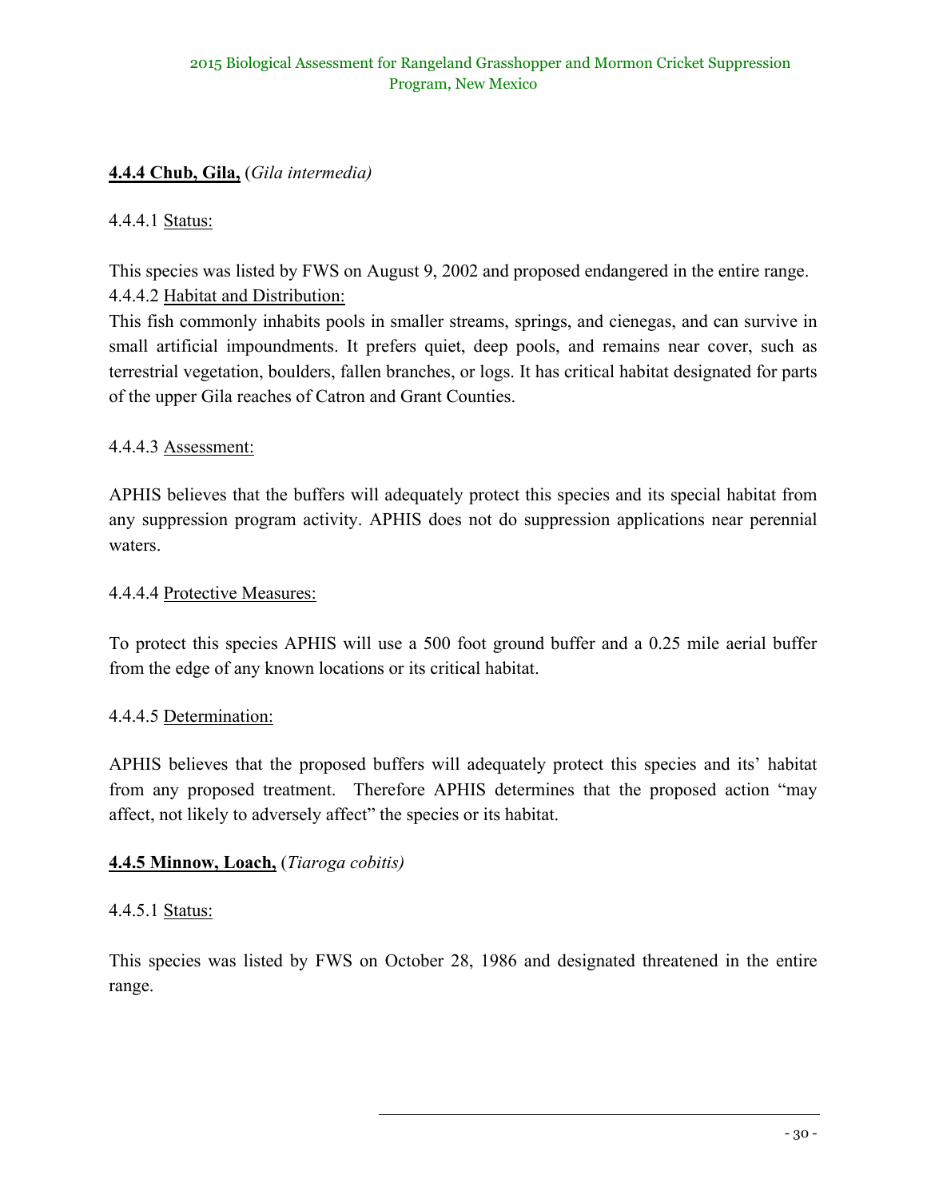## **4.4.4 Chub, Gila,** (*Gila intermedia)*

4.4.4.1 Status:

This species was listed by FWS on August 9, 2002 and proposed endangered in the entire range.

4.4.4.2 Habitat and Distribution:

This fish commonly inhabits pools in smaller streams, springs, and cienegas, and can survive in small artificial impoundments. It prefers quiet, deep pools, and remains near cover, such as terrestrial vegetation, boulders, fallen branches, or logs. It has critical habitat designated for parts of the upper Gila reaches of Catron and Grant Counties.

4.4.4.3 Assessment:

APHIS believes that the buffers will adequately protect this species and its special habitat from any suppression program activity. APHIS does not do suppression applications near perennial waters.

4.4.4.4 Protective Measures:

To protect this species APHIS will use a 500 foot ground buffer and a 0.25 mile aerial buffer from the edge of any known locations or its critical habitat.

4.4.4.5 Determination:

APHIS believes that the proposed buffers will adequately protect this species and its' habitat from any proposed treatment. Therefore APHIS determines that the proposed action "may affect, not likely to adversely affect" the species or its habitat.

## **4.4.5 Minnow, Loach,** (*Tiaroga cobitis)*

4.4.5.1 Status:

This species was listed by FWS on October 28, 1986 and designated threatened in the entire range.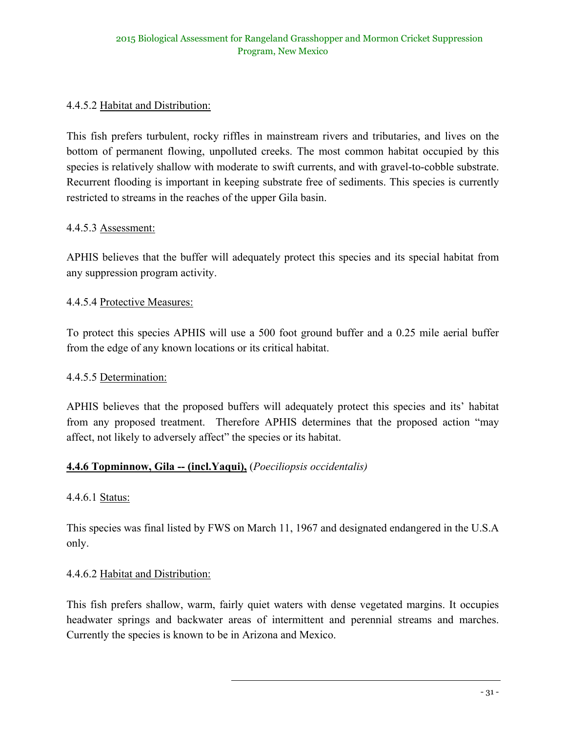4.4.5.2 Habitat and Distribution:

This fish prefers turbulent, rocky riffles in mainstream rivers and tributaries, and lives on the bottom of permanent flowing, unpolluted creeks. The most common habitat occupied by this species is relatively shallow with moderate to swift currents, and with gravel-to-cobble substrate. Recurrent flooding is important in keeping substrate free of sediments. This species is currently restricted to streams in the reaches of the upper Gila basin.

4.4.5.3 Assessment:

APHIS believes that the buffer will adequately protect this species and its special habitat from any suppression program activity.

4.4.5.4 Protective Measures:

To protect this species APHIS will use a 500 foot ground buffer and a 0.25 mile aerial buffer from the edge of any known locations or its critical habitat.

4.4.5.5 Determination:

APHIS believes that the proposed buffers will adequately protect this species and its' habitat from any proposed treatment. Therefore APHIS determines that the proposed action "may affect, not likely to adversely affect" the species or its habitat.

### 4.4.6 Topminnow, Gila -- (incl.Yaqui), (*Poeciliopsis occidentalis)*

4.4.6.1 Status:

This species was final listed by FWS on March 11, 1967 and designated endangered in the U.S.A only.

4.4.6.2 Habitat and Distribution:

This fish prefers shallow, warm, fairly quiet waters with dense vegetated margins. It occupies headwater springs and backwater areas of intermittent and perennial streams and marches. Currently the species is known to be in Arizona and Mexico.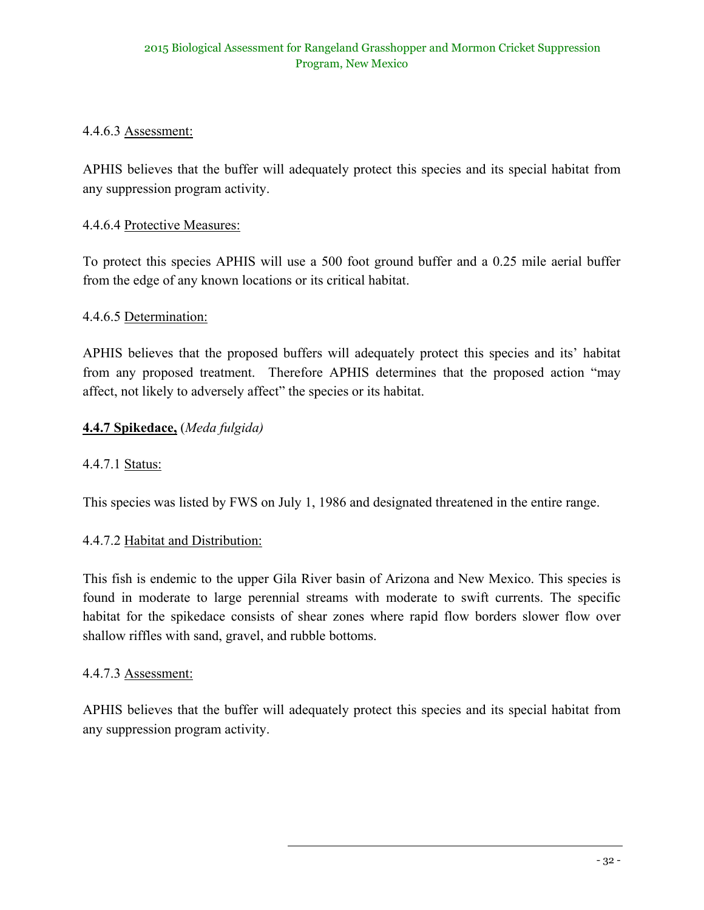4.4.6.3 Assessment:

APHIS believes that the buffer will adequately protect this species and its special habitat from any suppression program activity.

4.4.6.4 Protective Measures:

To protect this species APHIS will use a 500 foot ground buffer and a 0.25 mile aerial buffer from the edge of any known locations or its critical habitat.

4.4.6.5 Determination:

APHIS believes that the proposed buffers will adequately protect this species and its' habitat from any proposed treatment. Therefore APHIS determines that the proposed action "may affect, not likely to adversely affect" the species or its habitat.

### 4.4.7 Spikedace, (*Meda fulgida)*

4.4.7.1 Status:

This species was listed by FWS on July 1, 1986 and designated threatened in the entire range.

4.4.7.2 Habitat and Distribution:

This fish is endemic to the upper Gila River basin of Arizona and New Mexico. This species is found in moderate to large perennial streams with moderate to swift currents. The specific habitat for the spikedace consists of shear zones where rapid flow borders slower flow over shallow riffles with sand, gravel, and rubble bottoms.

4.4.7.3 Assessment:

APHIS believes that the buffer will adequately protect this species and its special habitat from any suppression program activity.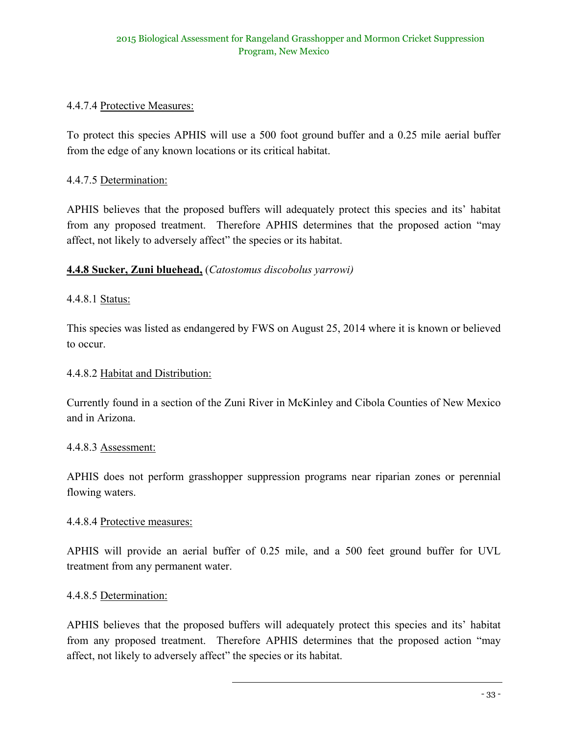4.4.7.4 Protective Measures:

To protect this species APHIS will use a 500 foot ground buffer and a 0.25 mile aerial buffer from the edge of any known locations or its critical habitat.

4.4.7.5 Determination:

APHIS believes that the proposed buffers will adequately protect this species and its' habitat from any proposed treatment. Therefore APHIS determines that the proposed action "may affect, not likely to adversely affect" the species or its habitat.

**4.4.8 Sucker, Zuni bluehead,** (*Catostomus discobolus yarrowi)*

4.4.8.1 Status:

This species was listed as endangered by FWS on August 25, 2014 where it is known or believed to occur.

4.4.8.2 Habitat and Distribution:

Currently found in a section of the Zuni River in McKinley and Cibola Counties of New Mexico and in Arizona.

4.4.8.3 Assessment:

APHIS does not perform grasshopper suppression programs near riparian zones or perennial flowing waters.

4.4.8.4 Protective measures:

APHIS will provide an aerial buffer of 0.25 mile, and a 500 feet ground buffer for UVL treatment from any permanent water.

4.4.8.5 Determination:

APHIS believes that the proposed buffers will adequately protect this species and its' habitat from any proposed treatment. Therefore APHIS determines that the proposed action "may affect, not likely to adversely affect" the species or its habitat.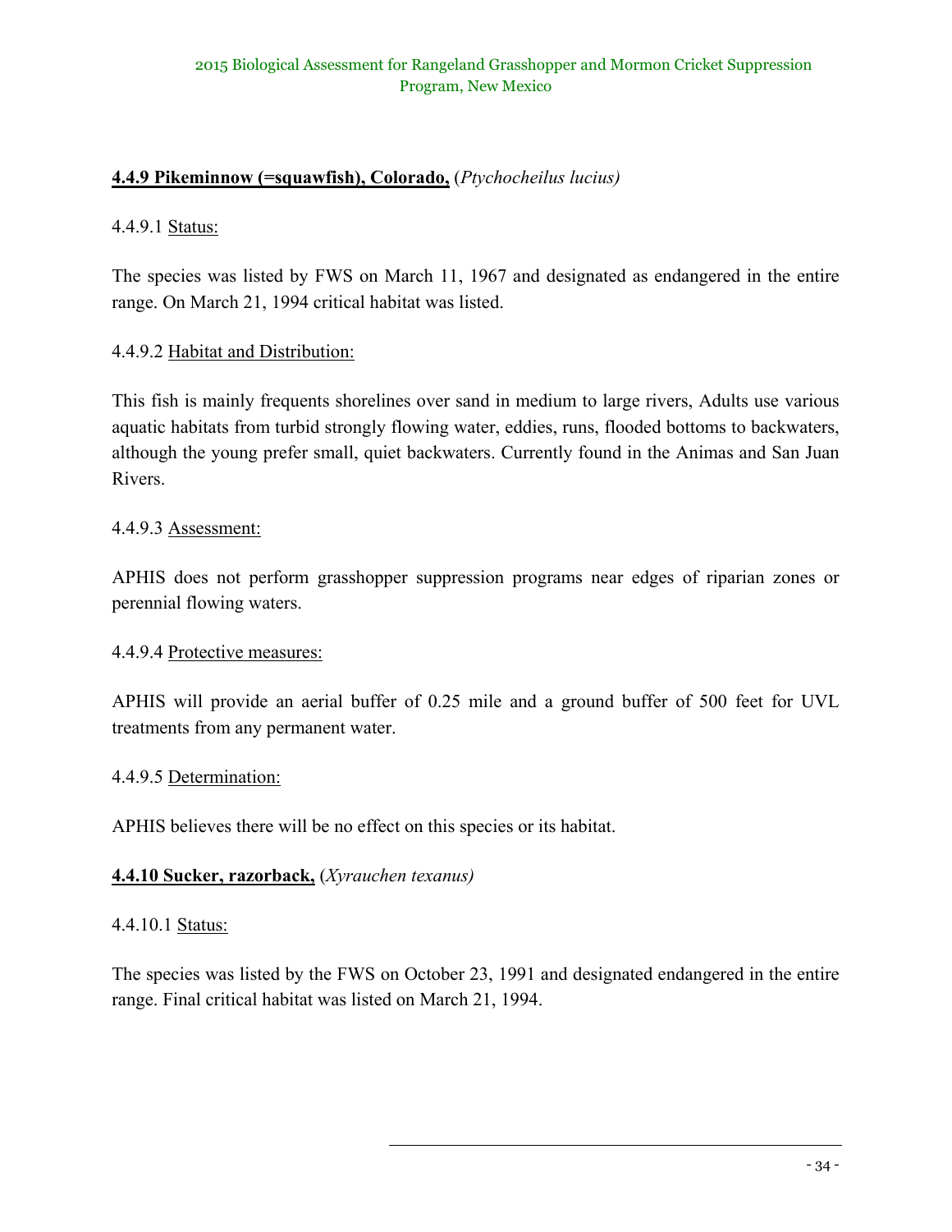### **4.4.9 Pikeminnow (=squawfish), Colorado,** (*Ptychocheilus lucius)*

4.4.9.1 Status:

The species was listed by FWS on March 11, 1967 and designated as endangered in the entire range. On March 21, 1994 critical habitat was listed.

4.4.9.2 Habitat and Distribution:

This fish is mainly frequents shorelines over sand in medium to large rivers, Adults use various aquatic habitats from turbid strongly flowing water, eddies, runs, flooded bottoms to backwaters, although the young prefer small, quiet backwaters. Currently found in the Animas and San Juan Rivers.

4.4.9.3 Assessment:

APHIS does not perform grasshopper suppression programs near edges of riparian zones or perennial flowing waters.

4.4.9.4 Protective measures:

APHIS will provide an aerial buffer of 0.25 mile and a ground buffer of 500 feet for UVL treatments from any permanent water.

4.4.9.5 Determination:

APHIS believes there will be no effect on this species or its habitat.

### **4.4.10 Sucker, razorback,** (*Xyrauchen texanus)*

4.4.10.1 Status:

The species was listed by the FWS on October 23, 1991 and designated endangered in the entire range. Final critical habitat was listed on March 21, 1994.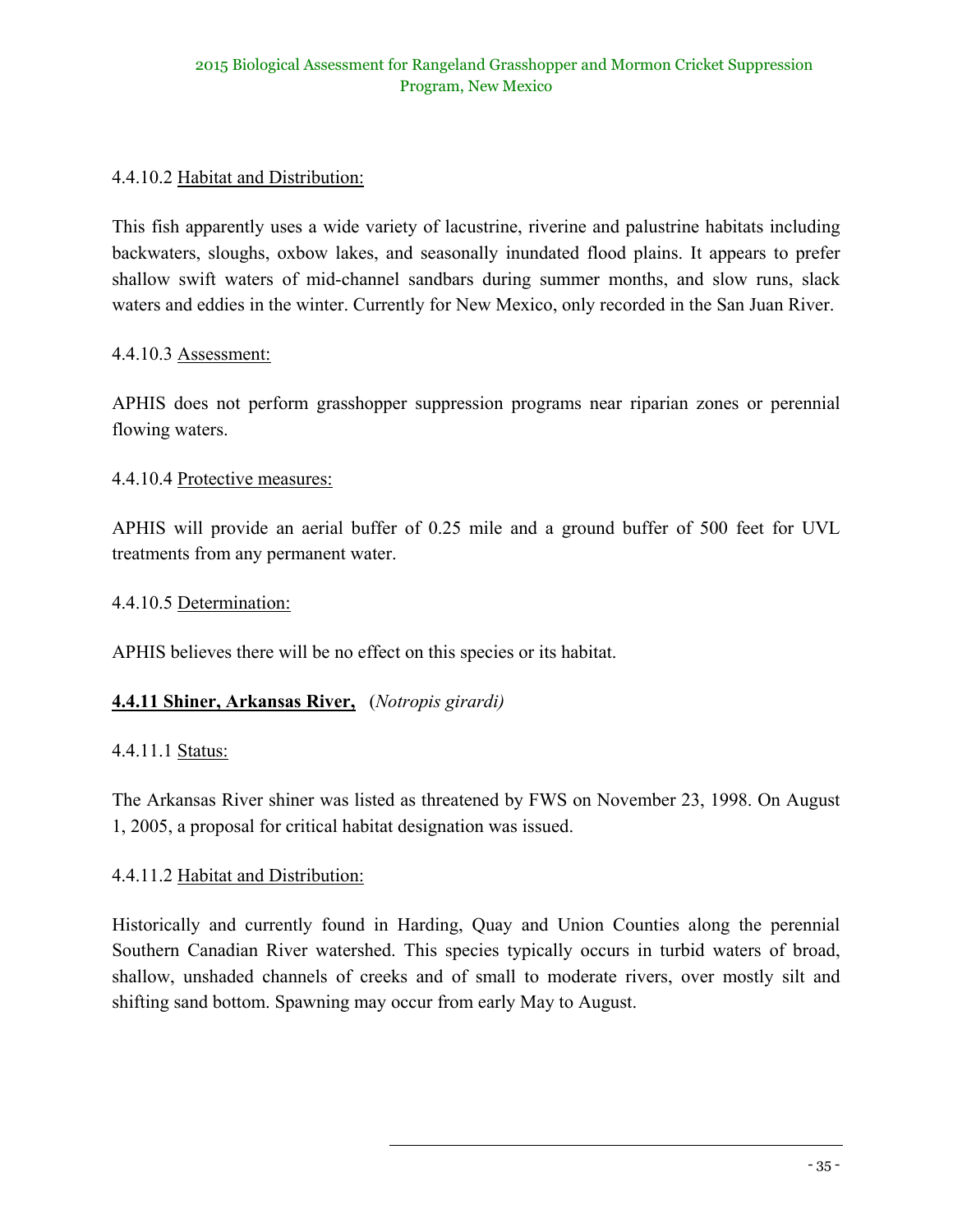4.4.10.2 Habitat and Distribution:

This fish apparently uses a wide variety of lacustrine, riverine and palustrine habitats including backwaters, sloughs, oxbow lakes, and seasonally inundated flood plains. It appears to prefer shallow swift waters of mid-channel sandbars during summer months, and slow runs, slack waters and eddies in the winter. Currently for New Mexico, only recorded in the San Juan River.

4.4.10.3 Assessment:

APHIS does not perform grasshopper suppression programs near riparian zones or perennial flowing waters.

4.4.10.4 Protective measures:

APHIS will provide an aerial buffer of 0.25 mile and a ground buffer of 500 feet for UVL treatments from any permanent water.

4.4.10.5 Determination:

APHIS believes there will be no effect on this species or its habitat.

### 4.4.11 Shiner, Arkansas River, (*Notropis girardi*)

4.4.11.1 Status:

The Arkansas River shiner was listed as threatened by FWS on November 23, 1998. On August 1, 2005, a proposal for critical habitat designation was issued.

4.4.11.2 Habitat and Distribution:

Historically and currently found in Harding, Quay and Union Counties along the perennial Southern Canadian River watershed. This species typically occurs in turbid waters of broad, shallow, unshaded channels of creeks and of small to moderate rivers, over mostly silt and shifting sand bottom. Spawning may occur from early May to August.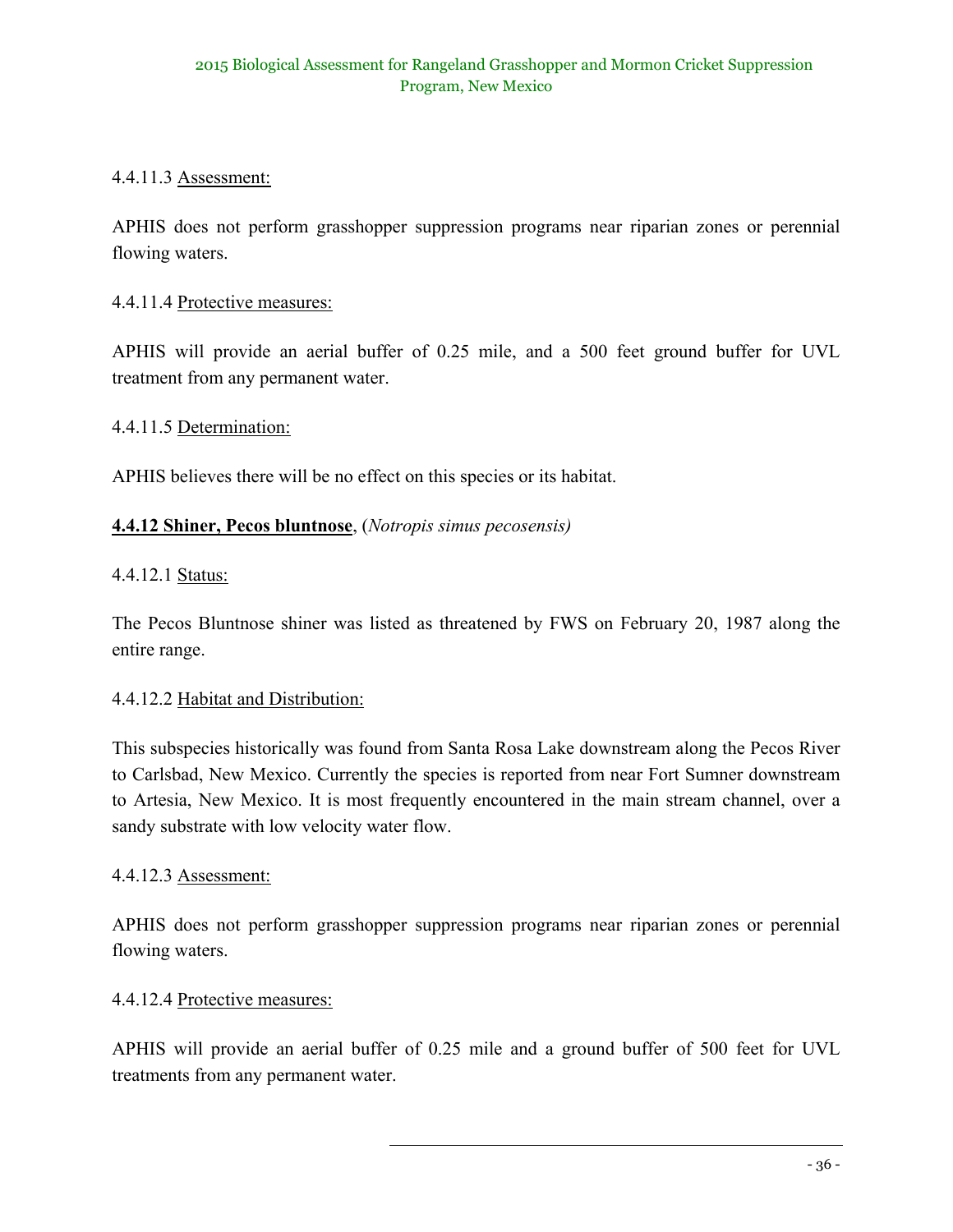4.4.11.3 Assessment:

APHIS does not perform grasshopper suppression programs near riparian zones or perennial flowing waters.

4.4.11.4 Protective measures:

APHIS will provide an aerial buffer of 0.25 mile, and a 500 feet ground buffer for UVL treatment from any permanent water.

4.4.11.5 Determination:

APHIS believes there will be no effect on this species or its habitat.

**4.4.12 Shiner, Pecos bluntnose**, (*Notropis simus pecosensis)*

4.4.12.1 Status:

The Pecos Bluntnose shiner was listed as threatened by FWS on February 20, 1987 along the entire range.

4.4.12.2 Habitat and Distribution:

This subspecies historically was found from Santa Rosa Lake downstream along the Pecos River to Carlsbad, New Mexico. Currently the species is reported from near Fort Sumner downstream to Artesia, New Mexico. It is most frequently encountered in the main stream channel, over a sandy substrate with low velocity water flow.

4.4.12.3 Assessment:

APHIS does not perform grasshopper suppression programs near riparian zones or perennial flowing waters.

4.4.12.4 Protective measures:

APHIS will provide an aerial buffer of 0.25 mile and a ground buffer of 500 feet for UVL treatments from any permanent water.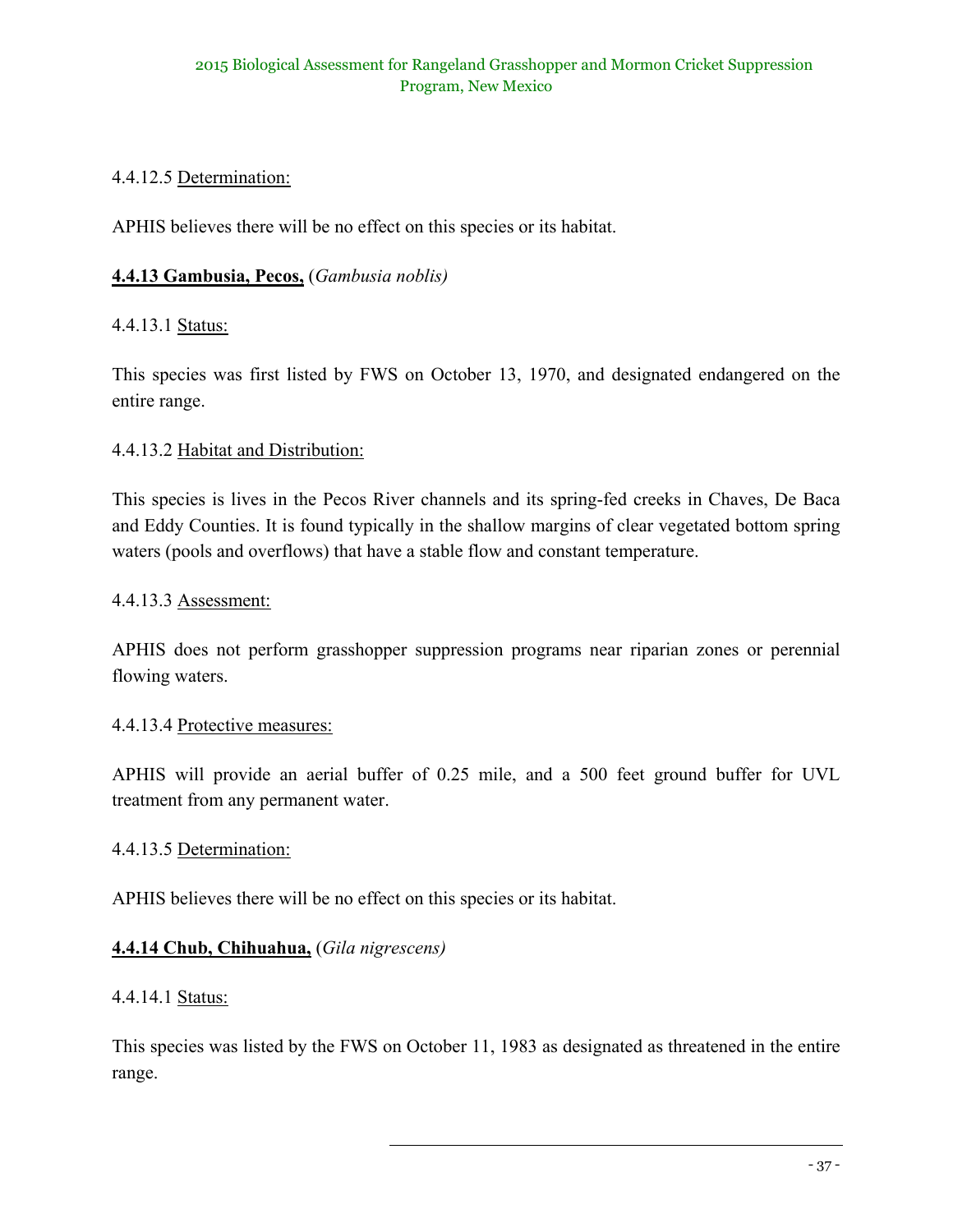4.4.12.5 Determination:

APHIS believes there will be no effect on this species or its habitat.

**4.4.13 Gambusia, Pecos,** (*Gambusia noblis)*

4.4.13.1 Status:

This species was first listed by FWS on October 13, 1970, and designated endangered on the entire range.

4.4.13.2 Habitat and Distribution:

This species is lives in the Pecos River channels and its spring-fed creeks in Chaves, De Baca and Eddy Counties. It is found typically in the shallow margins of clear vegetated bottom spring waters (pools and overflows) that have a stable flow and constant temperature.

4.4.13.3 Assessment:

APHIS does not perform grasshopper suppression programs near riparian zones or perennial flowing waters.

4.4.13.4 Protective measures:

APHIS will provide an aerial buffer of 0.25 mile, and a 500 feet ground buffer for UVL treatment from any permanent water.

4.4.13.5 Determination:

APHIS believes there will be no effect on this species or its habitat.

**4.4.14 Chub, Chihuahua,** (*Gila nigrescens)*

4.4.14.1 Status:

This species was listed by the FWS on October 11, 1983 as designated as threatened in the entire range.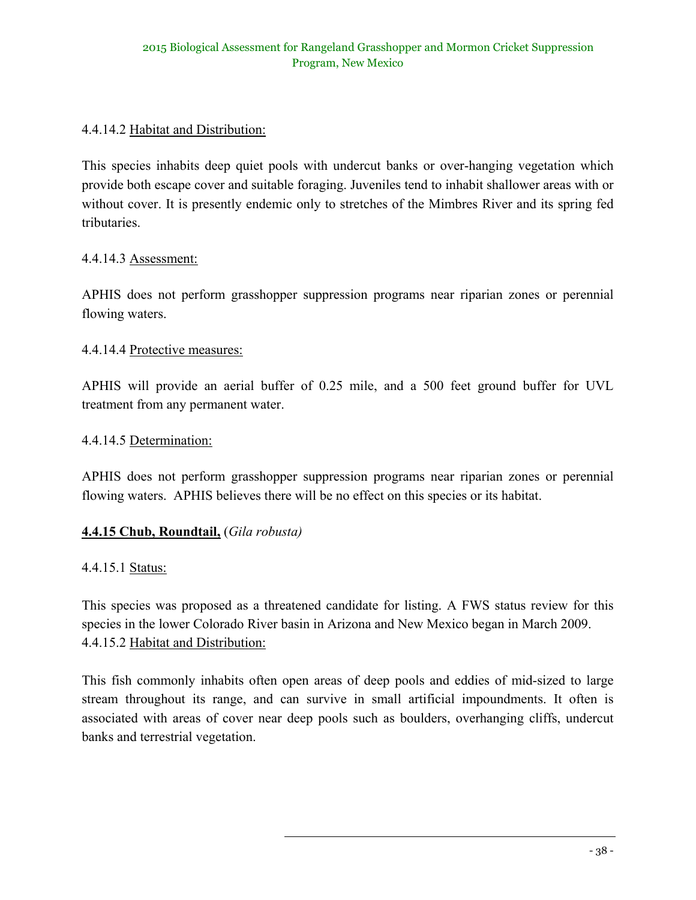4.4.14.2 Habitat and Distribution:

This species inhabits deep quiet pools with undercut banks or over-hanging vegetation which provide both escape cover and suitable foraging. Juveniles tend to inhabit shallower areas with or without cover. It is presently endemic only to stretches of the Mimbres River and its spring fed tributaries.

4.4.14.3 Assessment:

APHIS does not perform grasshopper suppression programs near riparian zones or perennial flowing waters.

4.4.14.4 Protective measures:

APHIS will provide an aerial buffer of 0.25 mile, and a 500 feet ground buffer for UVL treatment from any permanent water.

4.4.14.5 Determination:

APHIS does not perform grasshopper suppression programs near riparian zones or perennial flowing waters. APHIS believes there will be no effect on this species or its habitat.

### **4.4.15 Chub, Roundtail,** (*Gila robusta)*

4.4.15.1 Status:

This species was proposed as a threatened candidate for listing. A FWS status review for this species in the lower Colorado River basin in Arizona and New Mexico began in March 2009.

4.4.15.2 Habitat and Distribution:

This fish commonly inhabits often open areas of deep pools and eddies of mid-sized to large stream throughout its range, and can survive in small artificial impoundments. It often is associated with areas of cover near deep pools such as boulders, overhanging cliffs, undercut banks and terrestrial vegetation.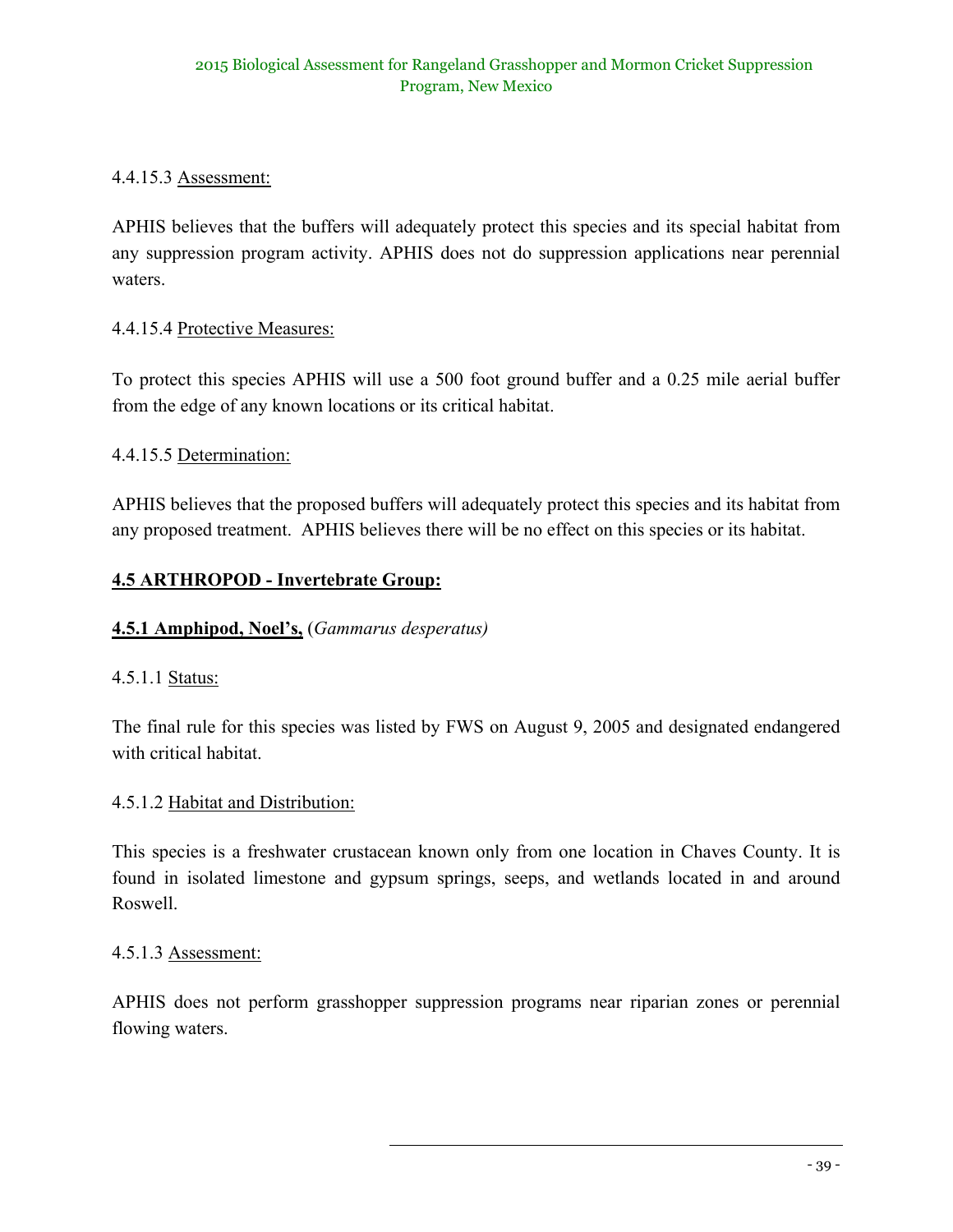4.4.15.3 <u>Assessment:</u>

APHIS believes that the buffers will adequately protect this species and its special habitat from any suppression program activity. APHIS does not do suppression applications near perennial waters.

4.4.15.4 <u>Protective Measures:</u>

To protect this species APHIS will use a 500 foot ground buffer and a 0.25 mile aerial buffer from the edge of any known locations or its critical habitat.

4.4.15.5 <u>Determination:</u>

APHIS believes that the proposed buffers will adequately protect this species and its habitat from any proposed treatment. APHIS believes there will be no effect on this species or its habitat.

## 4.5 ARTHROPOD - Invertebrate Group:

### 4.5.1 Amphipod, Noel's, (*Gammarus desperatus)*

4.5.1.1 <u>Status:</u>

The final rule for this species was listed by FWS on August 9, 2005 and designated endangered with critical habitat.

4.5.1.2 <u>Habitat and Distribution:</u>

This species is a freshwater crustacean known only from one location in Chaves County. It is found in isolated limestone and gypsum springs, seeps, and wetlands located in and around Roswell.

4.5.1.3 <u>Assessment:</u>

APHIS does not perform grasshopper suppression programs near riparian zones or perennial flowing waters.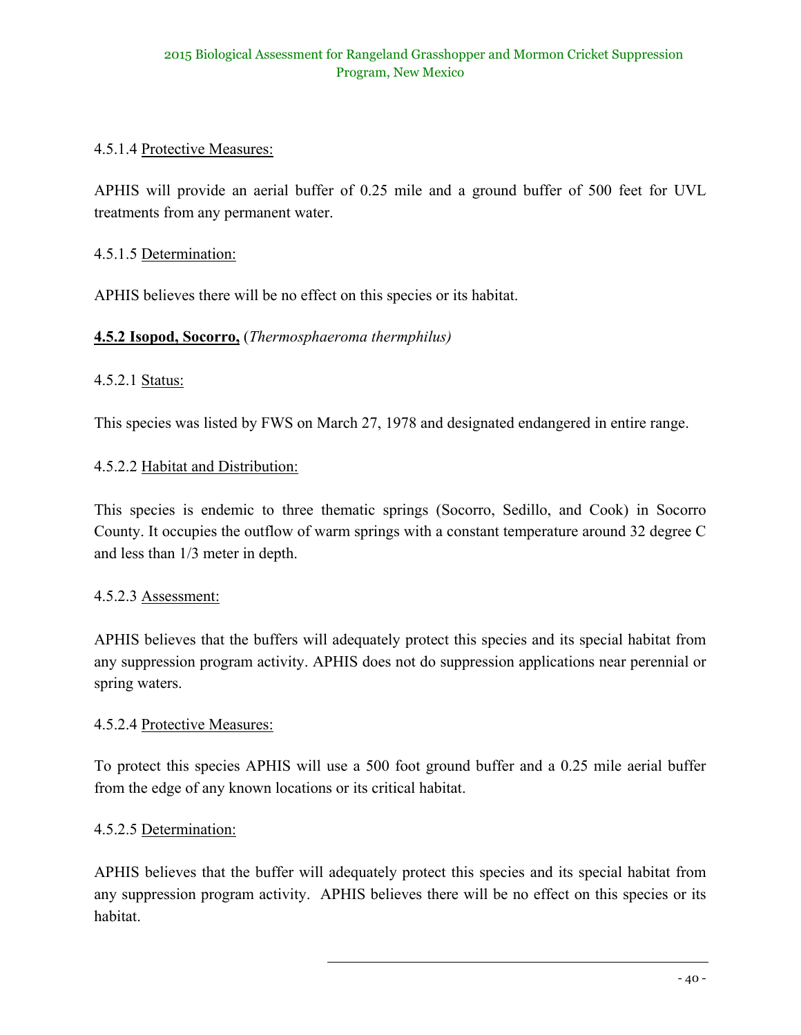4.5.1.4 Protective Measures:

APHIS will provide an aerial buffer of 0.25 mile and a ground buffer of 500 feet for UVL treatments from any permanent water.

4.5.1.5 Determination:

APHIS believes there will be no effect on this species or its habitat.

**4.5.2 Isopod, Socorro,** (*Thermosphaeroma thermphilus)*

4.5.2.1 Status:

This species was listed by FWS on March 27, 1978 and designated endangered in entire range.

4.5.2.2 Habitat and Distribution:

This species is endemic to three thematic springs (Socorro, Sedillo, and Cook) in Socorro County. It occupies the outflow of warm springs with a constant temperature around 32 degree C and less than 1/3 meter in depth.

4.5.2.3 Assessment:

APHIS believes that the buffers will adequately protect this species and its special habitat from any suppression program activity. APHIS does not do suppression applications near perennial or spring waters.

4.5.2.4 Protective Measures:

To protect this species APHIS will use a 500 foot ground buffer and a 0.25 mile aerial buffer from the edge of any known locations or its critical habitat.

4.5.2.5 Determination:

APHIS believes that the buffer will adequately protect this species and its special habitat from any suppression program activity. APHIS believes there will be no effect on this species or its habitat.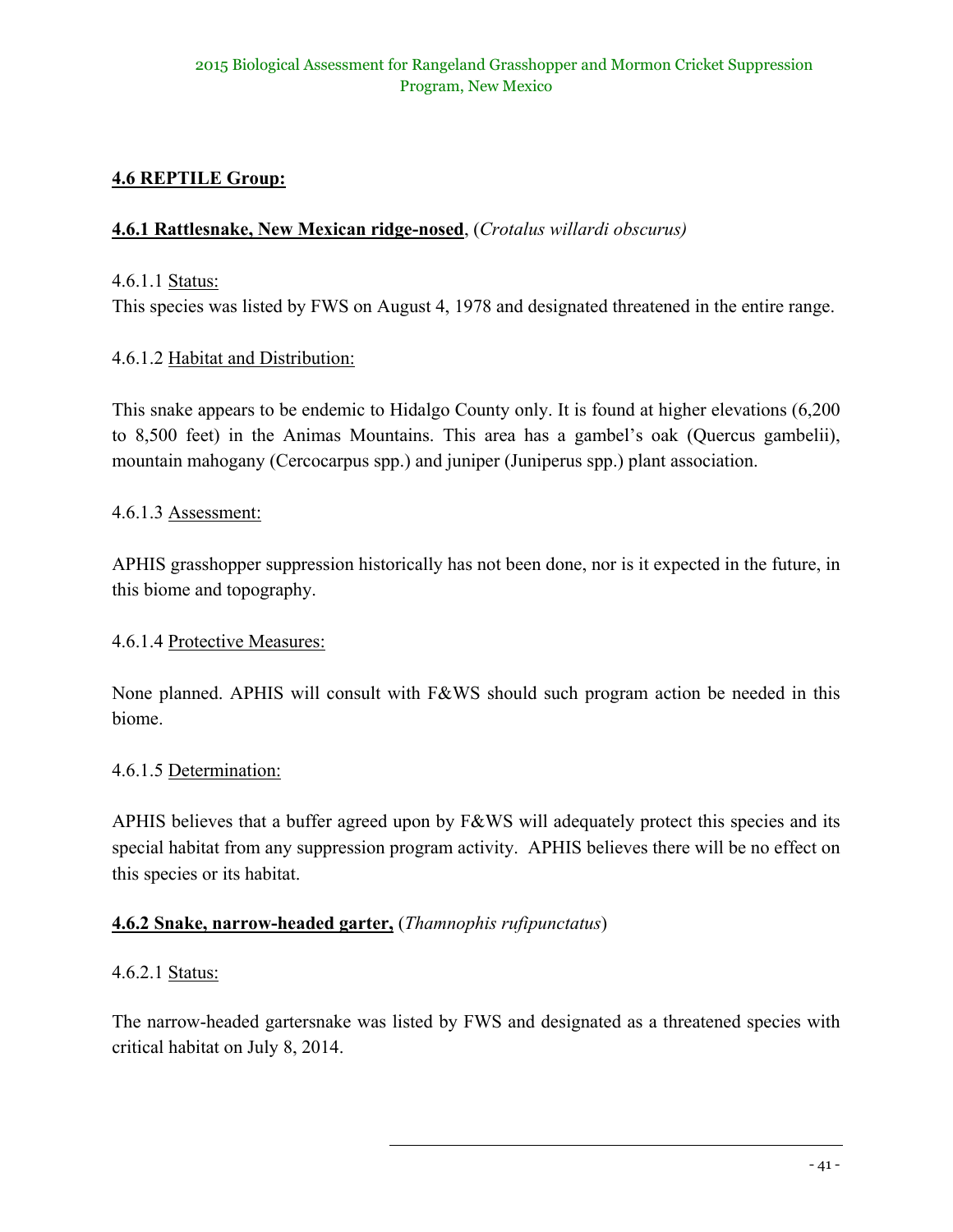## 4.6 REPTILE Group:

### 4.6.1 Rattlesnake, New Mexican ridge-nosed, (*Crotalus willardi obscurus)*

4.6.1.1 Status:

This species was listed by FWS on August 4, 1978 and designated threatened in the entire range.

4.6.1.2 Habitat and Distribution:

This snake appears to be endemic to Hidalgo County only. It is found at higher elevations (6,200 to 8,500 feet) in the Animas Mountains. This area has a gambel's oak (Quercus gambelii), mountain mahogany (Cercocarpus spp.) and juniper (Juniperus spp.) plant association.

4.6.1.3 Assessment:

APHIS grasshopper suppression historically has not been done, nor is it expected in the future, in this biome and topography.

4.6.1.4 Protective Measures:

None planned. APHIS will consult with F&WS should such program action be needed in this biome.

4.6.1.5 Determination:

APHIS believes that a buffer agreed upon by F&WS will adequately protect this species and its special habitat from any suppression program activity. APHIS believes there will be no effect on this species or its habitat.

### 4.6.2 Snake, narrow-headed garter, (*Thamnophis rufipunctatus*)

4.6.2.1 Status:

The narrow-headed gartersnake was listed by FWS and designated as a threatened species with critical habitat on July 8, 2014.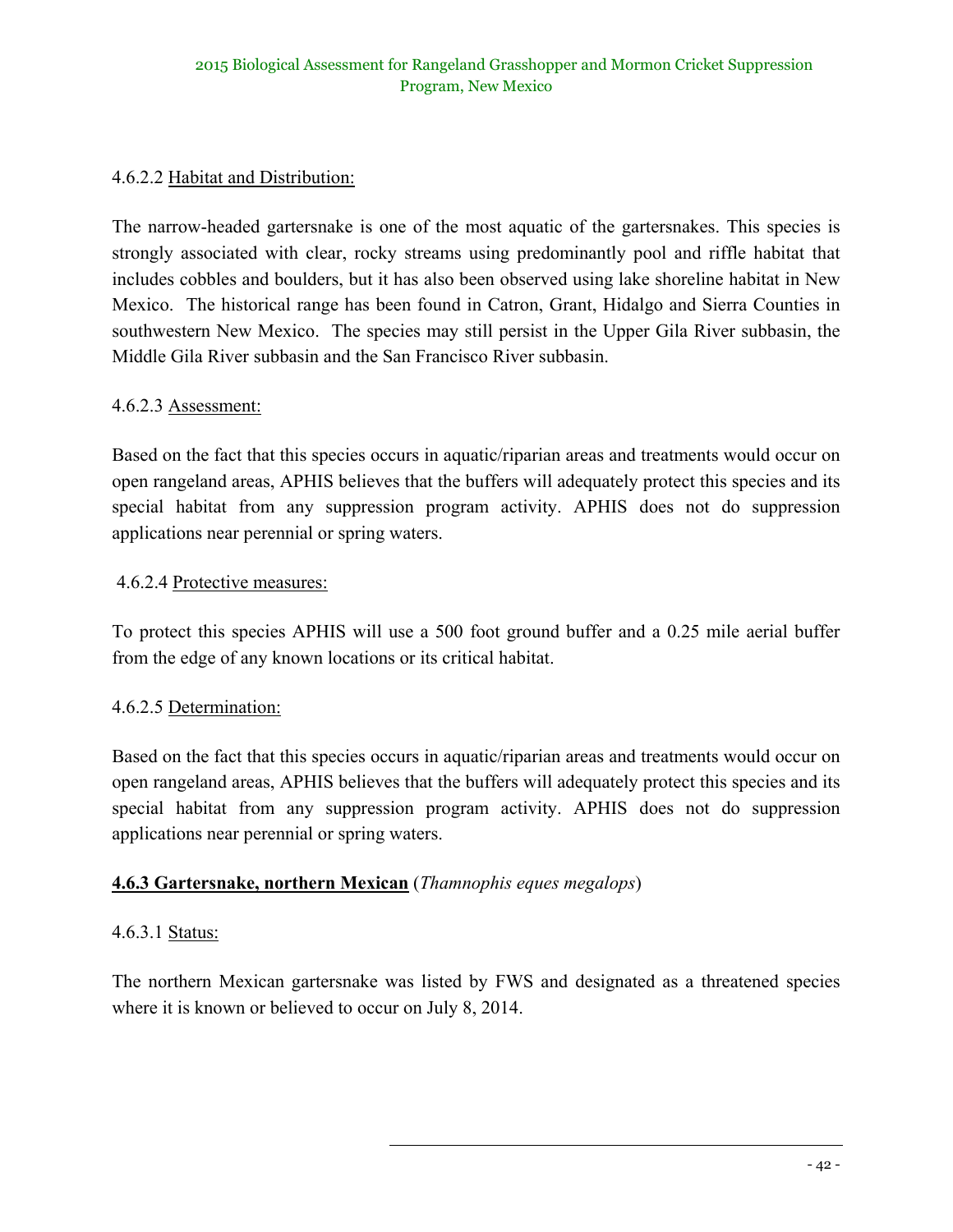4.6.2.2 Habitat and Distribution:

The narrow-headed gartersnake is one of the most aquatic of the gartersnakes. This species is strongly associated with clear, rocky streams using predominantly pool and riffle habitat that includes cobbles and boulders, but it has also been observed using lake shoreline habitat in New Mexico. The historical range has been found in Catron, Grant, Hidalgo and Sierra Counties in southwestern New Mexico. The species may still persist in the Upper Gila River subbasin, the Middle Gila River subbasin and the San Francisco River subbasin.

4.6.2.3 Assessment:

Based on the fact that this species occurs in aquatic/riparian areas and treatments would occur on open rangeland areas, APHIS believes that the buffers will adequately protect this species and its special habitat from any suppression program activity. APHIS does not do suppression applications near perennial or spring waters.

4.6.2.4 Protective measures:

To protect this species APHIS will use a 500 foot ground buffer and a 0.25 mile aerial buffer from the edge of any known locations or its critical habitat.

4.6.2.5 Determination:

Based on the fact that this species occurs in aquatic/riparian areas and treatments would occur on open rangeland areas, APHIS believes that the buffers will adequately protect this species and its special habitat from any suppression program activity. APHIS does not do suppression applications near perennial or spring waters.

### 4.6.3 Gartersnake, northern Mexican (*Thamnophis eques megalops*)

4.6.3.1 Status:

The northern Mexican gartersnake was listed by FWS and designated as a threatened species where it is known or believed to occur on July 8, 2014.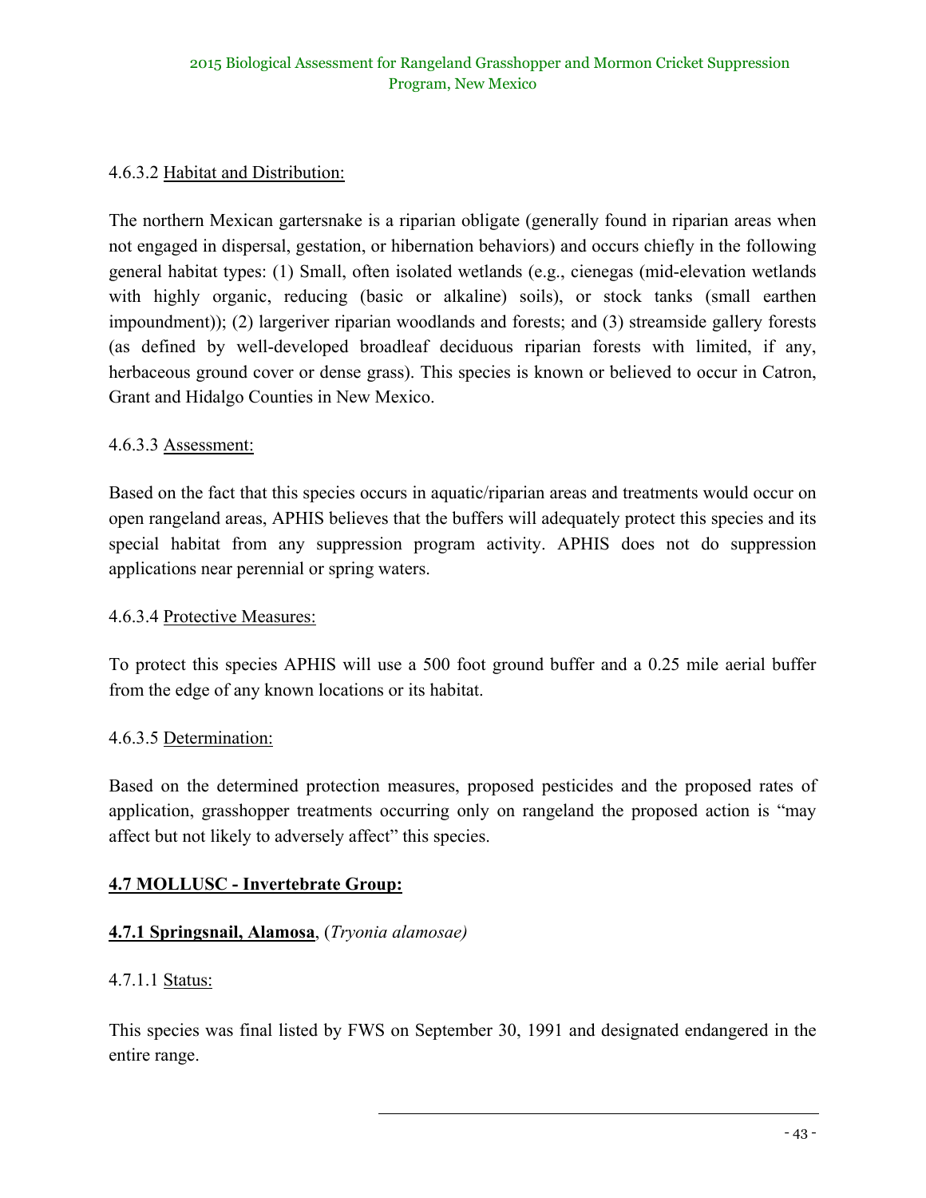4.6.3.2 Habitat and Distribution:

The northern Mexican gartersnake is a riparian obligate (generally found in riparian areas when not engaged in dispersal, gestation, or hibernation behaviors) and occurs chiefly in the following general habitat types: (1) Small, often isolated wetlands (e.g., cienegas (mid-elevation wetlands with highly organic, reducing (basic or alkaline) soils), or stock tanks (small earthen impoundment)); (2) largeriver riparian woodlands and forests; and (3) streamside gallery forests (as defined by well-developed broadleaf deciduous riparian forests with limited, if any, herbaceous ground cover or dense grass). This species is known or believed to occur in Catron, Grant and Hidalgo Counties in New Mexico.

4.6.3.3 Assessment:

Based on the fact that this species occurs in aquatic/riparian areas and treatments would occur on open rangeland areas, APHIS believes that the buffers will adequately protect this species and its special habitat from any suppression program activity. APHIS does not do suppression applications near perennial or spring waters.

4.6.3.4 Protective Measures:

To protect this species APHIS will use a 500 foot ground buffer and a 0.25 mile aerial buffer from the edge of any known locations or its habitat.

4.6.3.5 Determination:

Based on the determined protection measures, proposed pesticides and the proposed rates of application, grasshopper treatments occurring only on rangeland the proposed action is "may affect but not likely to adversely affect" this species.

## 4.7 MOLLUSC - Invertebrate Group:

### 4.7.1 Springsnail, Alamosa, (*Tryonia alamosae)*

4.7.1.1 Status:

This species was final listed by FWS on September 30, 1991 and designated endangered in the entire range.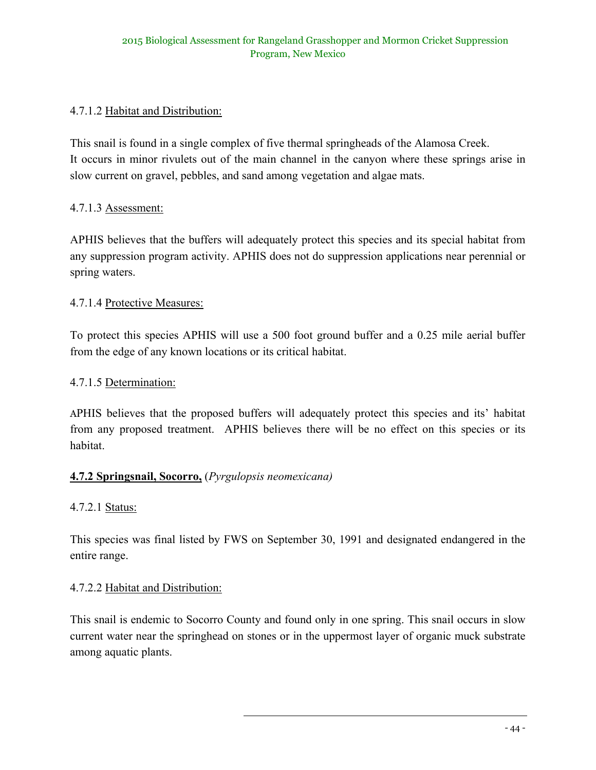4.7.1.2 Habitat and Distribution:

This snail is found in a single complex of five thermal springheads of the Alamosa Creek. It occurs in minor rivulets out of the main channel in the canyon where these springs arise in slow current on gravel, pebbles, and sand among vegetation and algae mats.

4.7.1.3 Assessment:

APHIS believes that the buffers will adequately protect this species and its special habitat from any suppression program activity. APHIS does not do suppression applications near perennial or spring waters.

4.7.1.4 Protective Measures:

To protect this species APHIS will use a 500 foot ground buffer and a 0.25 mile aerial buffer from the edge of any known locations or its critical habitat.

4.7.1.5 Determination:

APHIS believes that the proposed buffers will adequately protect this species and its' habitat from any proposed treatment. APHIS believes there will be no effect on this species or its habitat.

### 4.7.2 Springsnail, Socorro, (*Pyrgulopsis neomexicana)*

4.7.2.1 Status:

This species was final listed by FWS on September 30, 1991 and designated endangered in the entire range.

4.7.2.2 Habitat and Distribution:

This snail is endemic to Socorro County and found only in one spring. This snail occurs in slow current water near the springhead on stones or in the uppermost layer of organic muck substrate among aquatic plants.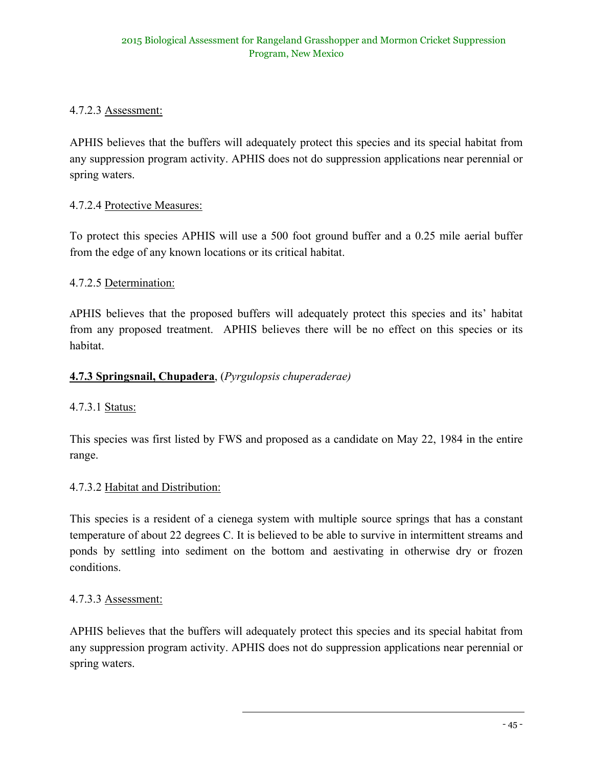4.7.2.3 Assessment:

APHIS believes that the buffers will adequately protect this species and its special habitat from any suppression program activity. APHIS does not do suppression applications near perennial or spring waters.

4.7.2.4 Protective Measures:

To protect this species APHIS will use a 500 foot ground buffer and a 0.25 mile aerial buffer from the edge of any known locations or its critical habitat.

4.7.2.5 Determination:

APHIS believes that the proposed buffers will adequately protect this species and its' habitat from any proposed treatment. APHIS believes there will be no effect on this species or its habitat.

### **4.7.3 Springsnail, Chupadera**, (*Pyrgulopsis chuperaderae)*

4.7.3.1 Status:

This species was first listed by FWS and proposed as a candidate on May 22, 1984 in the entire range.

4.7.3.2 Habitat and Distribution:

This species is a resident of a cienega system with multiple source springs that has a constant temperature of about 22 degrees C. It is believed to be able to survive in intermittent streams and ponds by settling into sediment on the bottom and aestivating in otherwise dry or frozen conditions.

4.7.3.3 Assessment:

APHIS believes that the buffers will adequately protect this species and its special habitat from any suppression program activity. APHIS does not do suppression applications near perennial or spring waters.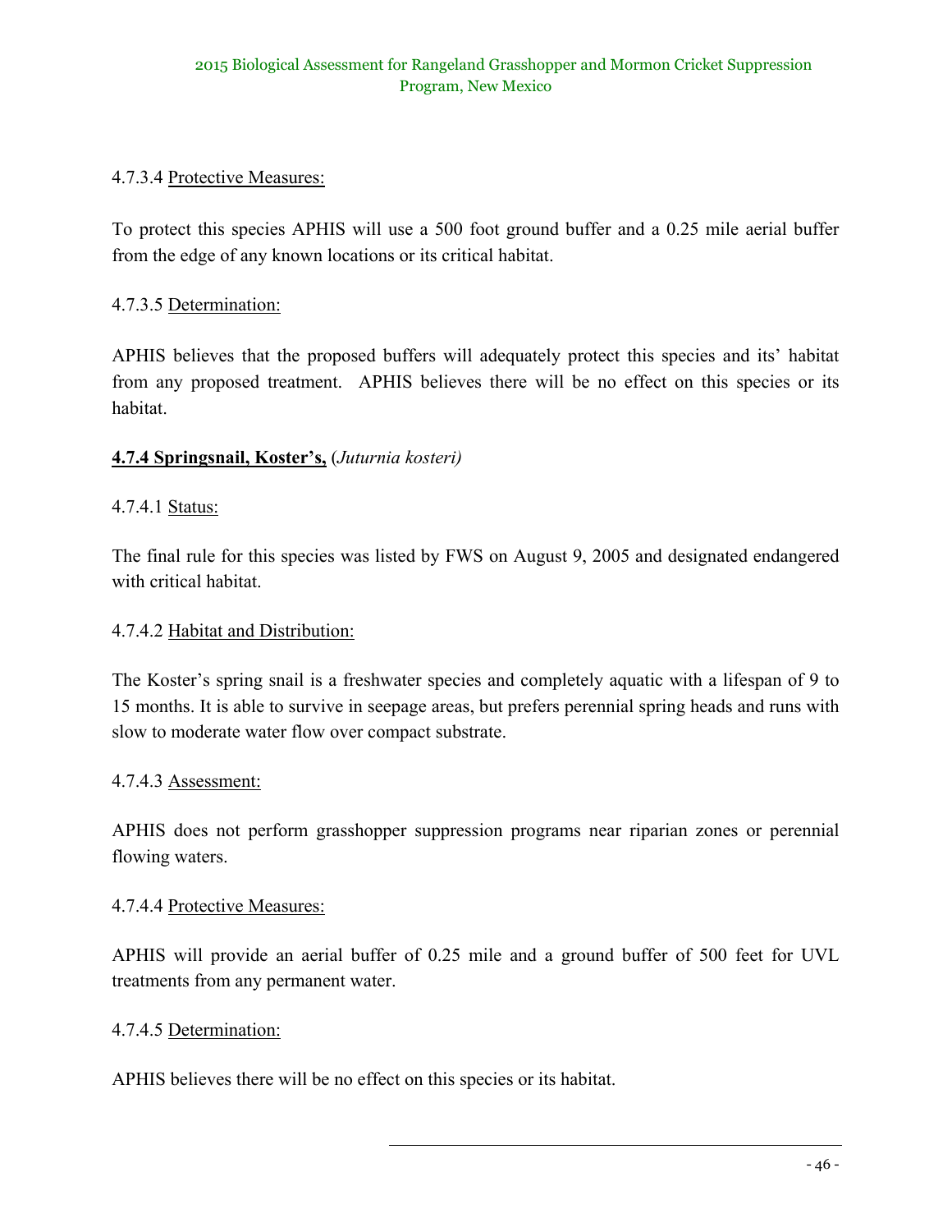4.7.3.4 Protective Measures:

To protect this species APHIS will use a 500 foot ground buffer and a 0.25 mile aerial buffer from the edge of any known locations or its critical habitat.

4.7.3.5 Determination:

APHIS believes that the proposed buffers will adequately protect this species and its' habitat from any proposed treatment. APHIS believes there will be no effect on this species or its habitat.

### **4.7.4 Springsnail, Koster's,** (*Juturnia kosteri)*

4.7.4.1 Status:

The final rule for this species was listed by FWS on August 9, 2005 and designated endangered with critical habitat.

4.7.4.2 Habitat and Distribution:

The Koster's spring snail is a freshwater species and completely aquatic with a lifespan of 9 to 15 months. It is able to survive in seepage areas, but prefers perennial spring heads and runs with slow to moderate water flow over compact substrate.

4.7.4.3 Assessment:

APHIS does not perform grasshopper suppression programs near riparian zones or perennial flowing waters.

4.7.4.4 Protective Measures:

APHIS will provide an aerial buffer of 0.25 mile and a ground buffer of 500 feet for UVL treatments from any permanent water.

4.7.4.5 Determination:

APHIS believes there will be no effect on this species or its habitat.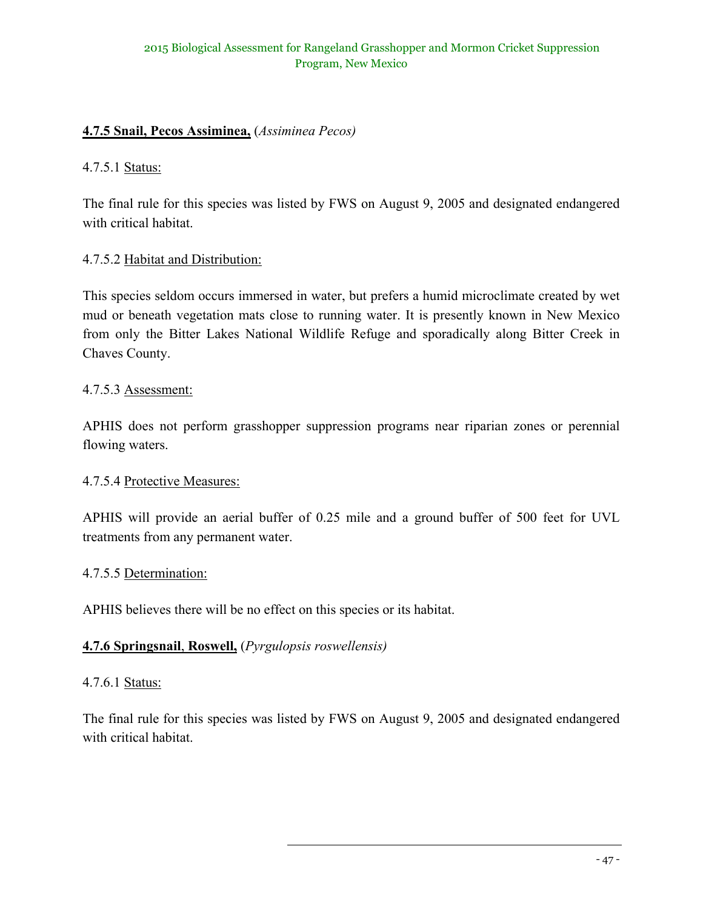**4.7.5 Snail, Pecos Assiminea,** (*Assiminea Pecos)*

4.7.5.1 Status:

The final rule for this species was listed by FWS on August 9, 2005 and designated endangered with critical habitat.

4.7.5.2 Habitat and Distribution:

This species seldom occurs immersed in water, but prefers a humid microclimate created by wet mud or beneath vegetation mats close to running water. It is presently known in New Mexico from only the Bitter Lakes National Wildlife Refuge and sporadically along Bitter Creek in Chaves County.

4.7.5.3 Assessment:

APHIS does not perform grasshopper suppression programs near riparian zones or perennial flowing waters.

4.7.5.4 Protective Measures:

APHIS will provide an aerial buffer of 0.25 mile and a ground buffer of 500 feet for UVL treatments from any permanent water.

4.7.5.5 Determination:

APHIS believes there will be no effect on this species or its habitat.

**4.7.6 Springsnail, Roswell,** (*Pyrgulopsis roswellensis)*

4.7.6.1 Status:

The final rule for this species was listed by FWS on August 9, 2005 and designated endangered with critical habitat.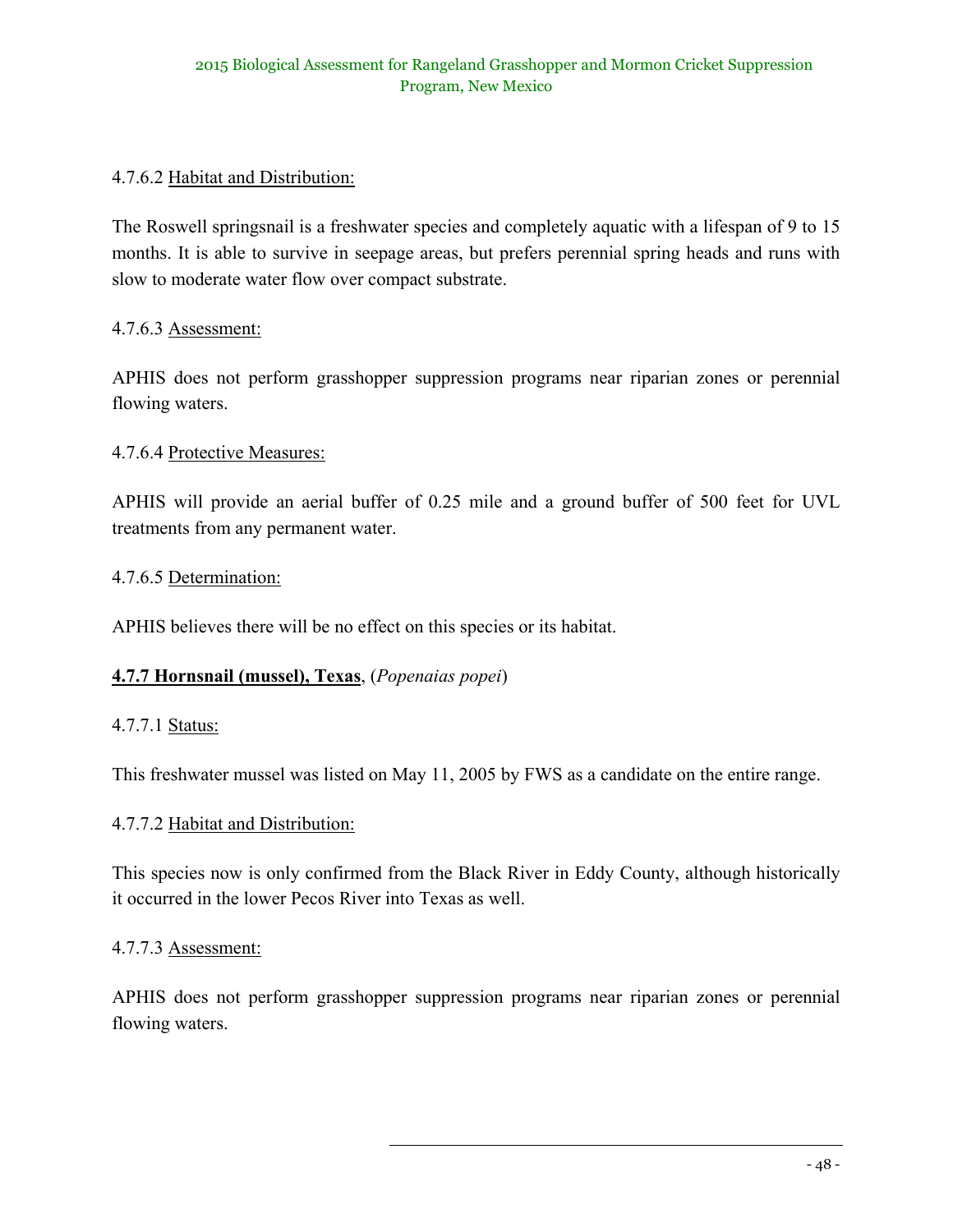4.7.6.2 Habitat and Distribution:

The Roswell springsnail is a freshwater species and completely aquatic with a lifespan of 9 to 15 months. It is able to survive in seepage areas, but prefers perennial spring heads and runs with slow to moderate water flow over compact substrate.

4.7.6.3 Assessment:

APHIS does not perform grasshopper suppression programs near riparian zones or perennial flowing waters.

4.7.6.4 Protective Measures:

APHIS will provide an aerial buffer of 0.25 mile and a ground buffer of 500 feet for UVL treatments from any permanent water.

4.7.6.5 Determination:

APHIS believes there will be no effect on this species or its habitat.

### **4.7.7 Hornsnail (mussel), Texas**, (*Popenaias popei*)

4.7.7.1 Status:

This freshwater mussel was listed on May 11, 2005 by FWS as a candidate on the entire range.

4.7.7.2 Habitat and Distribution:

This species now is only confirmed from the Black River in Eddy County, although historically it occurred in the lower Pecos River into Texas as well.

4.7.7.3 Assessment:

APHIS does not perform grasshopper suppression programs near riparian zones or perennial flowing waters.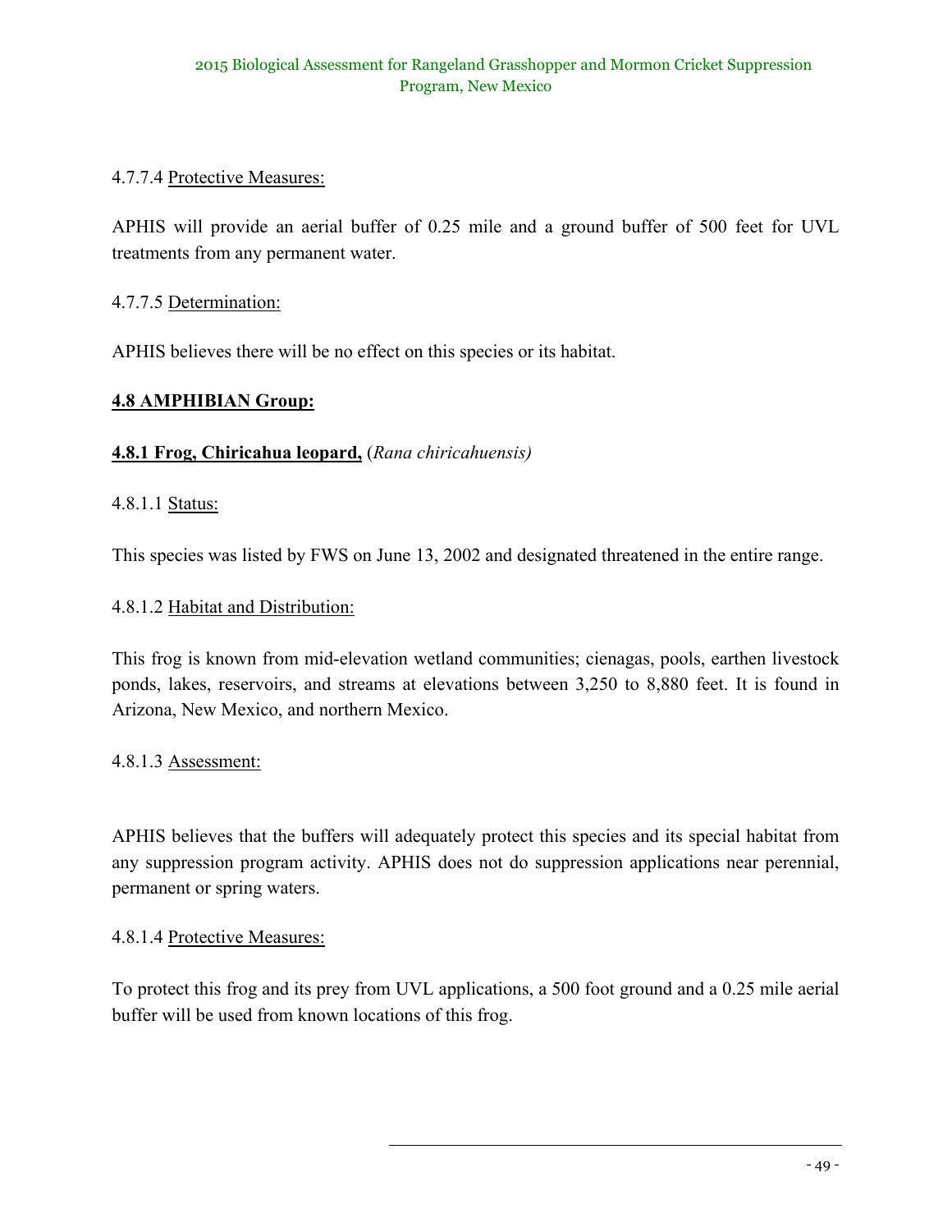4.7.7.4 Protective Measures:

APHIS will provide an aerial buffer of 0.25 mile and a ground buffer of 500 feet for UVL treatments from any permanent water.

4.7.7.5 Determination:

APHIS believes there will be no effect on this species or its habitat.

## 4.8 AMPHIBIAN Group:

### 4.8.1 Frog, Chiricahua leopard, (*Rana chiricahuensis)*

4.8.1.1 Status:

This species was listed by FWS on June 13, 2002 and designated threatened in the entire range.

4.8.1.2 Habitat and Distribution:

This frog is known from mid-elevation wetland communities; cienagas, pools, earthen livestock ponds, lakes, reservoirs, and streams at elevations between 3,250 to 8,880 feet. It is found in Arizona, New Mexico, and northern Mexico.

4.8.1.3 Assessment:

APHIS believes that the buffers will adequately protect this species and its special habitat from any suppression program activity. APHIS does not do suppression applications near perennial, permanent or spring waters.

4.8.1.4 Protective Measures:

To protect this frog and its prey from UVL applications, a 500 foot ground and a 0.25 mile aerial buffer will be used from known locations of this frog.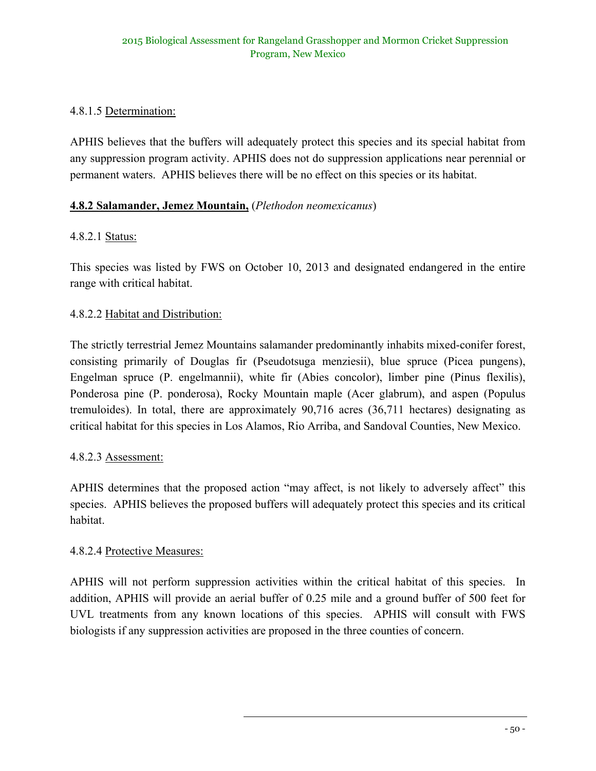4.8.1.5 Determination:

APHIS believes that the buffers will adequately protect this species and its special habitat from any suppression program activity. APHIS does not do suppression applications near perennial or permanent waters. APHIS believes there will be no effect on this species or its habitat.

**4.8.2 Salamander, Jemez Mountain,** (*Plethodon neomexicanus*)

4.8.2.1 Status:

This species was listed by FWS on October 10, 2013 and designated endangered in the entire range with critical habitat.

4.8.2.2 Habitat and Distribution:

The strictly terrestrial Jemez Mountains salamander predominantly inhabits mixed-conifer forest, consisting primarily of Douglas fir (Pseudotsuga menziesii), blue spruce (Picea pungens), Engelman spruce (P. engelmannii), white fir (Abies concolor), limber pine (Pinus flexilis), Ponderosa pine (P. ponderosa), Rocky Mountain maple (Acer glabrum), and aspen (Populus tremuloides). In total, there are approximately 90,716 acres (36,711 hectares) designating as critical habitat for this species in Los Alamos, Rio Arriba, and Sandoval Counties, New Mexico.

4.8.2.3 Assessment:

APHIS determines that the proposed action "may affect, is not likely to adversely affect" this species. APHIS believes the proposed buffers will adequately protect this species and its critical habitat.

4.8.2.4 Protective Measures:

APHIS will not perform suppression activities within the critical habitat of this species. In addition, APHIS will provide an aerial buffer of 0.25 mile and a ground buffer of 500 feet for UVL treatments from any known locations of this species. APHIS will consult with FWS biologists if any suppression activities are proposed in the three counties of concern.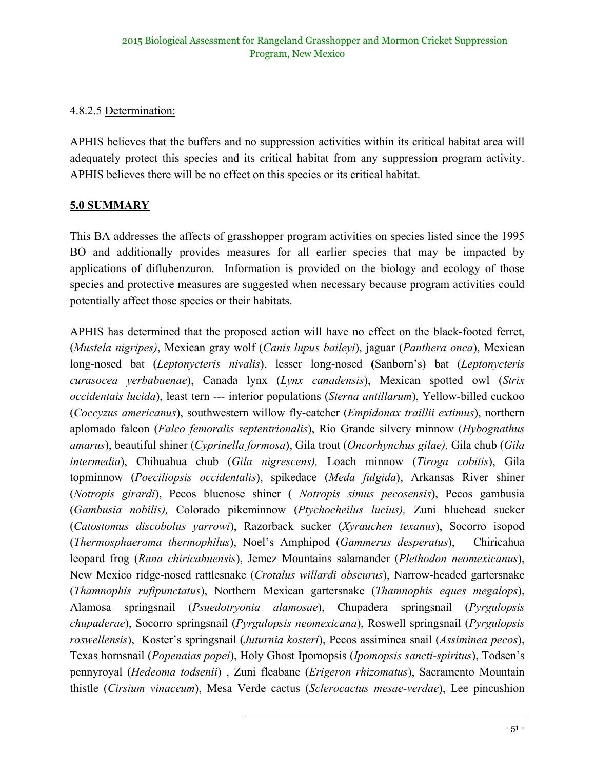4.8.2.5 Determination:

APHIS believes that the buffers and no suppression activities within its critical habitat area will adequately protect this species and its critical habitat from any suppression program activity. APHIS believes there will be no effect on this species or its critical habitat.

## **5.0 SUMMARY**

This BA addresses the affects of grasshopper program activities on species listed since the 1995 BO and additionally provides measures for all earlier species that may be impacted by applications of diflubenzuron. Information is provided on the biology and ecology of those species and protective measures are suggested when necessary because program activities could potentially affect those species or their habitats.

APHIS has determined that the proposed action will have no effect on the black-footed ferret, (*Mustela nigripes)*, Mexican gray wolf (*Canis lupus baileyi*), jaguar (*Panthera onca*), Mexican long-nosed bat (*Leptonycteris nivalis*), lesser long-nosed **(**Sanborn's) bat (*Leptonycteris curasocea yerbabuenae*), Canada lynx (*Lynx canadensis*), Mexican spotted owl (*Strix occidentais lucida*), least tern --- interior populations (*Sterna antillarum*), Yellow-billed cuckoo (*Coccyzus americanus*), southwestern willow fly-catcher (*Empidonax traillii extimus*), northern aplomado falcon (*Falco femoralis septentrionalis*), Rio Grande silvery minnow (*Hybognathus amarus*), beautiful shiner (*Cyprinella formosa*), Gila trout (*Oncorhynchus gilae),* Gila chub (*Gila intermedia*), Chihuahua chub (*Gila nigrescens),* Loach minnow (*Tiroga cobitis*), Gila topminnow (*Poeciliopsis occidentalis*), spikedace (*Meda fulgida*), Arkansas River shiner (*Notropis girardi*), Pecos bluenose shiner ( *Notropis simus pecosensis*), Pecos gambusia (*Gambusia nobilis),* Colorado pikeminnow (*Ptychocheilus lucius),* Zuni bluehead sucker (*Catostomus discobolus yarrowi*), Razorback sucker (*Xyrauchen texanus*), Socorro isopod (*Thermosphaeroma thermophilus*), Noel's Amphipod (*Gammerus desperatus*), Chiricahua leopard frog (*Rana chiricahuensis*), Jemez Mountains salamander (*Plethodon neomexicanus*), New Mexico ridge-nosed rattlesnake (*Crotalus willardi obscurus*), Narrow-headed gartersnake (*Thamnophis rufipunctatus*), Northern Mexican gartersnake (*Thamnophis eques megalops*), Alamosa springsnail (*Psuedotryonia alamosae*), Chupadera springsnail (*Pyrgulopsis chupaderae*), Socorro springsnail (*Pyrgulopsis neomexicana*), Roswell springsnail (*Pyrgulopsis roswellensis*), Koster's springsnail (*Juturnia kosteri*), Pecos assiminea snail (*Assiminea pecos*), Texas hornsnail (*Popenaias popei*), Holy Ghost Ipomopsis (*Ipomopsis sancti-spiritus*), Todsen's pennyroyal (*Hedeoma todsenii*) , Zuni fleabane (*Erigeron rhizomatus*), Sacramento Mountain thistle (*Cirsium vinaceum*), Mesa Verde cactus (*Sclerocactus mesae-verdae*), Lee pincushion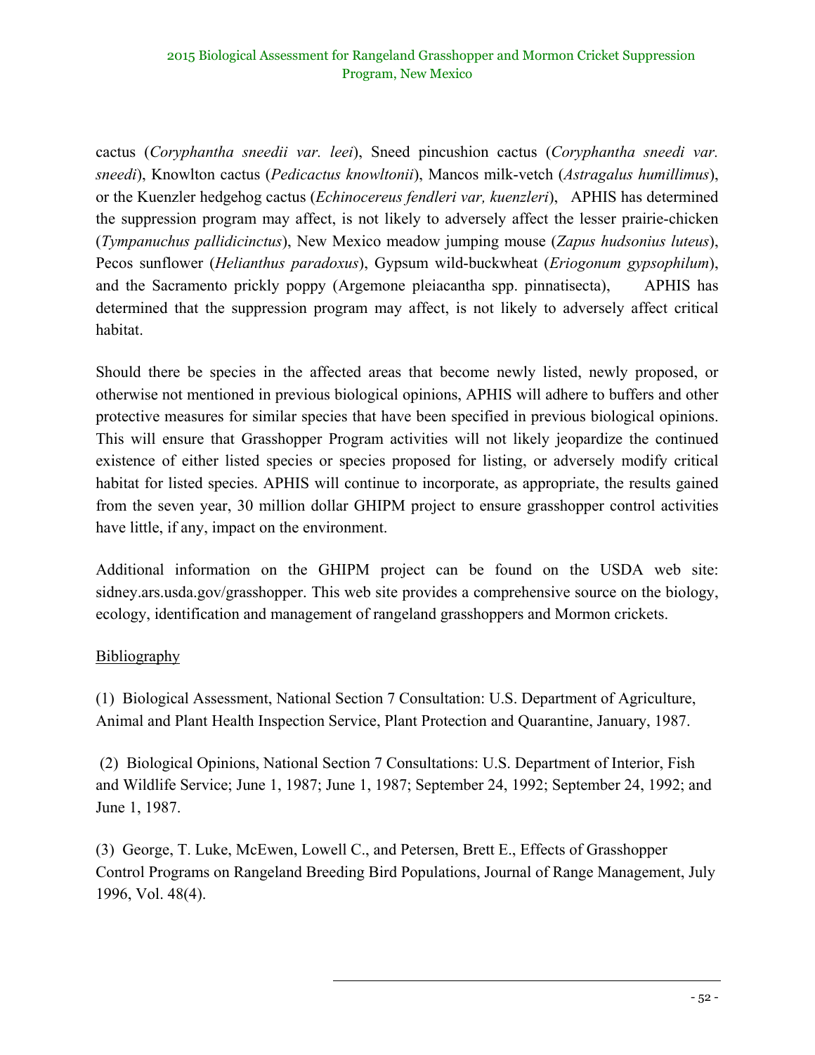cactus (*Coryphantha sneedii var. leei*), Sneed pincushion cactus (*Coryphantha sneedi var. sneedi*), Knowlton cactus (*Pedicactus knowltonii*), Mancos milk-vetch (*Astragalus humillimus*), or the Kuenzler hedgehog cactus (*Echinocereus fendleri var, kuenzleri*), APHIS has determined the suppression program may affect, is not likely to adversely affect the lesser prairie-chicken (*Tympanuchus pallidicinctus*), New Mexico meadow jumping mouse (*Zapus hudsonius luteus*), Pecos sunflower (*Helianthus paradoxus*), Gypsum wild-buckwheat (*Eriogonum gypsophilum*), and the Sacramento prickly poppy (Argemone pleiacantha spp. pinnatisecta), APHIS has determined that the suppression program may affect, is not likely to adversely affect critical habitat.

Should there be species in the affected areas that become newly listed, newly proposed, or otherwise not mentioned in previous biological opinions, APHIS will adhere to buffers and other protective measures for similar species that have been specified in previous biological opinions. This will ensure that Grasshopper Program activities will not likely jeopardize the continued existence of either listed species or species proposed for listing, or adversely modify critical habitat for listed species. APHIS will continue to incorporate, as appropriate, the results gained from the seven year, 30 million dollar GHIPM project to ensure grasshopper control activities have little, if any, impact on the environment.

Additional information on the GHIPM project can be found on the USDA web site: sidney.ars.usda.gov/grasshopper. This web site provides a comprehensive source on the biology, ecology, identification and management of rangeland grasshoppers and Mormon crickets.

Bibliography

(1) Biological Assessment, National Section 7 Consultation: U.S. Department of Agriculture, Animal and Plant Health Inspection Service, Plant Protection and Quarantine, January, 1987.

(2) Biological Opinions, National Section 7 Consultations: U.S. Department of Interior, Fish and Wildlife Service; June 1, 1987; June 1, 1987; September 24, 1992; September 24, 1992; and June 1, 1987.

(3) George, T. Luke, McEwen, Lowell C., and Petersen, Brett E., Effects of Grasshopper Control Programs on Rangeland Breeding Bird Populations, Journal of Range Management, July 1996, Vol. 48(4).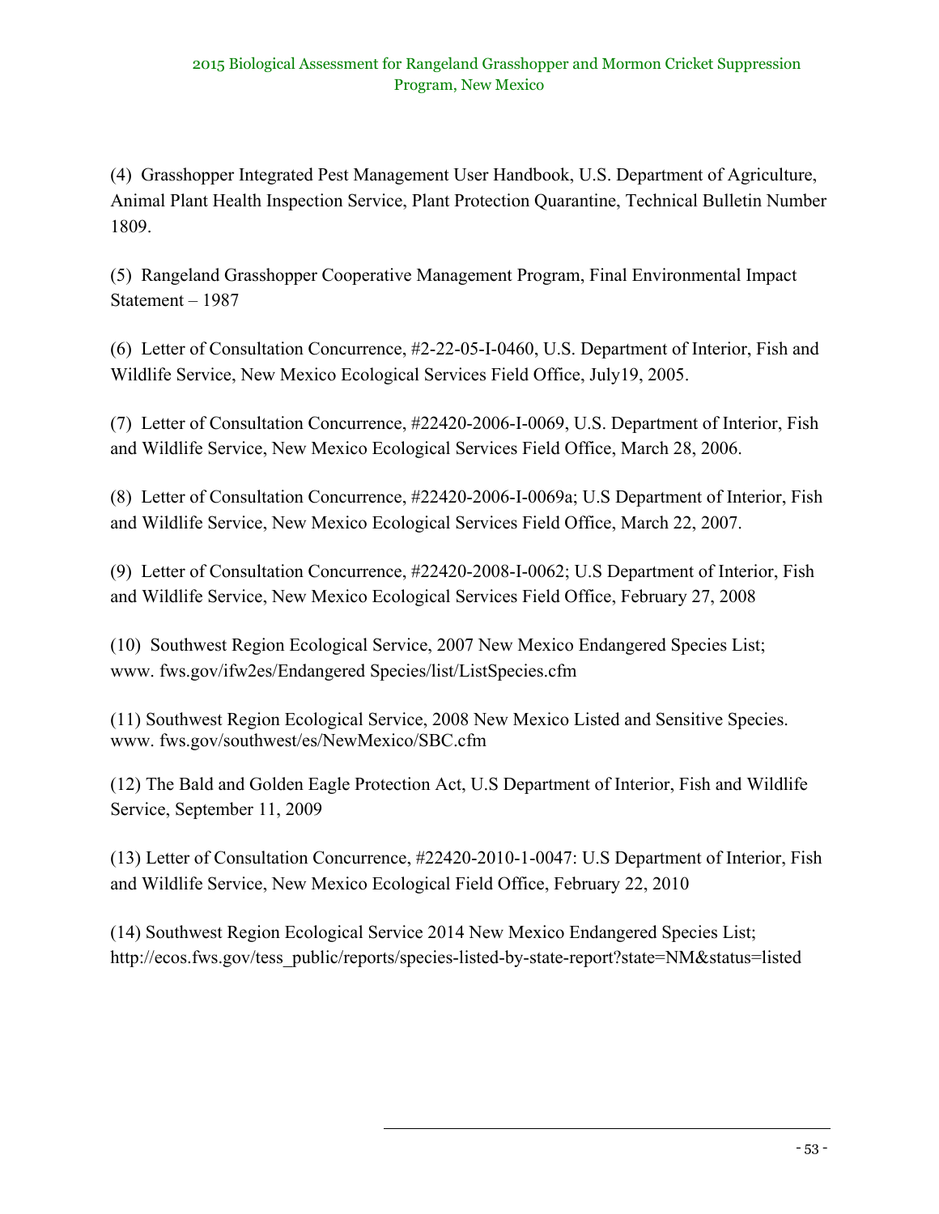(4) Grasshopper Integrated Pest Management User Handbook, U.S. Department of Agriculture, Animal Plant Health Inspection Service, Plant Protection Quarantine, Technical Bulletin Number 1809.

(5) Rangeland Grasshopper Cooperative Management Program, Final Environmental Impact Statement – 1987

(6) Letter of Consultation Concurrence, #2-22-05-I-0460, U.S. Department of Interior, Fish and Wildlife Service, New Mexico Ecological Services Field Office, July19, 2005.

(7) Letter of Consultation Concurrence, #22420-2006-I-0069, U.S. Department of Interior, Fish and Wildlife Service, New Mexico Ecological Services Field Office, March 28, 2006.

(8) Letter of Consultation Concurrence, #22420-2006-I-0069a; U.S Department of Interior, Fish and Wildlife Service, New Mexico Ecological Services Field Office, March 22, 2007.

(9) Letter of Consultation Concurrence, #22420-2008-I-0062; U.S Department of Interior, Fish and Wildlife Service, New Mexico Ecological Services Field Office, February 27, 2008

(10) Southwest Region Ecological Service, 2007 New Mexico Endangered Species List; www. fws.gov/ifw2es/Endangered Species/list/ListSpecies.cfm

(11) Southwest Region Ecological Service, 2008 New Mexico Listed and Sensitive Species. www. fws.gov/southwest/es/NewMexico/SBC.cfm

(12) The Bald and Golden Eagle Protection Act, U.S Department of Interior, Fish and Wildlife Service, September 11, 2009

(13) Letter of Consultation Concurrence, #22420-2010-1-0047: U.S Department of Interior, Fish and Wildlife Service, New Mexico Ecological Field Office, February 22, 2010

(14) Southwest Region Ecological Service 2014 New Mexico Endangered Species List; http://ecos.fws.gov/tess_public/reports/species-listed-by-state-report?state=NM&status=listed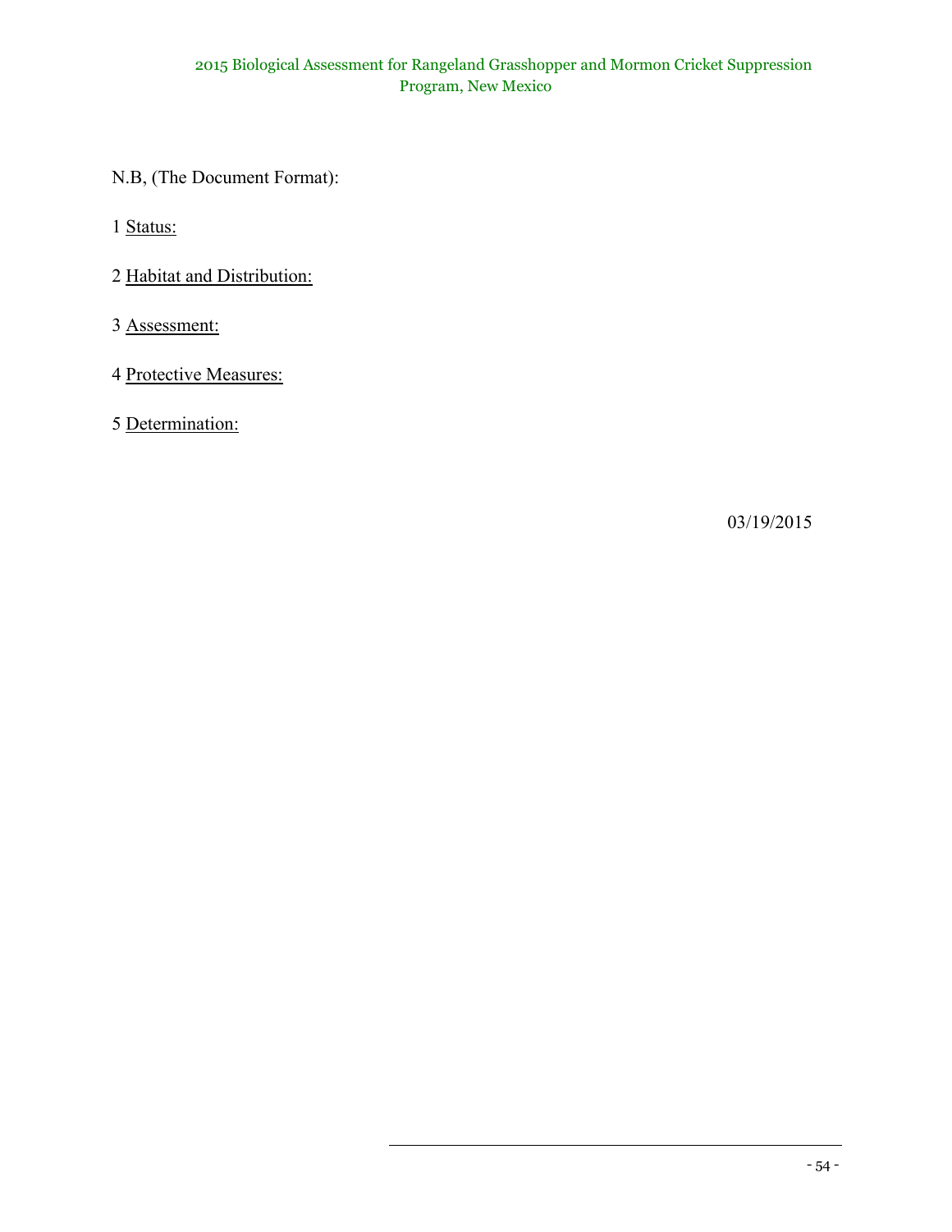N.B, (The Document Format):

1 <u>Status:</u>

2 <u>Habitat and Distribution:</u>

3 <u>Assessment:</u>

4 <u>Protective Measures:</u>

5 <u>Determination:</u>

03/19/2015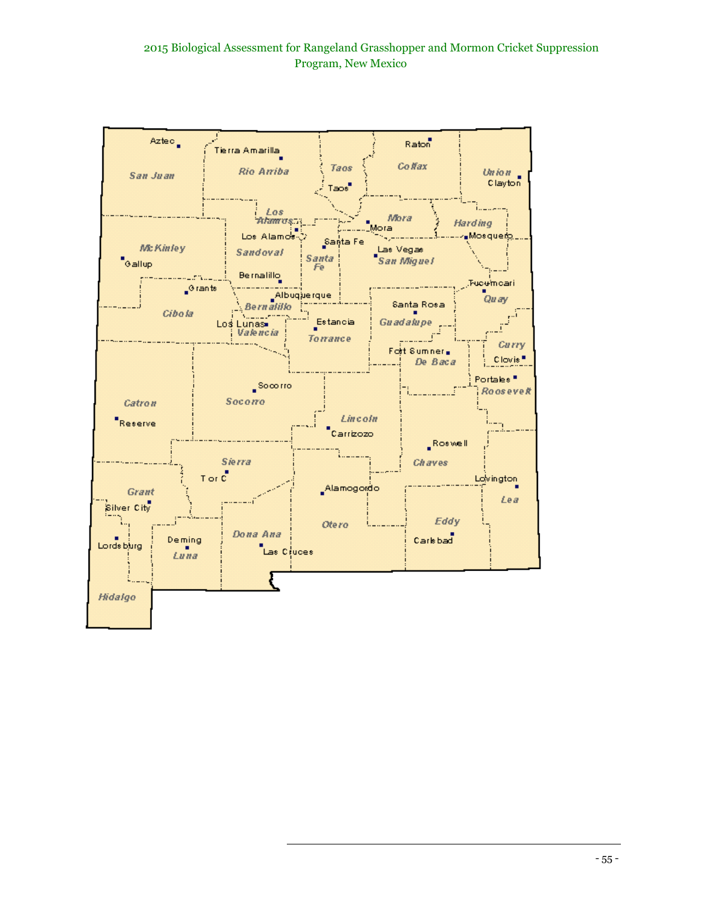Aztec

Tierra Amarilla

Raton

San Juan

Rio Arriba

Taos

Colfax

Union

Clayton

Taos

Los Alamos

Mora

Harding

Mora

Mosquero

McKinley

Los Alamos

Santa Fe

Las Vegas

Gallup

Sandoval

Santa Fe

San Miguel

Bernalillo

Tucumcari

Grants

Albuquerque

Quay

Bernalillo

Santa Rosa

Cibola

Estancia

Guadalupe

Los Lunas

Valencia

Torrance

Curry

Fort Sumner

De Baca

Clovis

Portales

Socorro

Roosevelt

Catron

Socorro

Lincoln

Reserve

Carrizozo

Roswell

Sierra

Chaves

T or C

Lovington

Grant

Alamogordo

Lea

Silver City

Eddy

Otero

Deming

Dona Ana

Carlsbad

Lordsburg

Luna

Las Cruces

Hidalgo